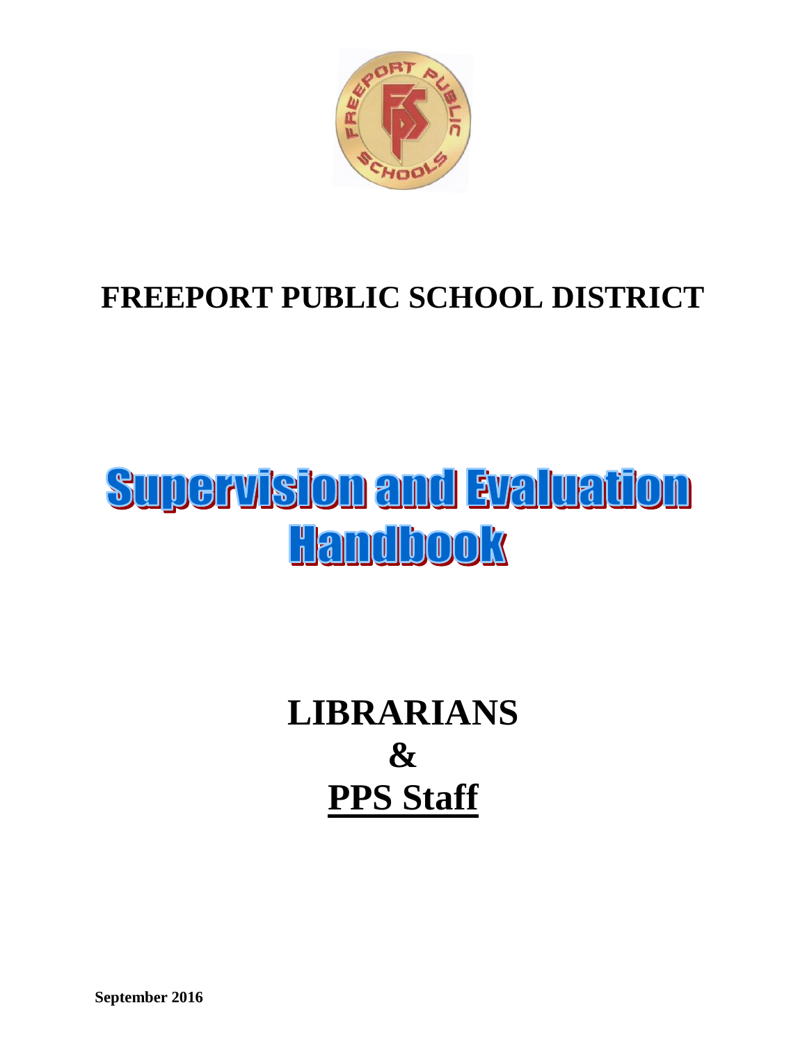# FREEPORT PUBLIC SCHOOL DISTRICT

# Supervision and Evaluation Handbook

# LIBRARIANS
# &
# PPS Staff

**September 2016**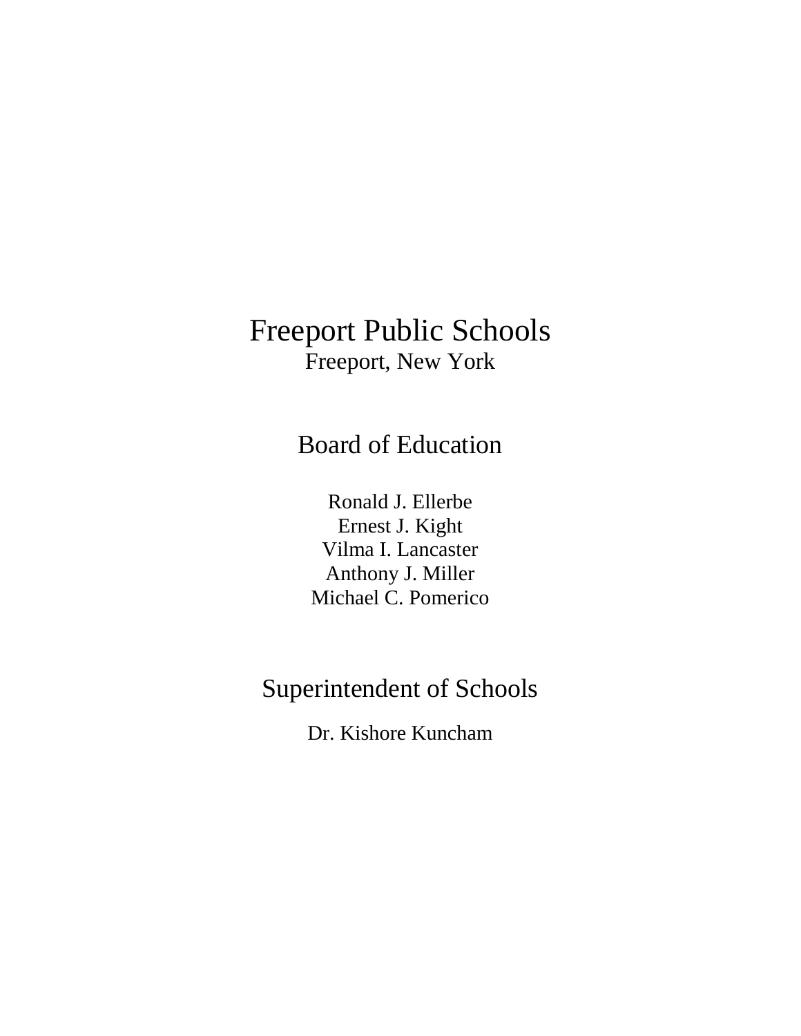# Freeport Public Schools

Freeport, New York

## Board of Education

Ronald J. Ellerbe
Ernest J. Kight
Vilma I. Lancaster
Anthony J. Miller
Michael C. Pomerico

## Superintendent of Schools

Dr. Kishore Kuncham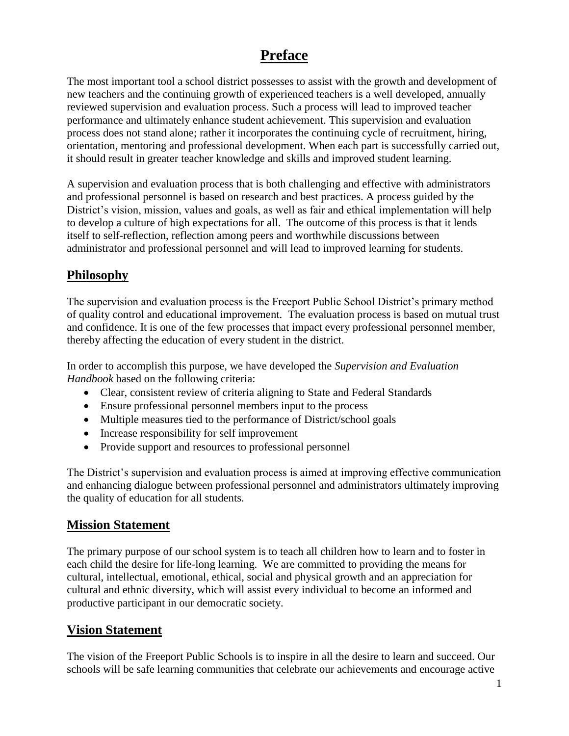# Preface

The most important tool a school district possesses to assist with the growth and development of new teachers and the continuing growth of experienced teachers is a well developed, annually reviewed supervision and evaluation process. Such a process will lead to improved teacher performance and ultimately enhance student achievement. This supervision and evaluation process does not stand alone; rather it incorporates the continuing cycle of recruitment, hiring, orientation, mentoring and professional development. When each part is successfully carried out, it should result in greater teacher knowledge and skills and improved student learning.

A supervision and evaluation process that is both challenging and effective with administrators and professional personnel is based on research and best practices. A process guided by the District's vision, mission, values and goals, as well as fair and ethical implementation will help to develop a culture of high expectations for all. The outcome of this process is that it lends itself to self-reflection, reflection among peers and worthwhile discussions between administrator and professional personnel and will lead to improved learning for students.

## Philosophy

The supervision and evaluation process is the Freeport Public School District's primary method of quality control and educational improvement. The evaluation process is based on mutual trust and confidence. It is one of the few processes that impact every professional personnel member, thereby affecting the education of every student in the district.

In order to accomplish this purpose, we have developed the *Supervision and Evaluation Handbook* based on the following criteria:

- Clear, consistent review of criteria aligning to State and Federal Standards
- Ensure professional personnel members input to the process
- Multiple measures tied to the performance of District/school goals
- Increase responsibility for self improvement
- Provide support and resources to professional personnel

The District's supervision and evaluation process is aimed at improving effective communication and enhancing dialogue between professional personnel and administrators ultimately improving the quality of education for all students.

## Mission Statement

The primary purpose of our school system is to teach all children how to learn and to foster in each child the desire for life-long learning. We are committed to providing the means for cultural, intellectual, emotional, ethical, social and physical growth and an appreciation for cultural and ethnic diversity, which will assist every individual to become an informed and productive participant in our democratic society.

## Vision Statement

The vision of the Freeport Public Schools is to inspire in all the desire to learn and succeed. Our schools will be safe learning communities that celebrate our achievements and encourage active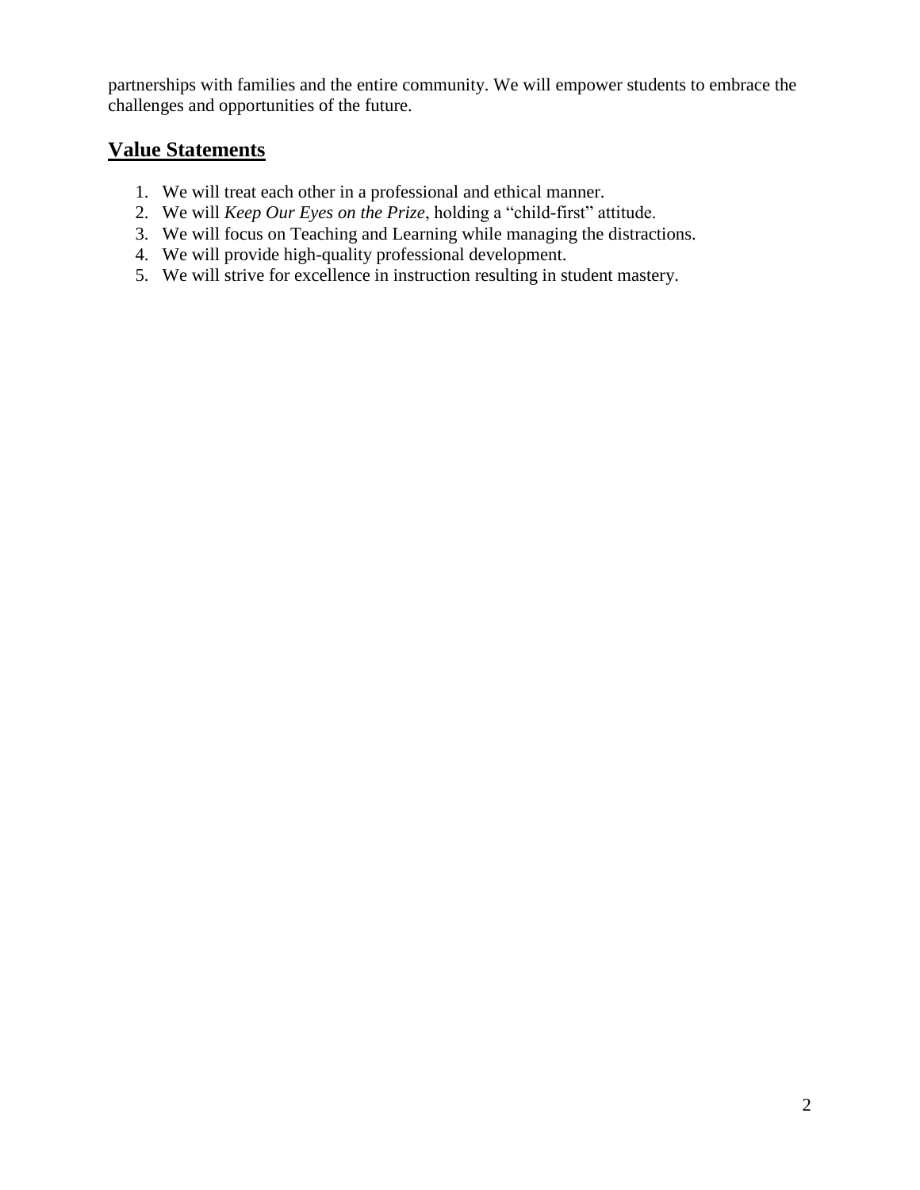partnerships with families and the entire community. We will empower students to embrace the challenges and opportunities of the future.

## Value Statements

1. We will treat each other in a professional and ethical manner.
2. We will *Keep Our Eyes on the Prize*, holding a "child-first" attitude.
3. We will focus on Teaching and Learning while managing the distractions.
4. We will provide high-quality professional development.
5. We will strive for excellence in instruction resulting in student mastery.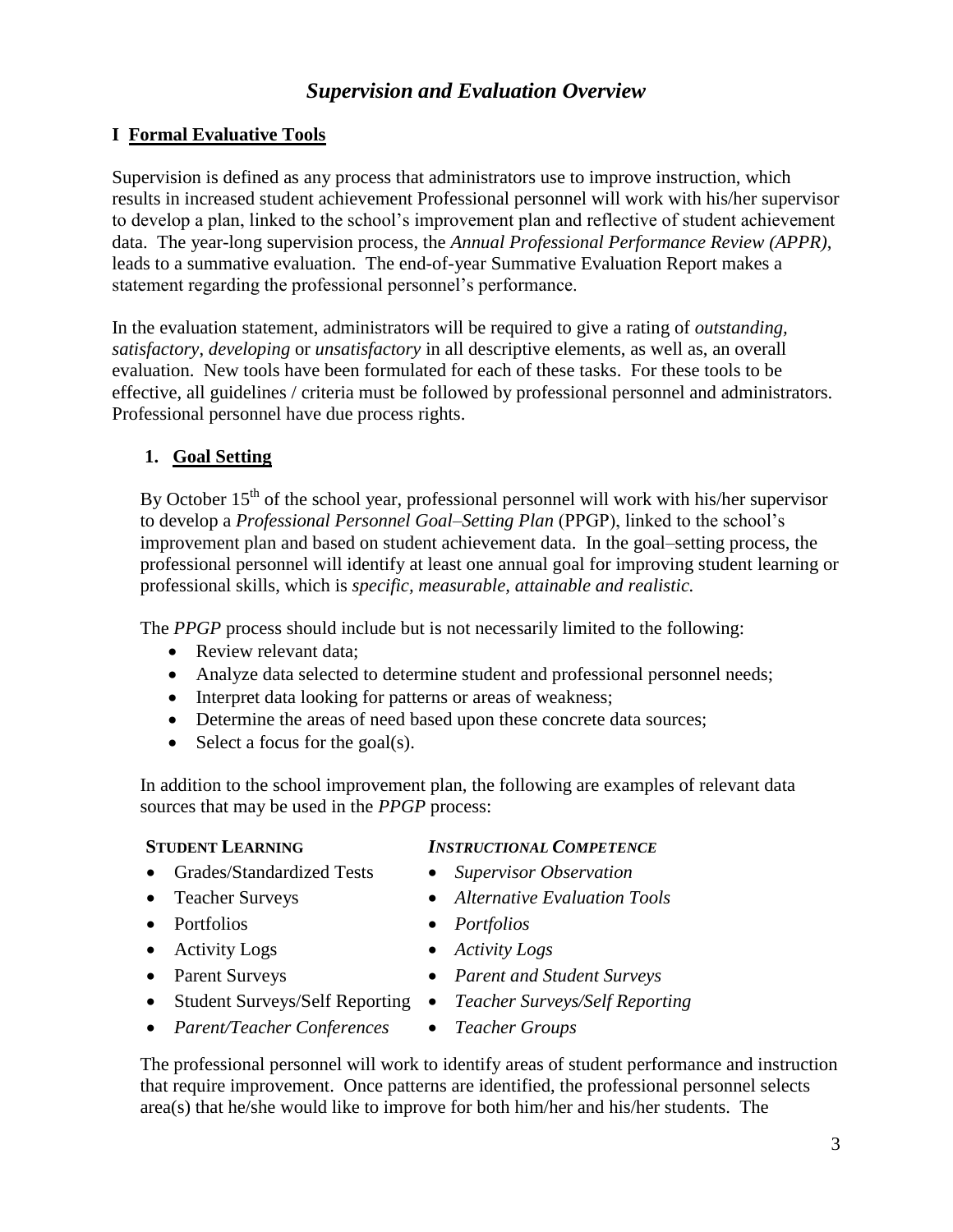# *Supervision and Evaluation Overview*

## I **Formal Evaluative Tools**

Supervision is defined as any process that administrators use to improve instruction, which results in increased student achievement Professional personnel will work with his/her supervisor to develop a plan, linked to the school's improvement plan and reflective of student achievement data. The year-long supervision process, the *Annual Professional Performance Review (APPR)*, leads to a summative evaluation. The end-of-year Summative Evaluation Report makes a statement regarding the professional personnel's performance.

In the evaluation statement, administrators will be required to give a rating of *outstanding*, *satisfactory*, *developing* or *unsatisfactory* in all descriptive elements, as well as, an overall evaluation. New tools have been formulated for each of these tasks. For these tools to be effective, all guidelines / criteria must be followed by professional personnel and administrators. Professional personnel have due process rights.

### 1. **Goal Setting**

By October 15th of the school year, professional personnel will work with his/her supervisor to develop a *Professional Personnel Goal–Setting Plan* (PPGP), linked to the school's improvement plan and based on student achievement data. In the goal–setting process, the professional personnel will identify at least one annual goal for improving student learning or professional skills, which is *specific, measurable, attainable and realistic.*

The *PPGP* process should include but is not necessarily limited to the following:

- Review relevant data;
- Analyze data selected to determine student and professional personnel needs;
- Interpret data looking for patterns or areas of weakness;
- Determine the areas of need based upon these concrete data sources;
- Select a focus for the goal(s).

In addition to the school improvement plan, the following are examples of relevant data sources that may be used in the *PPGP* process:

**STUDENT LEARNING**

- Grades/Standardized Tests
- Teacher Surveys
- Portfolios
- Activity Logs
- Parent Surveys
- Student Surveys/Self Reporting
- *Parent/Teacher Conferences*

***INSTRUCTIONAL COMPETENCE***

- *Supervisor Observation*
- *Alternative Evaluation Tools*
- *Portfolios*
- *Activity Logs*
- *Parent and Student Surveys*
- *Teacher Surveys/Self Reporting*
- *Teacher Groups*

The professional personnel will work to identify areas of student performance and instruction that require improvement. Once patterns are identified, the professional personnel selects area(s) that he/she would like to improve for both him/her and his/her students. The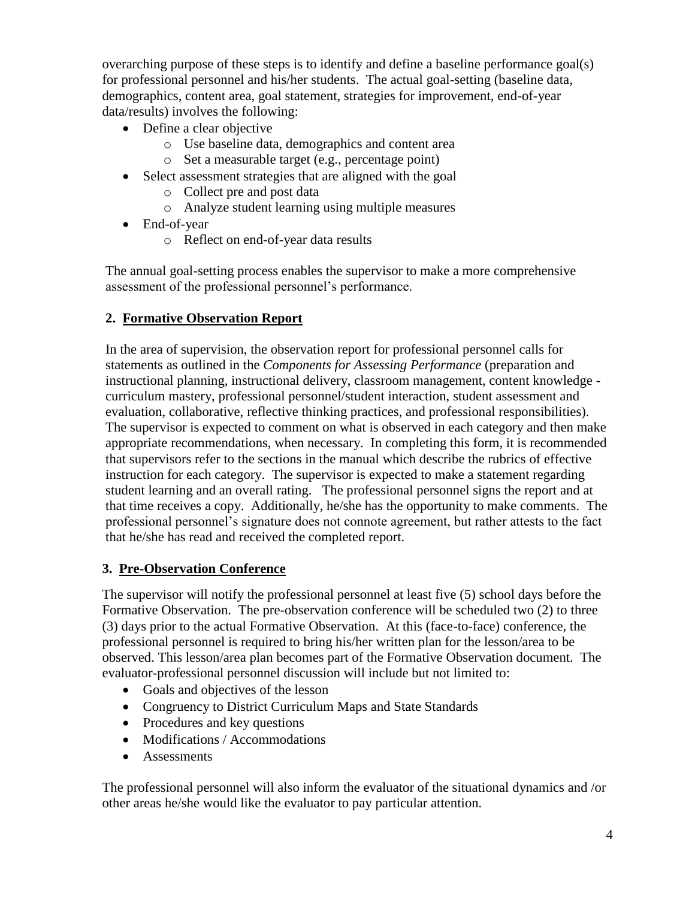overarching purpose of these steps is to identify and define a baseline performance goal(s) for professional personnel and his/her students. The actual goal-setting (baseline data, demographics, content area, goal statement, strategies for improvement, end-of-year data/results) involves the following:

- Define a clear objective
  - Use baseline data, demographics and content area
  - Set a measurable target (e.g., percentage point)
- Select assessment strategies that are aligned with the goal
  - Collect pre and post data
  - Analyze student learning using multiple measures
- End-of-year
  - Reflect on end-of-year data results

The annual goal-setting process enables the supervisor to make a more comprehensive assessment of the professional personnel's performance.

## 2. Formative Observation Report

In the area of supervision, the observation report for professional personnel calls for statements as outlined in the *Components for Assessing Performance* (preparation and instructional planning, instructional delivery, classroom management, content knowledge - curriculum mastery, professional personnel/student interaction, student assessment and evaluation, collaborative, reflective thinking practices, and professional responsibilities). The supervisor is expected to comment on what is observed in each category and then make appropriate recommendations, when necessary. In completing this form, it is recommended that supervisors refer to the sections in the manual which describe the rubrics of effective instruction for each category. The supervisor is expected to make a statement regarding student learning and an overall rating. The professional personnel signs the report and at that time receives a copy. Additionally, he/she has the opportunity to make comments. The professional personnel's signature does not connote agreement, but rather attests to the fact that he/she has read and received the completed report.

## 3. Pre-Observation Conference

The supervisor will notify the professional personnel at least five (5) school days before the Formative Observation. The pre-observation conference will be scheduled two (2) to three (3) days prior to the actual Formative Observation. At this (face-to-face) conference, the professional personnel is required to bring his/her written plan for the lesson/area to be observed. This lesson/area plan becomes part of the Formative Observation document. The evaluator-professional personnel discussion will include but not limited to:

- Goals and objectives of the lesson
- Congruency to District Curriculum Maps and State Standards
- Procedures and key questions
- Modifications / Accommodations
- Assessments

The professional personnel will also inform the evaluator of the situational dynamics and /or other areas he/she would like the evaluator to pay particular attention.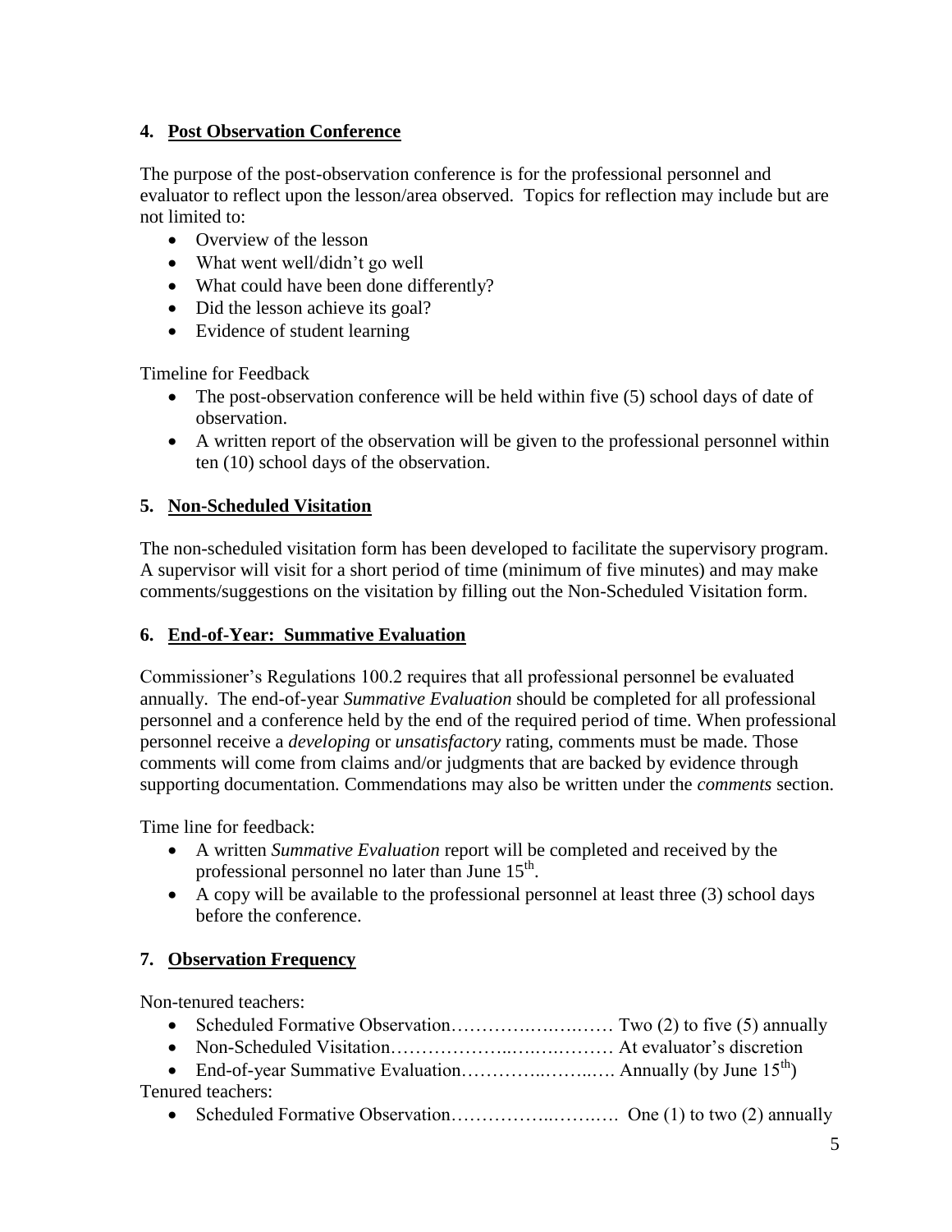### 4. Post Observation Conference

The purpose of the post-observation conference is for the professional personnel and evaluator to reflect upon the lesson/area observed. Topics for reflection may include but are not limited to:

- Overview of the lesson
- What went well/didn't go well
- What could have been done differently?
- Did the lesson achieve its goal?
- Evidence of student learning

Timeline for Feedback

- The post-observation conference will be held within five (5) school days of date of observation.
- A written report of the observation will be given to the professional personnel within ten (10) school days of the observation.

### 5. Non-Scheduled Visitation

The non-scheduled visitation form has been developed to facilitate the supervisory program. A supervisor will visit for a short period of time (minimum of five minutes) and may make comments/suggestions on the visitation by filling out the Non-Scheduled Visitation form.

### 6. End-of-Year: Summative Evaluation

Commissioner's Regulations 100.2 requires that all professional personnel be evaluated annually. The end-of-year *Summative Evaluation* should be completed for all professional personnel and a conference held by the end of the required period of time. When professional personnel receive a *developing* or *unsatisfactory* rating, comments must be made. Those comments will come from claims and/or judgments that are backed by evidence through supporting documentation. Commendations may also be written under the *comments* section.

Time line for feedback:

- A written *Summative Evaluation* report will be completed and received by the professional personnel no later than June 15th.
- A copy will be available to the professional personnel at least three (3) school days before the conference.

### 7. Observation Frequency

Non-tenured teachers:

- Scheduled Formative Observation………….….….…… Two (2) to five (5) annually
- Non-Scheduled Visitation………………..….….……… At evaluator's discretion
- End-of-year Summative Evaluation…………..……..…. Annually (by June 15th)

Tenured teachers:

- Scheduled Formative Observation……………..……..…. One (1) to two (2) annually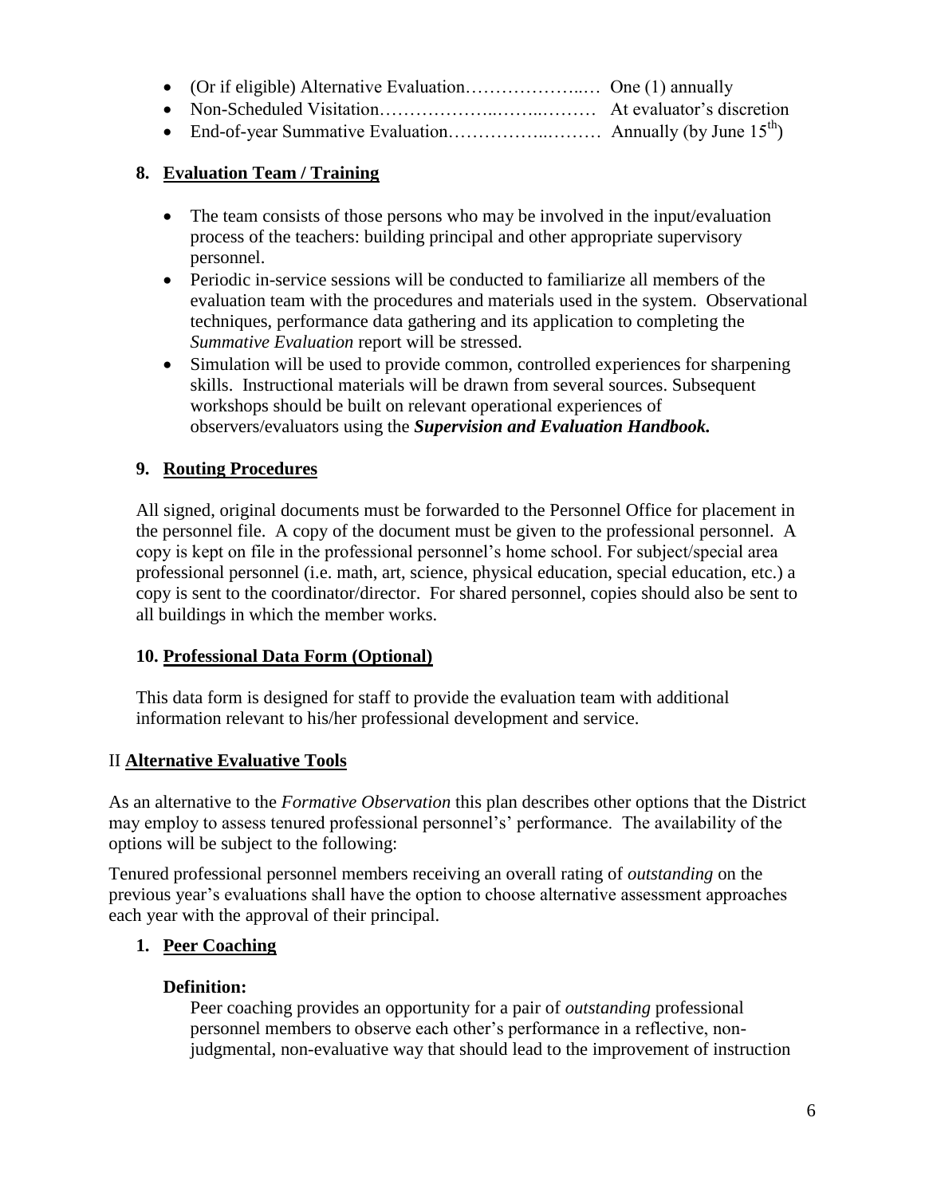- (Or if eligible) Alternative Evaluation………………..… One (1) annually
- Non-Scheduled Visitation………………..……..……… At evaluator's discretion
- End-of-year Summative Evaluation……………..……… Annually (by June 15th)

**8. Evaluation Team / Training**

- The team consists of those persons who may be involved in the input/evaluation process of the teachers: building principal and other appropriate supervisory personnel.
- Periodic in-service sessions will be conducted to familiarize all members of the evaluation team with the procedures and materials used in the system. Observational techniques, performance data gathering and its application to completing the *Summative Evaluation* report will be stressed.
- Simulation will be used to provide common, controlled experiences for sharpening skills. Instructional materials will be drawn from several sources. Subsequent workshops should be built on relevant operational experiences of observers/evaluators using the ***Supervision and Evaluation Handbook.***

**9. Routing Procedures**

All signed, original documents must be forwarded to the Personnel Office for placement in the personnel file. A copy of the document must be given to the professional personnel. A copy is kept on file in the professional personnel's home school. For subject/special area professional personnel (i.e. math, art, science, physical education, special education, etc.) a copy is sent to the coordinator/director. For shared personnel, copies should also be sent to all buildings in which the member works.

**10. Professional Data Form (Optional)**

This data form is designed for staff to provide the evaluation team with additional information relevant to his/her professional development and service.

## II **Alternative Evaluative Tools**

As an alternative to the *Formative Observation* this plan describes other options that the District may employ to assess tenured professional personnel's' performance. The availability of the options will be subject to the following:

Tenured professional personnel members receiving an overall rating of *outstanding* on the previous year's evaluations shall have the option to choose alternative assessment approaches each year with the approval of their principal.

**1. Peer Coaching**

**Definition:**

Peer coaching provides an opportunity for a pair of *outstanding* professional personnel members to observe each other's performance in a reflective, non-judgmental, non-evaluative way that should lead to the improvement of instruction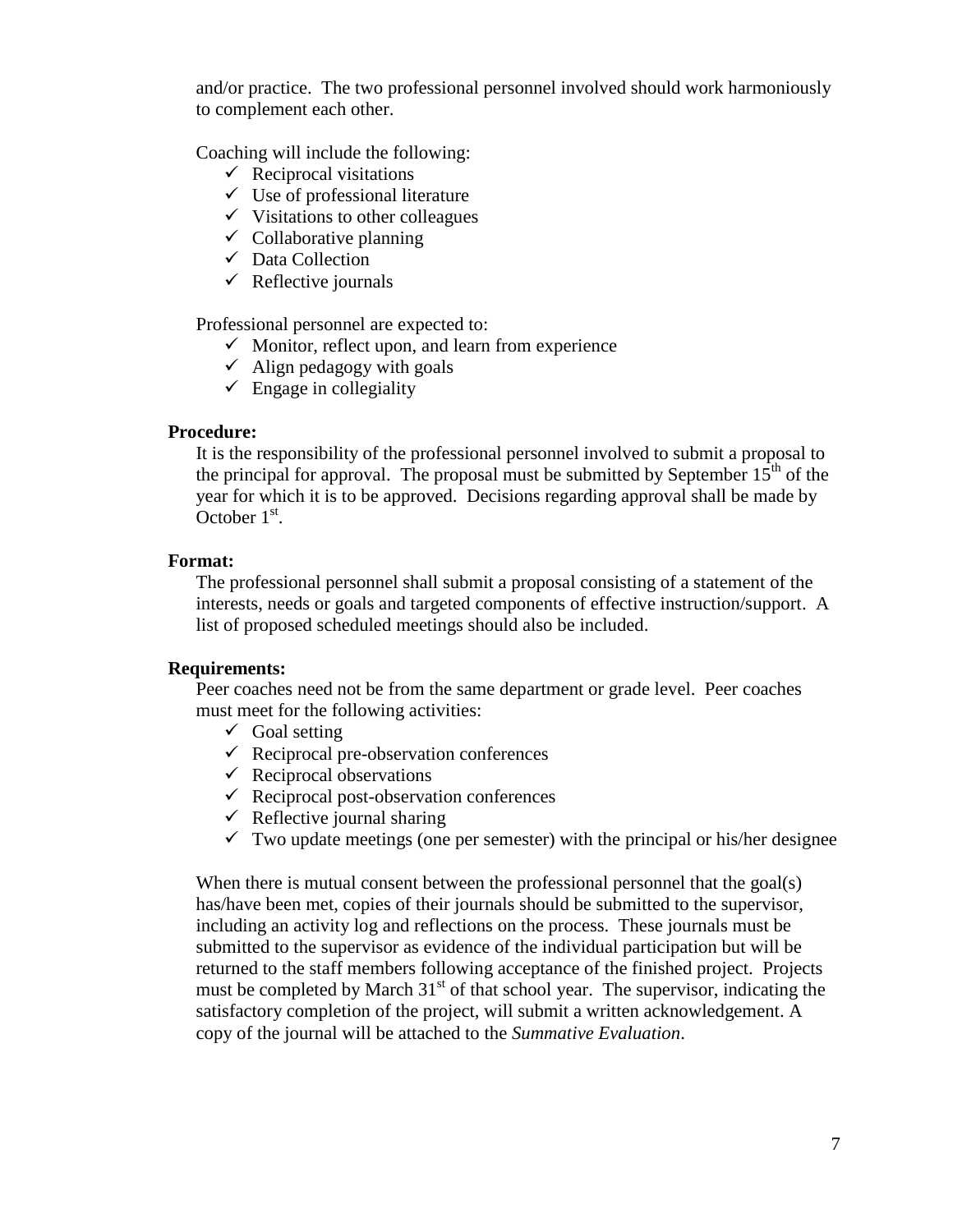and/or practice. The two professional personnel involved should work harmoniously to complement each other.

Coaching will include the following:

- ✓ Reciprocal visitations
- ✓ Use of professional literature
- ✓ Visitations to other colleagues
- ✓ Collaborative planning
- ✓ Data Collection
- ✓ Reflective journals

Professional personnel are expected to:

- ✓ Monitor, reflect upon, and learn from experience
- ✓ Align pedagogy with goals
- ✓ Engage in collegiality

**Procedure:**

It is the responsibility of the professional personnel involved to submit a proposal to the principal for approval. The proposal must be submitted by September 15th of the year for which it is to be approved. Decisions regarding approval shall be made by October 1st.

**Format:**

The professional personnel shall submit a proposal consisting of a statement of the interests, needs or goals and targeted components of effective instruction/support. A list of proposed scheduled meetings should also be included.

**Requirements:**

Peer coaches need not be from the same department or grade level. Peer coaches must meet for the following activities:

- ✓ Goal setting
- ✓ Reciprocal pre-observation conferences
- ✓ Reciprocal observations
- ✓ Reciprocal post-observation conferences
- ✓ Reflective journal sharing
- ✓ Two update meetings (one per semester) with the principal or his/her designee

When there is mutual consent between the professional personnel that the goal(s) has/have been met, copies of their journals should be submitted to the supervisor, including an activity log and reflections on the process. These journals must be submitted to the supervisor as evidence of the individual participation but will be returned to the staff members following acceptance of the finished project. Projects must be completed by March 31st of that school year. The supervisor, indicating the satisfactory completion of the project, will submit a written acknowledgement. A copy of the journal will be attached to the *Summative Evaluation*.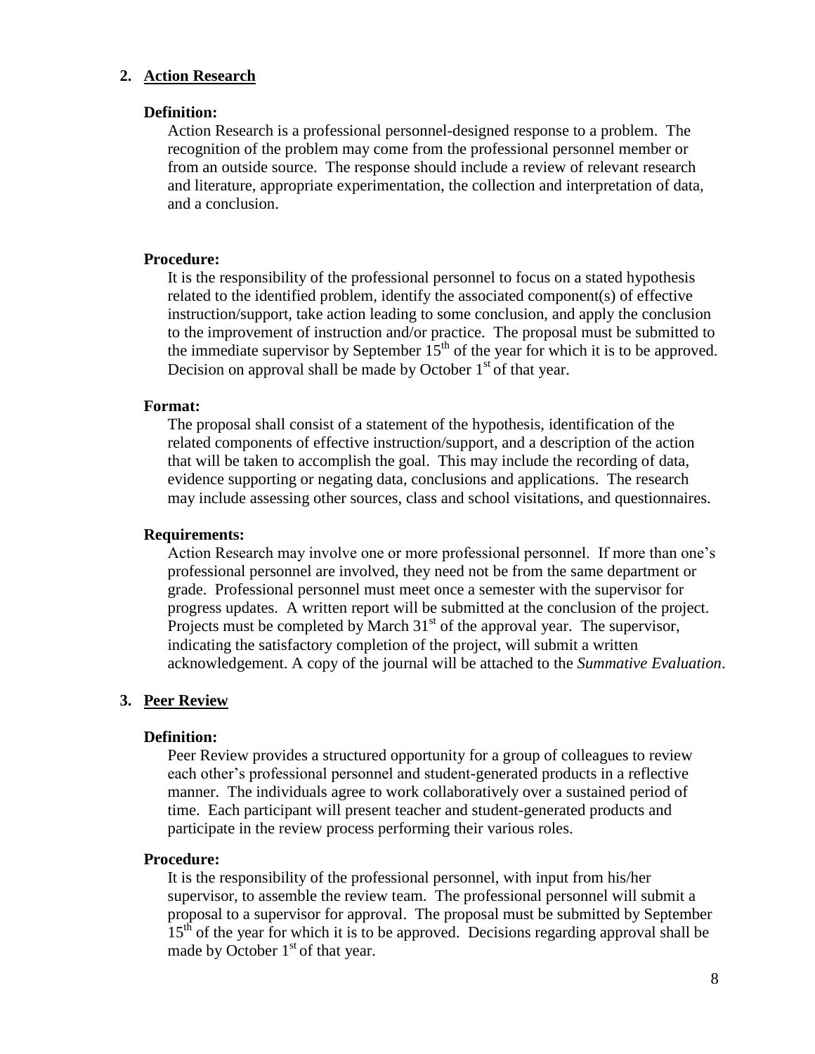## 2. Action Research

**Definition:**

Action Research is a professional personnel-designed response to a problem. The recognition of the problem may come from the professional personnel member or from an outside source. The response should include a review of relevant research and literature, appropriate experimentation, the collection and interpretation of data, and a conclusion.

**Procedure:**

It is the responsibility of the professional personnel to focus on a stated hypothesis related to the identified problem, identify the associated component(s) of effective instruction/support, take action leading to some conclusion, and apply the conclusion to the improvement of instruction and/or practice. The proposal must be submitted to the immediate supervisor by September 15th of the year for which it is to be approved. Decision on approval shall be made by October 1st of that year.

**Format:**

The proposal shall consist of a statement of the hypothesis, identification of the related components of effective instruction/support, and a description of the action that will be taken to accomplish the goal. This may include the recording of data, evidence supporting or negating data, conclusions and applications. The research may include assessing other sources, class and school visitations, and questionnaires.

**Requirements:**

Action Research may involve one or more professional personnel. If more than one's professional personnel are involved, they need not be from the same department or grade. Professional personnel must meet once a semester with the supervisor for progress updates. A written report will be submitted at the conclusion of the project. Projects must be completed by March 31st of the approval year. The supervisor, indicating the satisfactory completion of the project, will submit a written acknowledgement. A copy of the journal will be attached to the *Summative Evaluation*.

## 3. Peer Review

**Definition:**

Peer Review provides a structured opportunity for a group of colleagues to review each other's professional personnel and student-generated products in a reflective manner. The individuals agree to work collaboratively over a sustained period of time. Each participant will present teacher and student-generated products and participate in the review process performing their various roles.

**Procedure:**

It is the responsibility of the professional personnel, with input from his/her supervisor, to assemble the review team. The professional personnel will submit a proposal to a supervisor for approval. The proposal must be submitted by September 15th of the year for which it is to be approved. Decisions regarding approval shall be made by October 1st of that year.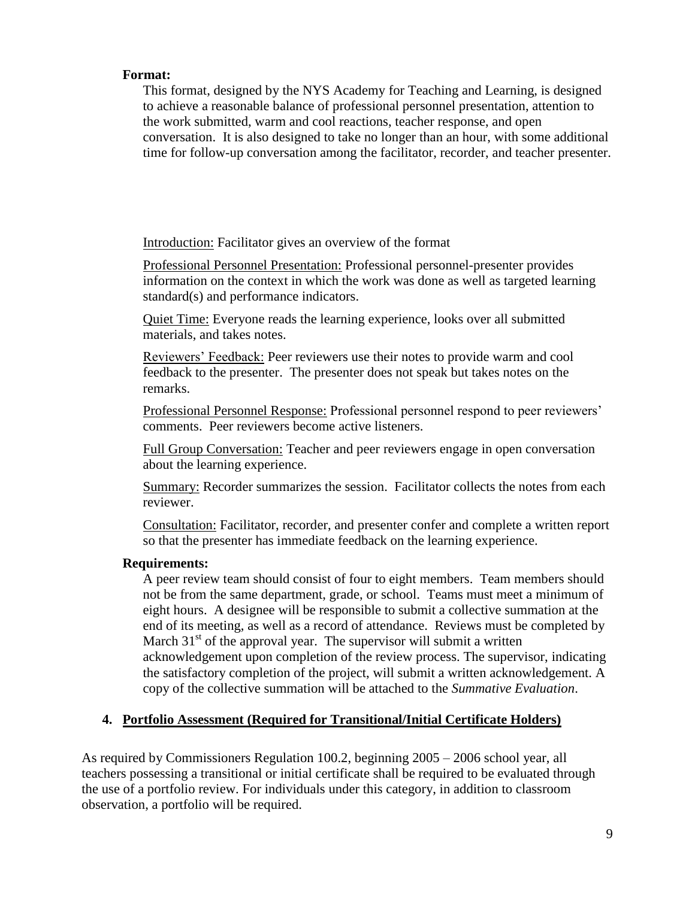**Format:**

This format, designed by the NYS Academy for Teaching and Learning, is designed to achieve a reasonable balance of professional personnel presentation, attention to the work submitted, warm and cool reactions, teacher response, and open conversation. It is also designed to take no longer than an hour, with some additional time for follow-up conversation among the facilitator, recorder, and teacher presenter.

Introduction: Facilitator gives an overview of the format

Professional Personnel Presentation: Professional personnel-presenter provides information on the context in which the work was done as well as targeted learning standard(s) and performance indicators.

Quiet Time: Everyone reads the learning experience, looks over all submitted materials, and takes notes.

Reviewers' Feedback: Peer reviewers use their notes to provide warm and cool feedback to the presenter. The presenter does not speak but takes notes on the remarks.

Professional Personnel Response: Professional personnel respond to peer reviewers' comments. Peer reviewers become active listeners.

Full Group Conversation: Teacher and peer reviewers engage in open conversation about the learning experience.

Summary: Recorder summarizes the session. Facilitator collects the notes from each reviewer.

Consultation: Facilitator, recorder, and presenter confer and complete a written report so that the presenter has immediate feedback on the learning experience.

**Requirements:**

A peer review team should consist of four to eight members. Team members should not be from the same department, grade, or school. Teams must meet a minimum of eight hours. A designee will be responsible to submit a collective summation at the end of its meeting, as well as a record of attendance. Reviews must be completed by March 31st of the approval year. The supervisor will submit a written acknowledgement upon completion of the review process. The supervisor, indicating the satisfactory completion of the project, will submit a written acknowledgement. A copy of the collective summation will be attached to the *Summative Evaluation*.

### 4. Portfolio Assessment (Required for Transitional/Initial Certificate Holders)

As required by Commissioners Regulation 100.2, beginning 2005 – 2006 school year, all teachers possessing a transitional or initial certificate shall be required to be evaluated through the use of a portfolio review. For individuals under this category, in addition to classroom observation, a portfolio will be required.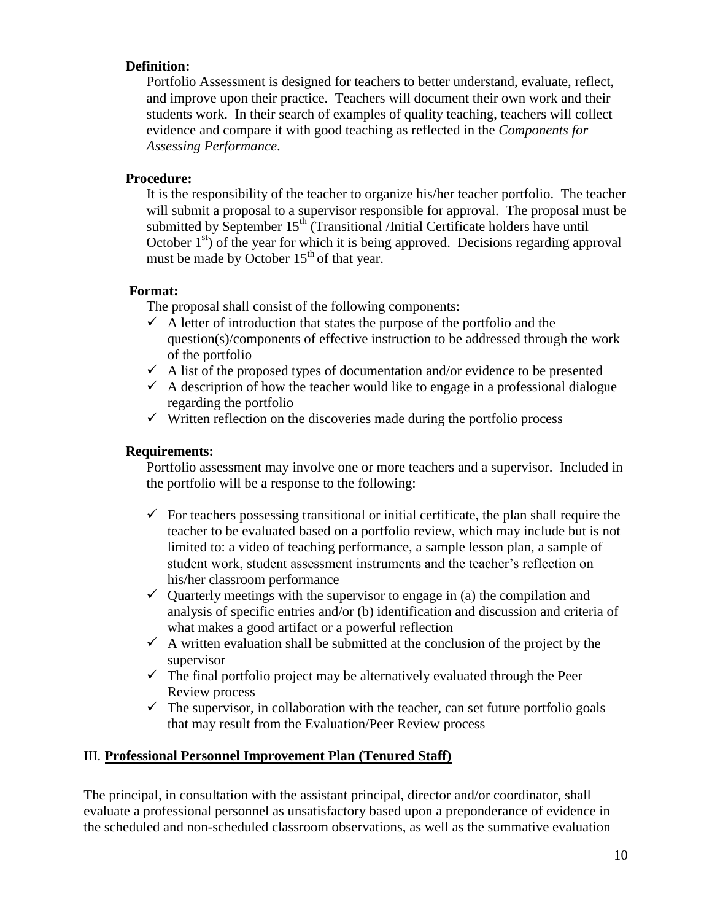**Definition:**

Portfolio Assessment is designed for teachers to better understand, evaluate, reflect, and improve upon their practice. Teachers will document their own work and their students work. In their search of examples of quality teaching, teachers will collect evidence and compare it with good teaching as reflected in the *Components for Assessing Performance*.

**Procedure:**

It is the responsibility of the teacher to organize his/her teacher portfolio. The teacher will submit a proposal to a supervisor responsible for approval. The proposal must be submitted by September 15th (Transitional /Initial Certificate holders have until October 1st) of the year for which it is being approved. Decisions regarding approval must be made by October 15th of that year.

**Format:**

The proposal shall consist of the following components:

- ✓ A letter of introduction that states the purpose of the portfolio and the question(s)/components of effective instruction to be addressed through the work of the portfolio
- ✓ A list of the proposed types of documentation and/or evidence to be presented
- ✓ A description of how the teacher would like to engage in a professional dialogue regarding the portfolio
- ✓ Written reflection on the discoveries made during the portfolio process

**Requirements:**

Portfolio assessment may involve one or more teachers and a supervisor. Included in the portfolio will be a response to the following:

- ✓ For teachers possessing transitional or initial certificate, the plan shall require the teacher to be evaluated based on a portfolio review, which may include but is not limited to: a video of teaching performance, a sample lesson plan, a sample of student work, student assessment instruments and the teacher's reflection on his/her classroom performance
- ✓ Quarterly meetings with the supervisor to engage in (a) the compilation and analysis of specific entries and/or (b) identification and discussion and criteria of what makes a good artifact or a powerful reflection
- ✓ A written evaluation shall be submitted at the conclusion of the project by the supervisor
- ✓ The final portfolio project may be alternatively evaluated through the Peer Review process
- ✓ The supervisor, in collaboration with the teacher, can set future portfolio goals that may result from the Evaluation/Peer Review process

## III. **Professional Personnel Improvement Plan (Tenured Staff)**

The principal, in consultation with the assistant principal, director and/or coordinator, shall evaluate a professional personnel as unsatisfactory based upon a preponderance of evidence in the scheduled and non-scheduled classroom observations, as well as the summative evaluation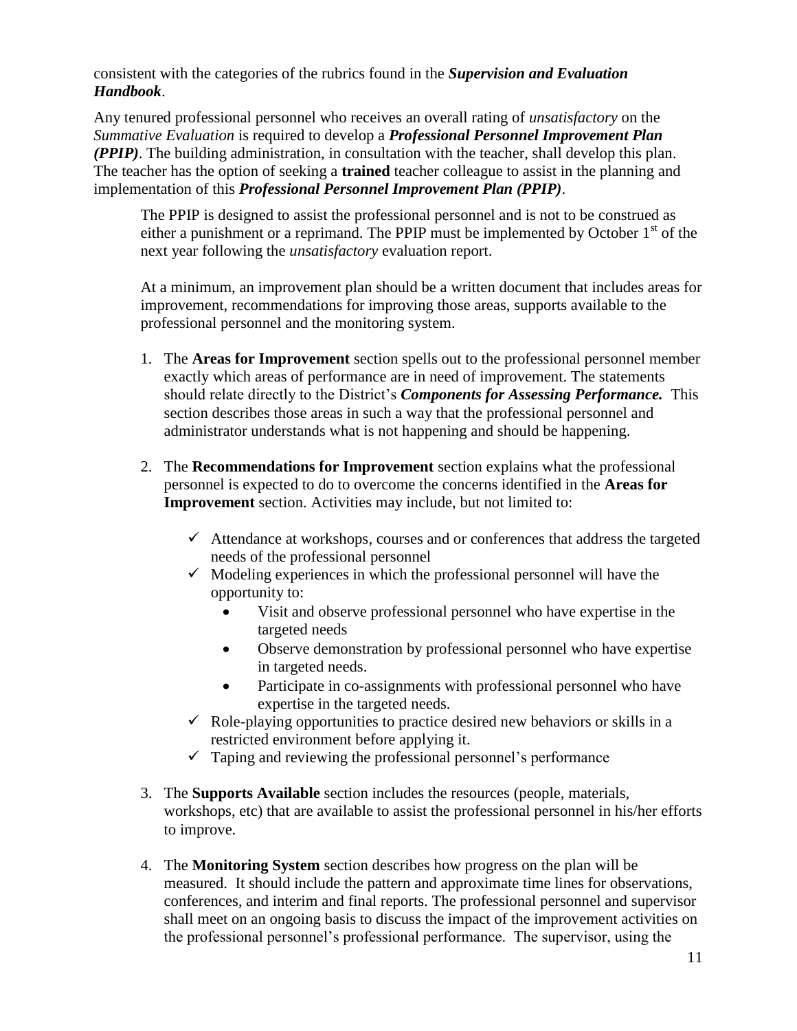consistent with the categories of the rubrics found in the ***Supervision and Evaluation Handbook***.

Any tenured professional personnel who receives an overall rating of *unsatisfactory* on the *Summative Evaluation* is required to develop a ***Professional Personnel Improvement Plan (PPIP)***. The building administration, in consultation with the teacher, shall develop this plan. The teacher has the option of seeking a **trained** teacher colleague to assist in the planning and implementation of this ***Professional Personnel Improvement Plan (PPIP)***.

The PPIP is designed to assist the professional personnel and is not to be construed as either a punishment or a reprimand. The PPIP must be implemented by October 1st of the next year following the *unsatisfactory* evaluation report.

At a minimum, an improvement plan should be a written document that includes areas for improvement, recommendations for improving those areas, supports available to the professional personnel and the monitoring system.

1. The **Areas for Improvement** section spells out to the professional personnel member exactly which areas of performance are in need of improvement. The statements should relate directly to the District's ***Components for Assessing Performance.*** This section describes those areas in such a way that the professional personnel and administrator understands what is not happening and should be happening.

2. The **Recommendations for Improvement** section explains what the professional personnel is expected to do to overcome the concerns identified in the **Areas for Improvement** section. Activities may include, but not limited to:

   - ✓ Attendance at workshops, courses and or conferences that address the targeted needs of the professional personnel
   - ✓ Modeling experiences in which the professional personnel will have the opportunity to:
     - Visit and observe professional personnel who have expertise in the targeted needs
     - Observe demonstration by professional personnel who have expertise in targeted needs.
     - Participate in co-assignments with professional personnel who have expertise in the targeted needs.
   - ✓ Role-playing opportunities to practice desired new behaviors or skills in a restricted environment before applying it.
   - ✓ Taping and reviewing the professional personnel's performance

3. The **Supports Available** section includes the resources (people, materials, workshops, etc) that are available to assist the professional personnel in his/her efforts to improve.

4. The **Monitoring System** section describes how progress on the plan will be measured. It should include the pattern and approximate time lines for observations, conferences, and interim and final reports. The professional personnel and supervisor shall meet on an ongoing basis to discuss the impact of the improvement activities on the professional personnel's professional performance. The supervisor, using the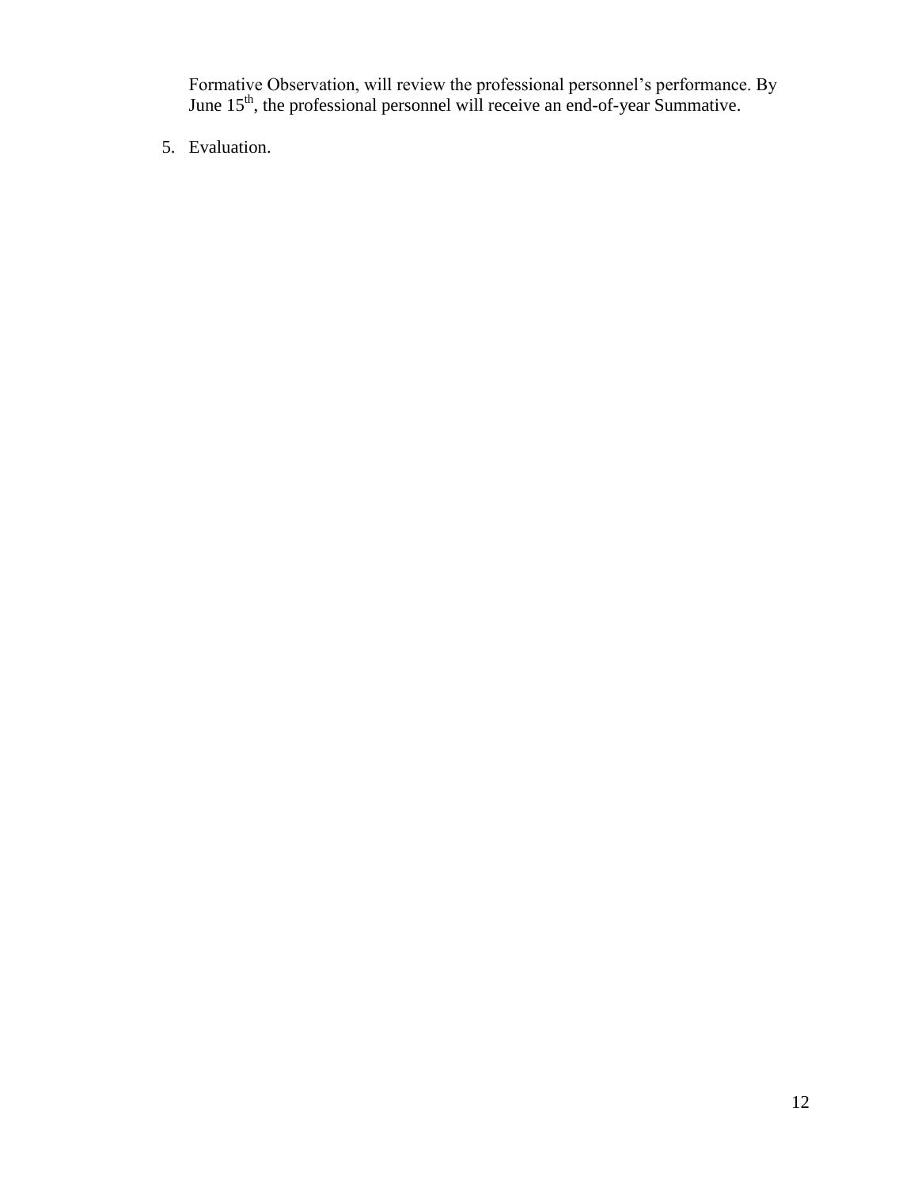Formative Observation, will review the professional personnel's performance. By June 15th, the professional personnel will receive an end-of-year Summative.

5. Evaluation.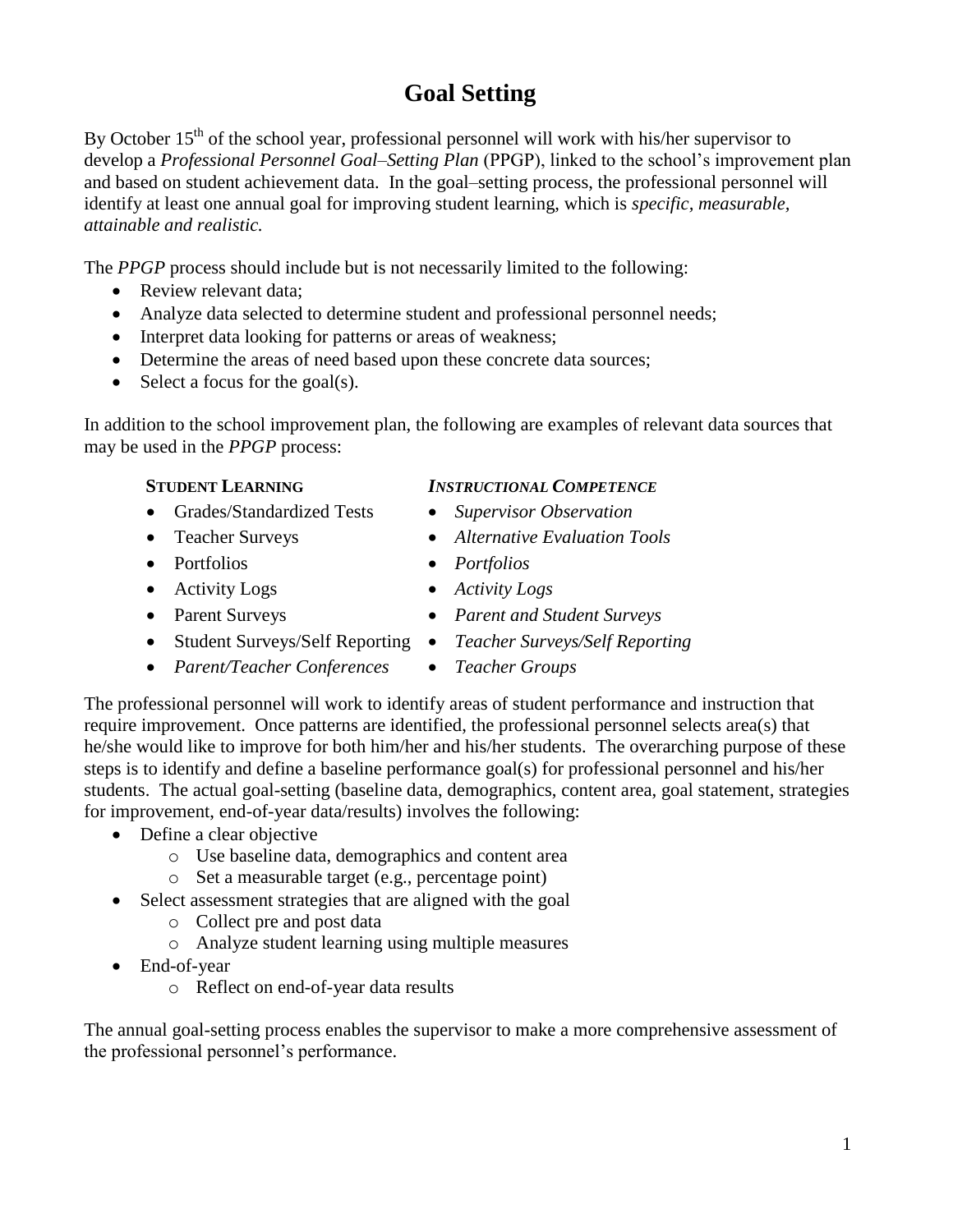# Goal Setting

By October 15th of the school year, professional personnel will work with his/her supervisor to develop a *Professional Personnel Goal–Setting Plan* (PPGP), linked to the school's improvement plan and based on student achievement data. In the goal–setting process, the professional personnel will identify at least one annual goal for improving student learning, which is *specific, measurable, attainable and realistic.*

The *PPGP* process should include but is not necessarily limited to the following:

- Review relevant data;
- Analyze data selected to determine student and professional personnel needs;
- Interpret data looking for patterns or areas of weakness;
- Determine the areas of need based upon these concrete data sources;
- Select a focus for the goal(s).

In addition to the school improvement plan, the following are examples of relevant data sources that may be used in the *PPGP* process:

**STUDENT LEARNING**

- Grades/Standardized Tests
- Teacher Surveys
- Portfolios
- Activity Logs
- Parent Surveys
- Student Surveys/Self Reporting
- *Parent/Teacher Conferences*

***INSTRUCTIONAL COMPETENCE***

- *Supervisor Observation*
- *Alternative Evaluation Tools*
- *Portfolios*
- *Activity Logs*
- *Parent and Student Surveys*
- *Teacher Surveys/Self Reporting*
- *Teacher Groups*

The professional personnel will work to identify areas of student performance and instruction that require improvement. Once patterns are identified, the professional personnel selects area(s) that he/she would like to improve for both him/her and his/her students. The overarching purpose of these steps is to identify and define a baseline performance goal(s) for professional personnel and his/her students. The actual goal-setting (baseline data, demographics, content area, goal statement, strategies for improvement, end-of-year data/results) involves the following:

- Define a clear objective
  - Use baseline data, demographics and content area
  - Set a measurable target (e.g., percentage point)
- Select assessment strategies that are aligned with the goal
  - Collect pre and post data
  - Analyze student learning using multiple measures
- End-of-year
  - Reflect on end-of-year data results

The annual goal-setting process enables the supervisor to make a more comprehensive assessment of the professional personnel's performance.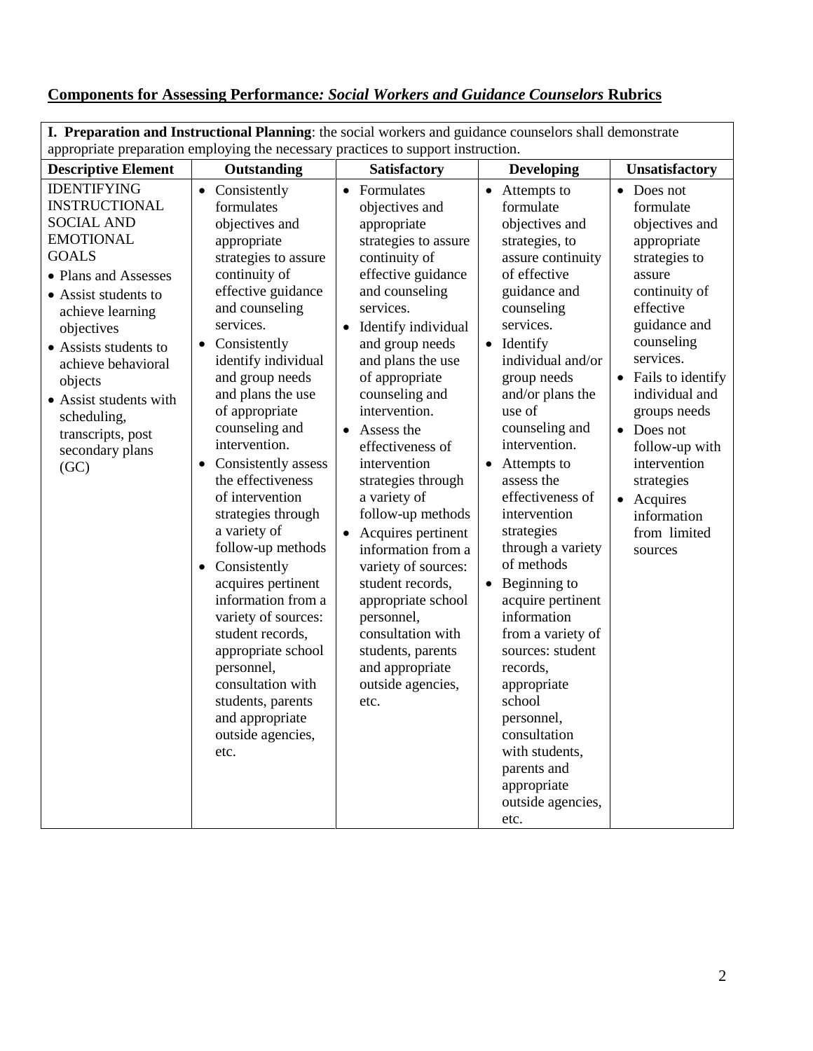## Components for Assessing Performance*: Social Workers and Guidance Counselors* Rubrics

| **I. Preparation and Instructional Planning**: the social workers and guidance counselors shall demonstrate appropriate preparation employing the necessary practices to support instruction. | | | | |
|---|---|---|---|---|
| **Descriptive Element** | **Outstanding** | **Satisfactory** | **Developing** | **Unsatisfactory** |
| IDENTIFYING INSTRUCTIONAL SOCIAL AND EMOTIONAL GOALS<br>• Plans and Assesses<br>• Assist students to achieve learning objectives<br>• Assists students to achieve behavioral objects<br>• Assist students with scheduling, transcripts, post secondary plans (GC) | • Consistently formulates objectives and appropriate strategies to assure continuity of effective guidance and counseling services.<br>• Consistently identify individual and group needs and plans the use of appropriate counseling and intervention.<br>• Consistently assess the effectiveness of intervention strategies through a variety of follow-up methods<br>• Consistently acquires pertinent information from a variety of sources: student records, appropriate school personnel, consultation with students, parents and appropriate outside agencies, etc. | • Formulates objectives and appropriate strategies to assure continuity of effective guidance and counseling services.<br>• Identify individual and group needs and plans the use of appropriate counseling and intervention.<br>• Assess the effectiveness of intervention strategies through a variety of follow-up methods<br>• Acquires pertinent information from a variety of sources: student records, appropriate school personnel, consultation with students, parents and appropriate outside agencies, etc. | • Attempts to formulate objectives and strategies, to assure continuity of effective guidance and counseling services.<br>• Identify individual and/or group needs and/or plans the use of counseling and intervention.<br>• Attempts to assess the effectiveness of intervention strategies through a variety of methods<br>• Beginning to acquire pertinent information from a variety of sources: student records, appropriate school personnel, consultation with students, parents and appropriate outside agencies, etc. | • Does not formulate objectives and appropriate strategies to assure continuity of effective guidance and counseling services.<br>• Fails to identify individual and groups needs<br>• Does not follow-up with intervention strategies<br>• Acquires information from limited sources |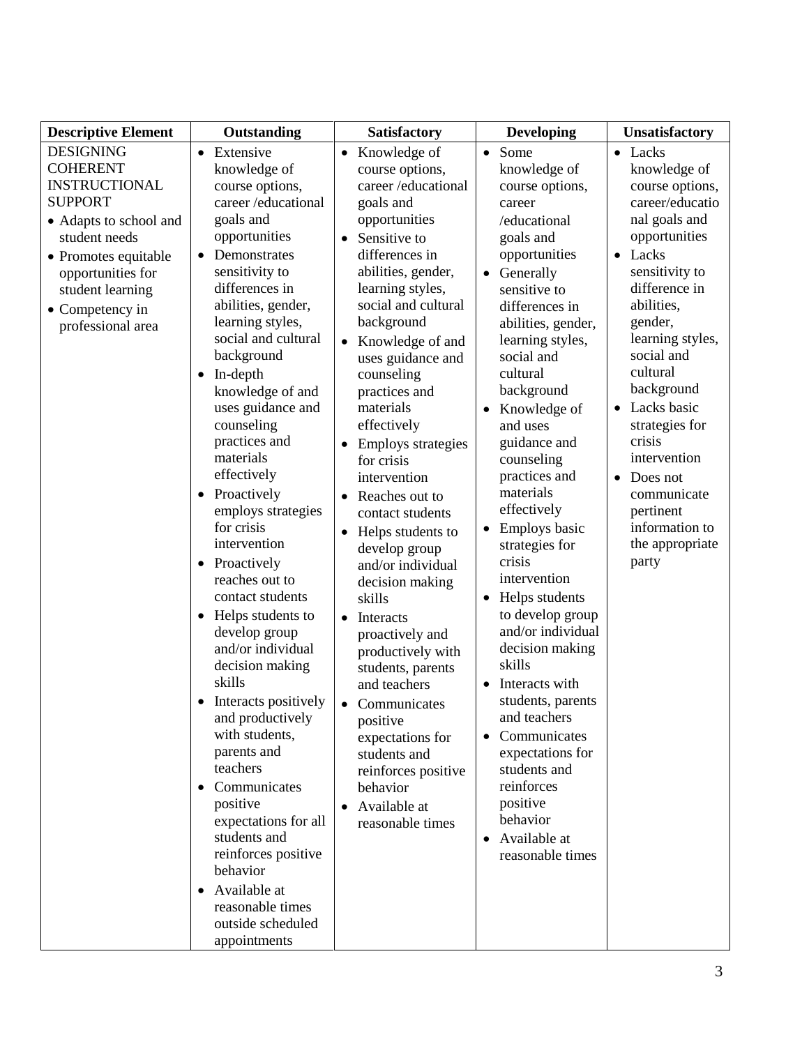| Descriptive Element | Outstanding | Satisfactory | Developing | Unsatisfactory |
|---|---|---|---|---|
| DESIGNING COHERENT INSTRUCTIONAL SUPPORT<br>• Adapts to school and student needs<br>• Promotes equitable opportunities for student learning<br>• Competency in professional area | • Extensive knowledge of course options, career /educational goals and opportunities<br>• Demonstrates sensitivity to differences in abilities, gender, learning styles, social and cultural background<br>• In-depth knowledge of and uses guidance and counseling practices and materials effectively<br>• Proactively employs strategies for crisis intervention<br>• Proactively reaches out to contact students<br>• Helps students to develop group and/or individual decision making skills<br>• Interacts positively and productively with students, parents and teachers<br>• Communicates positive expectations for all students and reinforces positive behavior<br>• Available at reasonable times outside scheduled appointments | • Knowledge of course options, career /educational goals and opportunities<br>• Sensitive to differences in abilities, gender, learning styles, social and cultural background<br>• Knowledge of and uses guidance and counseling practices and materials effectively<br>• Employs strategies for crisis intervention<br>• Reaches out to contact students<br>• Helps students to develop group and/or individual decision making skills<br>• Interacts proactively and productively with students, parents and teachers<br>• Communicates positive expectations for students and reinforces positive behavior<br>• Available at reasonable times | • Some knowledge of course options, career /educational goals and opportunities<br>• Generally sensitive to differences in abilities, gender, learning styles, social and cultural background<br>• Knowledge of and uses guidance and counseling practices and materials effectively<br>• Employs basic strategies for crisis intervention<br>• Helps students to develop group and/or individual decision making skills<br>• Interacts with students, parents and teachers<br>• Communicates expectations for students and reinforces positive behavior<br>• Available at reasonable times | • Lacks knowledge of course options, career/educational goals and opportunities<br>• Lacks sensitivity to difference in abilities, gender, learning styles, social and cultural background<br>• Lacks basic strategies for crisis intervention<br>• Does not communicate pertinent information to the appropriate party |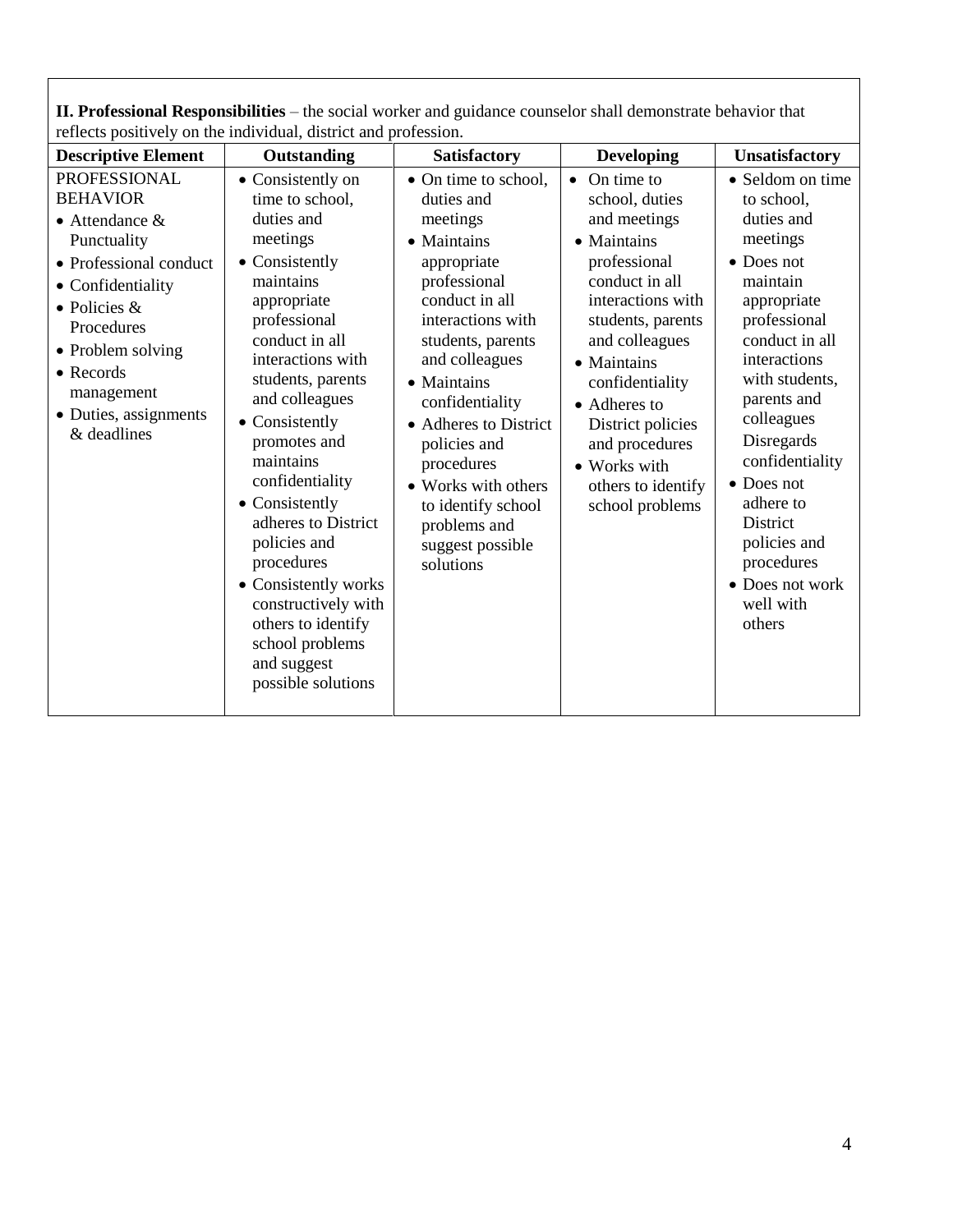**II. Professional Responsibilities** – the social worker and guidance counselor shall demonstrate behavior that reflects positively on the individual, district and profession.

| Descriptive Element | Outstanding | Satisfactory | Developing | Unsatisfactory |
|---|---|---|---|---|
| PROFESSIONAL BEHAVIOR<br>• Attendance & Punctuality<br>• Professional conduct<br>• Confidentiality<br>• Policies & Procedures<br>• Problem solving<br>• Records management<br>• Duties, assignments & deadlines | • Consistently on time to school, duties and meetings<br>• Consistently maintains appropriate professional conduct in all interactions with students, parents and colleagues<br>• Consistently promotes and maintains confidentiality<br>• Consistently adheres to District policies and procedures<br>• Consistently works constructively with others to identify school problems and suggest possible solutions | • On time to school, duties and meetings<br>• Maintains appropriate professional conduct in all interactions with students, parents and colleagues<br>• Maintains confidentiality<br>• Adheres to District policies and procedures<br>• Works with others to identify school problems and suggest possible solutions | • On time to school, duties and meetings<br>• Maintains professional conduct in all interactions with students, parents and colleagues<br>• Maintains confidentiality<br>• Adheres to District policies and procedures<br>• Works with others to identify school problems | • Seldom on time to school, duties and meetings<br>• Does not maintain appropriate professional conduct in all interactions with students, parents and colleagues Disregards confidentiality<br>• Does not adhere to District policies and procedures<br>• Does not work well with others |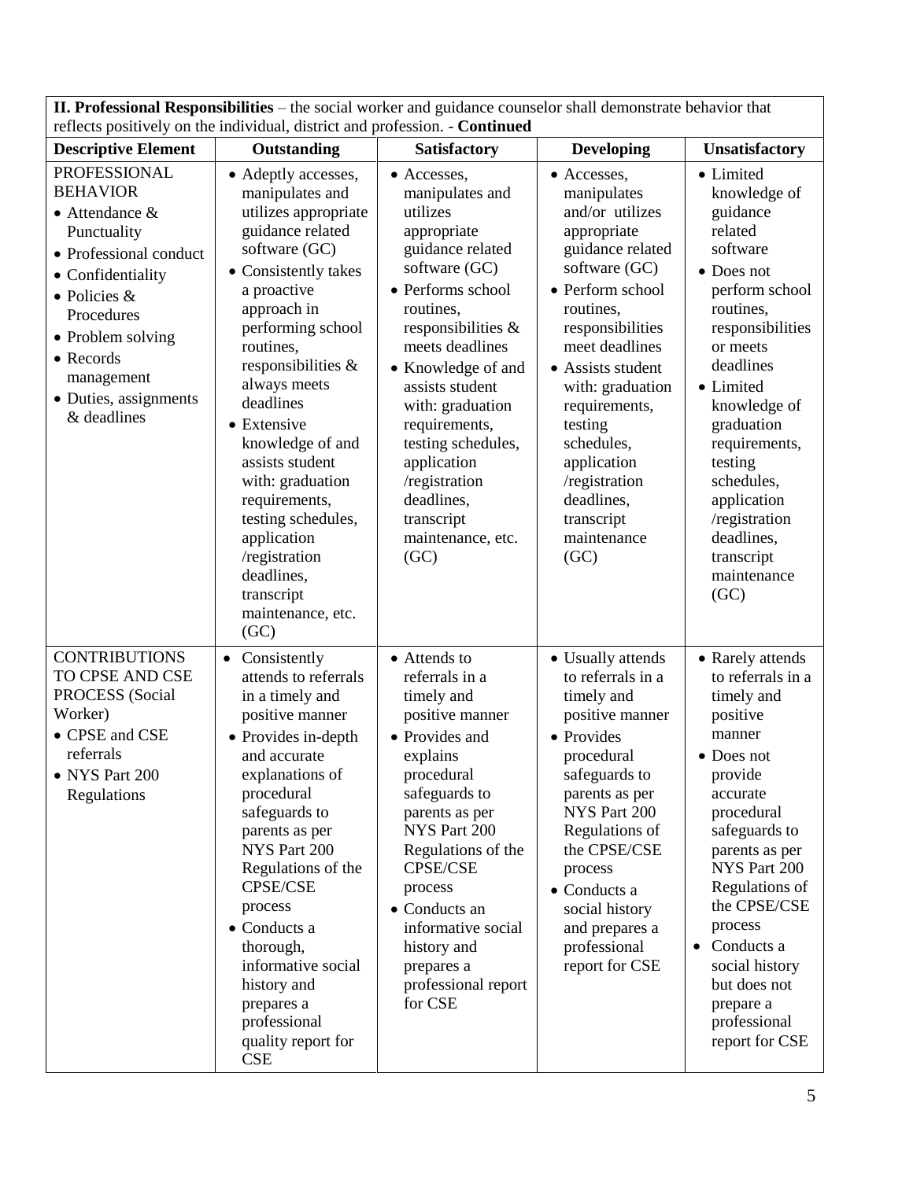| **II. Professional Responsibilities** – the social worker and guidance counselor shall demonstrate behavior that reflects positively on the individual, district and profession. - **Continued** | | | | |
|---|---|---|---|---|
| **Descriptive Element** | **Outstanding** | **Satisfactory** | **Developing** | **Unsatisfactory** |
| PROFESSIONAL BEHAVIOR<br>• Attendance & Punctuality<br>• Professional conduct<br>• Confidentiality<br>• Policies & Procedures<br>• Problem solving<br>• Records management<br>• Duties, assignments & deadlines | • Adeptly accesses, manipulates and utilizes appropriate guidance related software (GC)<br>• Consistently takes a proactive approach in performing school routines, responsibilities & always meets deadlines<br>• Extensive knowledge of and assists student with: graduation requirements, testing schedules, application /registration deadlines, transcript maintenance, etc. (GC) | • Accesses, manipulates and utilizes appropriate guidance related software (GC)<br>• Performs school routines, responsibilities & meets deadlines<br>• Knowledge of and assists student with: graduation requirements, testing schedules, application /registration deadlines, transcript maintenance, etc. (GC) | • Accesses, manipulates and/or utilizes appropriate guidance related software (GC)<br>• Perform school routines, responsibilities meet deadlines<br>• Assists student with: graduation requirements, testing schedules, application /registration deadlines, transcript maintenance (GC) | • Limited knowledge of guidance related software<br>• Does not perform school routines, responsibilities or meets deadlines<br>• Limited knowledge of graduation requirements, testing schedules, application /registration deadlines, transcript maintenance (GC) |
| CONTRIBUTIONS TO CPSE AND CSE PROCESS (Social Worker)<br>• CPSE and CSE referrals<br>• NYS Part 200 Regulations | • Consistently attends to referrals in a timely and positive manner<br>• Provides in-depth and accurate explanations of procedural safeguards to parents as per NYS Part 200 Regulations of the CPSE/CSE process<br>• Conducts a thorough, informative social history and prepares a professional quality report for CSE | • Attends to referrals in a timely and positive manner<br>• Provides and explains procedural safeguards to parents as per NYS Part 200 Regulations of the CPSE/CSE process<br>• Conducts an informative social history and prepares a professional report for CSE | • Usually attends to referrals in a timely and positive manner<br>• Provides procedural safeguards to parents as per NYS Part 200 Regulations of the CPSE/CSE process<br>• Conducts a social history and prepares a professional report for CSE | • Rarely attends to referrals in a timely and positive manner<br>• Does not provide accurate procedural safeguards to parents as per NYS Part 200 Regulations of the CPSE/CSE process<br>• Conducts a social history but does not prepare a professional report for CSE |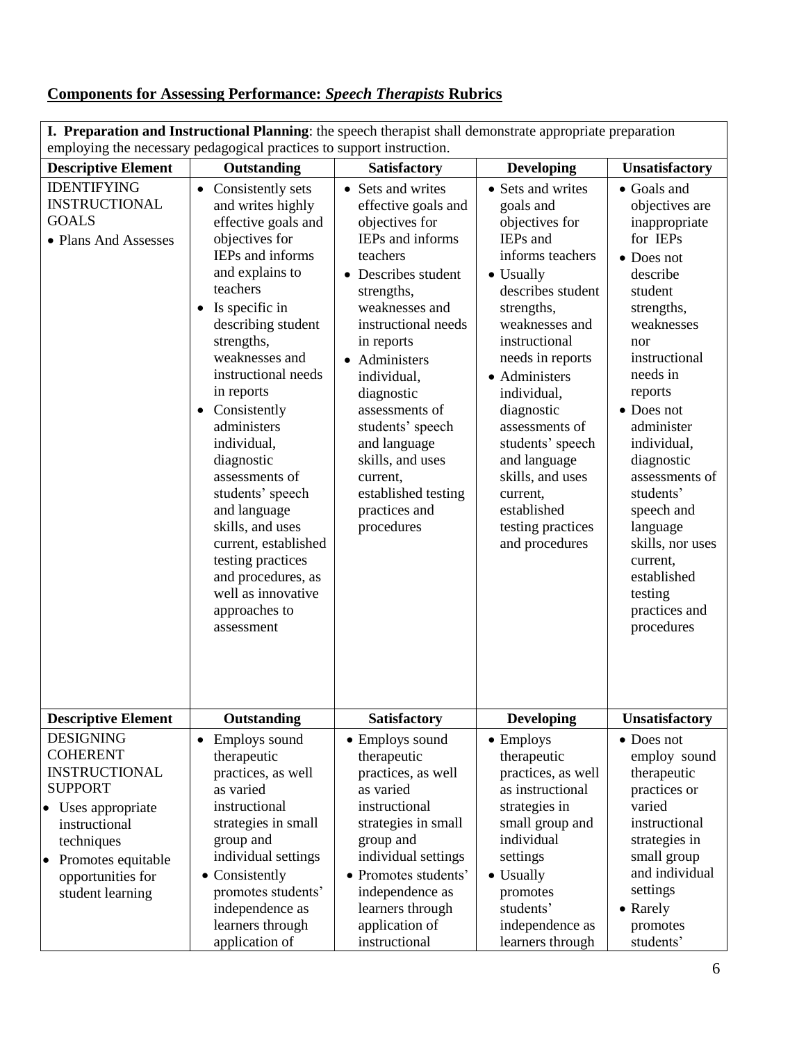## Components for Assessing Performance: *Speech Therapists* Rubrics

**I. Preparation and Instructional Planning**: the speech therapist shall demonstrate appropriate preparation employing the necessary pedagogical practices to support instruction.

| Descriptive Element | Outstanding | Satisfactory | Developing | Unsatisfactory |
|---|---|---|---|---|
| IDENTIFYING INSTRUCTIONAL GOALS<br>• Plans And Assesses | • Consistently sets and writes highly effective goals and objectives for IEPs and informs and explains to teachers<br>• Is specific in describing student strengths, weaknesses and instructional needs in reports<br>• Consistently administers individual, diagnostic assessments of students' speech and language skills, and uses current, established testing practices and procedures, as well as innovative approaches to assessment | • Sets and writes effective goals and objectives for IEPs and informs teachers<br>• Describes student strengths, weaknesses and instructional needs in reports<br>• Administers individual, diagnostic assessments of students' speech and language skills, and uses current, established testing practices and procedures | • Sets and writes goals and objectives for IEPs and informs teachers<br>• Usually describes student strengths, weaknesses and instructional needs in reports<br>• Administers individual, diagnostic assessments of students' speech and language skills, and uses current, established testing practices and procedures | • Goals and objectives are inappropriate for IEPs<br>• Does not describe student strengths, weaknesses nor instructional needs in reports<br>• Does not administer individual, diagnostic assessments of students' speech and language skills, nor uses current, established testing practices and procedures |
| **Descriptive Element** | **Outstanding** | **Satisfactory** | **Developing** | **Unsatisfactory** |
| DESIGNING COHERENT INSTRUCTIONAL SUPPORT<br>• Uses appropriate instructional techniques<br>• Promotes equitable opportunities for student learning | • Employs sound therapeutic practices, as well as varied instructional strategies in small group and individual settings<br>• Consistently promotes students' independence as learners through application of | • Employs sound therapeutic practices, as well as varied instructional strategies in small group and individual settings<br>• Promotes students' independence as learners through application of instructional | • Employs therapeutic practices, as well as instructional strategies in small group and individual settings<br>• Usually promotes students' independence as learners through | • Does not employ sound therapeutic practices or varied instructional strategies in small group and individual settings<br>• Rarely promotes students' |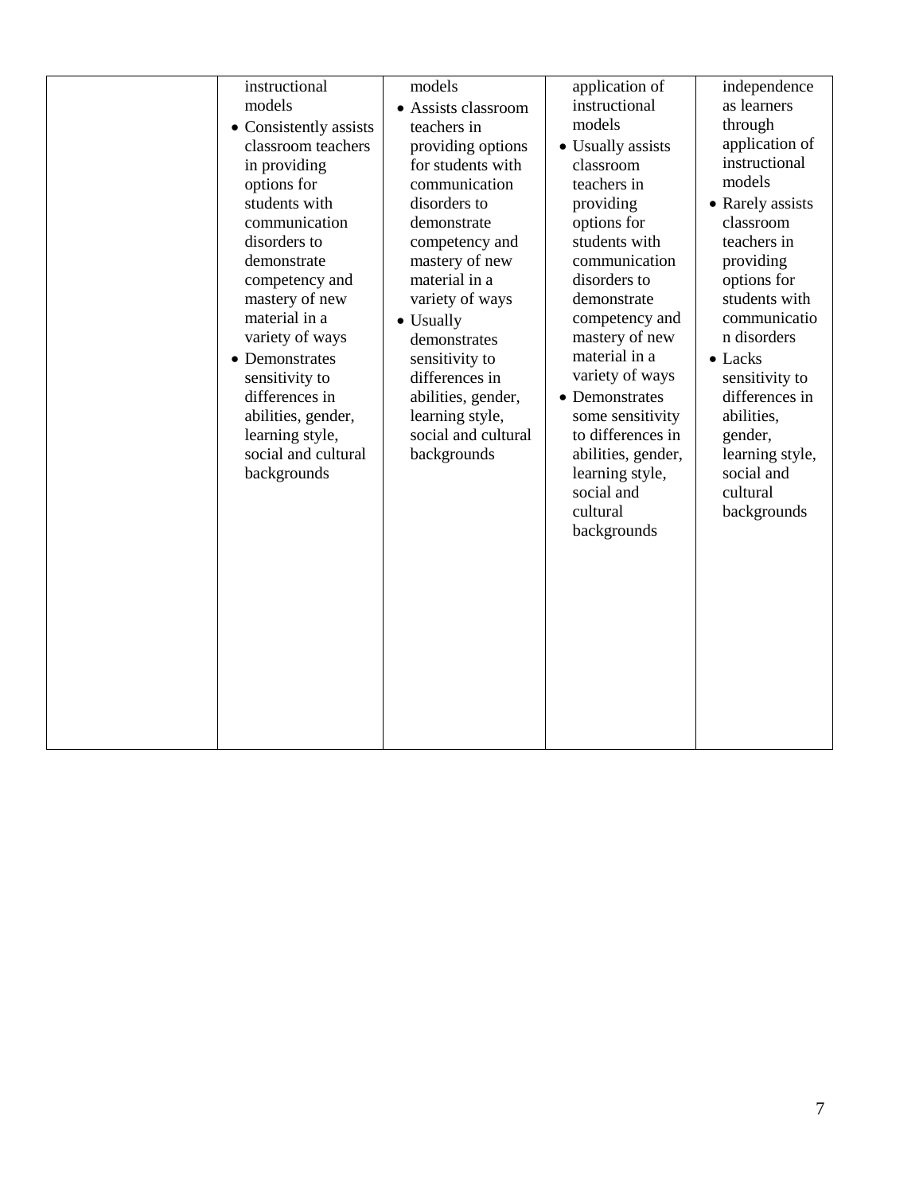| | | | | |
|---|---|---|---|---|
| | instructional models<br>• Consistently assists classroom teachers in providing options for students with communication disorders to demonstrate competency and mastery of new material in a variety of ways<br>• Demonstrates sensitivity to differences in abilities, gender, learning style, social and cultural backgrounds | models<br>• Assists classroom teachers in providing options for students with communication disorders to demonstrate competency and mastery of new material in a variety of ways<br>• Usually demonstrates sensitivity to differences in abilities, gender, learning style, social and cultural backgrounds | application of instructional models<br>• Usually assists classroom teachers in providing options for students with communication disorders to demonstrate competency and mastery of new material in a variety of ways<br>• Demonstrates some sensitivity to differences in abilities, gender, learning style, social and cultural backgrounds | independence as learners through application of instructional models<br>• Rarely assists classroom teachers in providing options for students with communication disorders<br>• Lacks sensitivity to differences in abilities, gender, learning style, social and cultural backgrounds |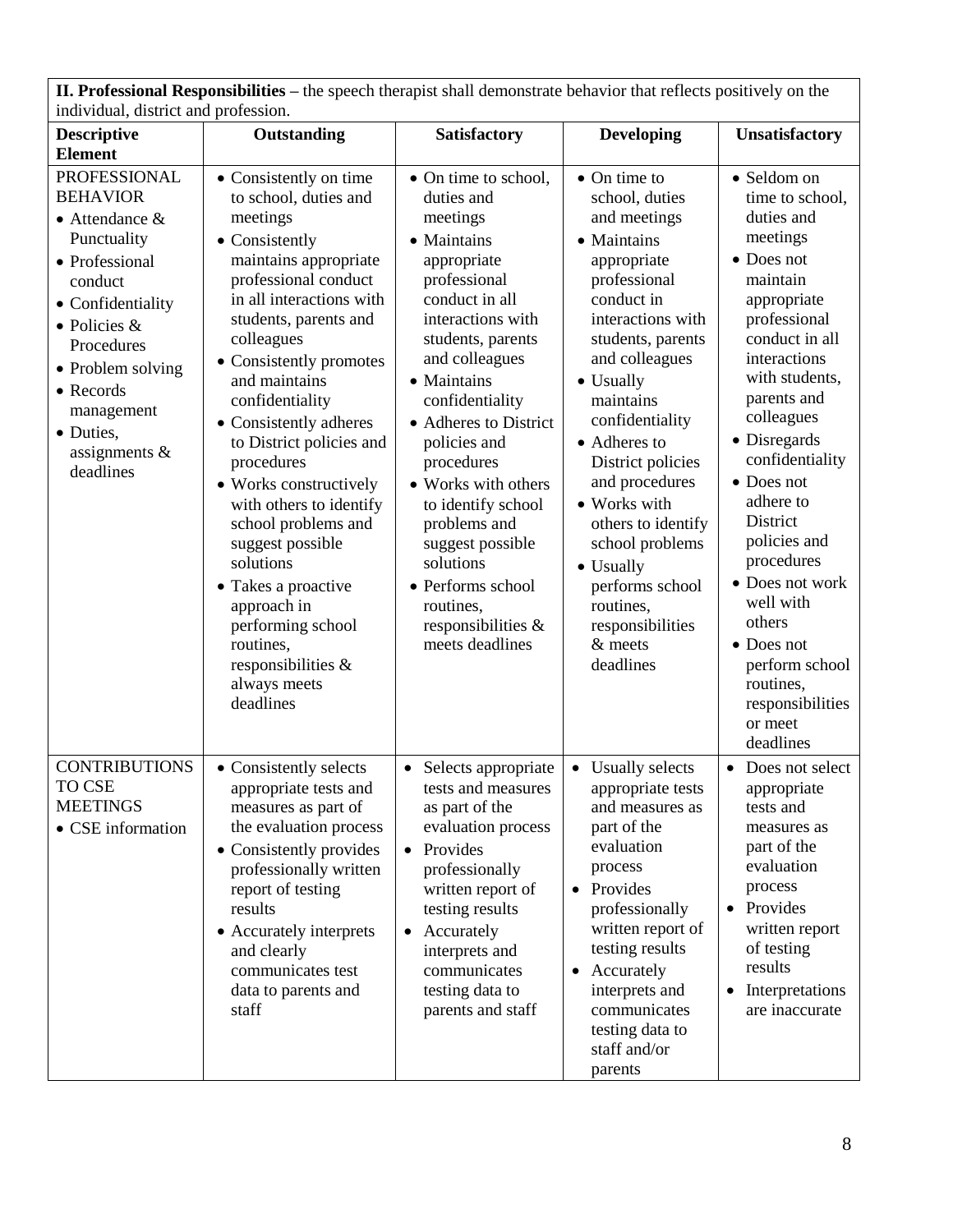| **II. Professional Responsibilities** – the speech therapist shall demonstrate behavior that reflects positively on the individual, district and profession. | | | | |
|---|---|---|---|---|
| **Descriptive Element** | **Outstanding** | **Satisfactory** | **Developing** | **Unsatisfactory** |
| PROFESSIONAL BEHAVIOR<br>• Attendance & Punctuality<br>• Professional conduct<br>• Confidentiality<br>• Policies & Procedures<br>• Problem solving<br>• Records management<br>• Duties, assignments & deadlines | • Consistently on time to school, duties and meetings<br>• Consistently maintains appropriate professional conduct in all interactions with students, parents and colleagues<br>• Consistently promotes and maintains confidentiality<br>• Consistently adheres to District policies and procedures<br>• Works constructively with others to identify school problems and suggest possible solutions<br>• Takes a proactive approach in performing school routines, responsibilities & always meets deadlines | • On time to school, duties and meetings<br>• Maintains appropriate professional conduct in all interactions with students, parents and colleagues<br>• Maintains confidentiality<br>• Adheres to District policies and procedures<br>• Works with others to identify school problems and suggest possible solutions<br>• Performs school routines, responsibilities & meets deadlines | • On time to school, duties and meetings<br>• Maintains appropriate professional conduct in interactions with students, parents and colleagues<br>• Usually maintains confidentiality<br>• Adheres to District policies and procedures<br>• Works with others to identify school problems<br>• Usually performs school routines, responsibilities & meets deadlines | • Seldom on time to school, duties and meetings<br>• Does not maintain appropriate professional conduct in all interactions with students, parents and colleagues<br>• Disregards confidentiality<br>• Does not adhere to District policies and procedures<br>• Does not work well with others<br>• Does not perform school routines, responsibilities or meet deadlines |
| CONTRIBUTIONS TO CSE MEETINGS<br>• CSE information | • Consistently selects appropriate tests and measures as part of the evaluation process<br>• Consistently provides professionally written report of testing results<br>• Accurately interprets and clearly communicates test data to parents and staff | • Selects appropriate tests and measures as part of the evaluation process<br>• Provides professionally written report of testing results<br>• Accurately interprets and communicates testing data to parents and staff | • Usually selects appropriate tests and measures as part of the evaluation process<br>• Provides professionally written report of testing results<br>• Accurately interprets and communicates testing data to staff and/or parents | • Does not select appropriate tests and measures as part of the evaluation process<br>• Provides written report of testing results<br>• Interpretations are inaccurate |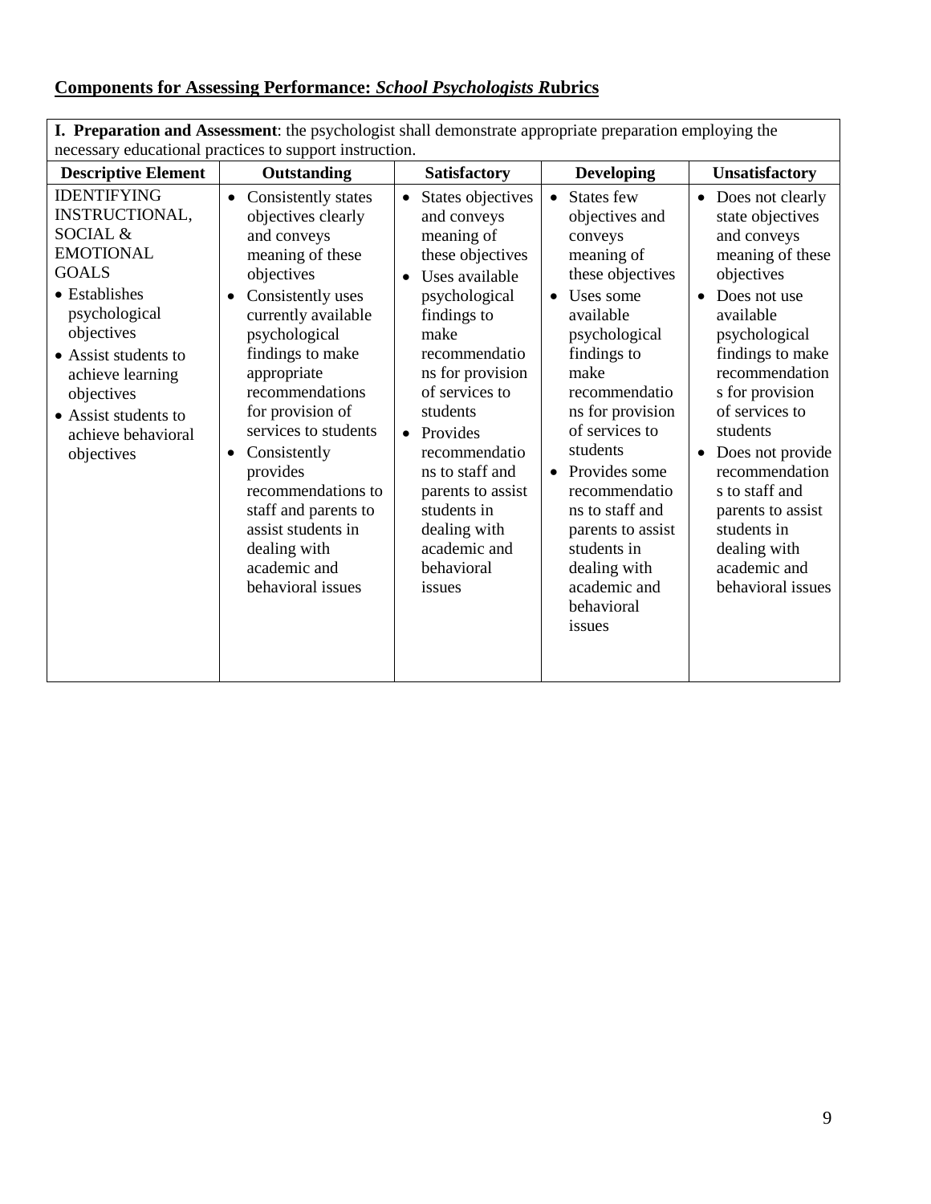## Components for Assessing Performance: *School Psychologists R*ubrics

| **I. Preparation and Assessment**: the psychologist shall demonstrate appropriate preparation employing the necessary educational practices to support instruction. | | | | |
|---|---|---|---|---|
| **Descriptive Element** | **Outstanding** | **Satisfactory** | **Developing** | **Unsatisfactory** |
| IDENTIFYING INSTRUCTIONAL, SOCIAL & EMOTIONAL GOALS<br>• Establishes psychological objectives<br>• Assist students to achieve learning objectives<br>• Assist students to achieve behavioral objectives | • Consistently states objectives clearly and conveys meaning of these objectives<br>• Consistently uses currently available psychological findings to make appropriate recommendations for provision of services to students<br>• Consistently provides recommendations to staff and parents to assist students in dealing with academic and behavioral issues | • States objectives and conveys meaning of these objectives<br>• Uses available psychological findings to make recommendations for provision of services to students<br>• Provides recommendations to staff and parents to assist students in dealing with academic and behavioral issues | • States few objectives and conveys meaning of these objectives<br>• Uses some available psychological findings to make recommendations for provision of services to students<br>• Provides some recommendations to staff and parents to assist students in dealing with academic and behavioral issues | • Does not clearly state objectives and conveys meaning of these objectives<br>• Does not use available psychological findings to make recommendations for provision of services to students<br>• Does not provide recommendations to staff and parents to assist students in dealing with academic and behavioral issues |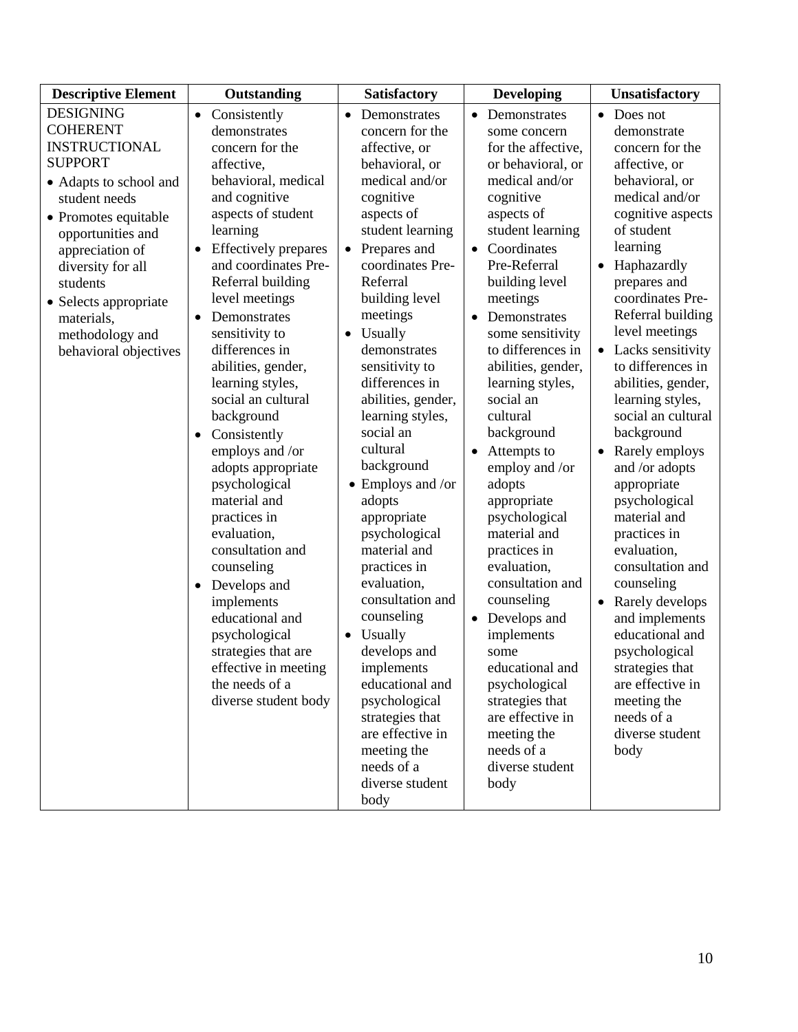| Descriptive Element | Outstanding | Satisfactory | Developing | Unsatisfactory |
|---|---|---|---|---|
| DESIGNING COHERENT INSTRUCTIONAL SUPPORT<br>• Adapts to school and student needs<br>• Promotes equitable opportunities and appreciation of diversity for all students<br>• Selects appropriate materials, methodology and behavioral objectives | • Consistently demonstrates concern for the affective, behavioral, medical and cognitive aspects of student learning<br>• Effectively prepares and coordinates Pre-Referral building level meetings<br>• Demonstrates sensitivity to differences in abilities, gender, learning styles, social an cultural background<br>• Consistently employs and /or adopts appropriate psychological material and practices in evaluation, consultation and counseling<br>• Develops and implements educational and psychological strategies that are effective in meeting the needs of a diverse student body | • Demonstrates concern for the affective, or behavioral, or medical and/or cognitive aspects of student learning<br>• Prepares and coordinates Pre-Referral building level meetings<br>• Usually demonstrates sensitivity to differences in abilities, gender, learning styles, social an cultural background<br>• Employs and /or adopts appropriate psychological material and practices in evaluation, consultation and counseling<br>• Usually develops and implements educational and psychological strategies that are effective in meeting the needs of a diverse student body | • Demonstrates some concern for the affective, or behavioral, or medical and/or cognitive aspects of student learning<br>• Coordinates Pre-Referral building level meetings<br>• Demonstrates some sensitivity to differences in abilities, gender, learning styles, social an cultural background<br>• Attempts to employ and /or adopts appropriate psychological material and practices in evaluation, consultation and counseling<br>• Develops and implements some educational and psychological strategies that are effective in meeting the needs of a diverse student body | • Does not demonstrate concern for the affective, or behavioral, or medical and/or cognitive aspects of student learning<br>• Haphazardly prepares and coordinates Pre-Referral building level meetings<br>• Lacks sensitivity to differences in abilities, gender, learning styles, social an cultural background<br>• Rarely employs and /or adopts appropriate psychological material and practices in evaluation, consultation and counseling<br>• Rarely develops and implements educational and psychological strategies that are effective in meeting the needs of a diverse student body |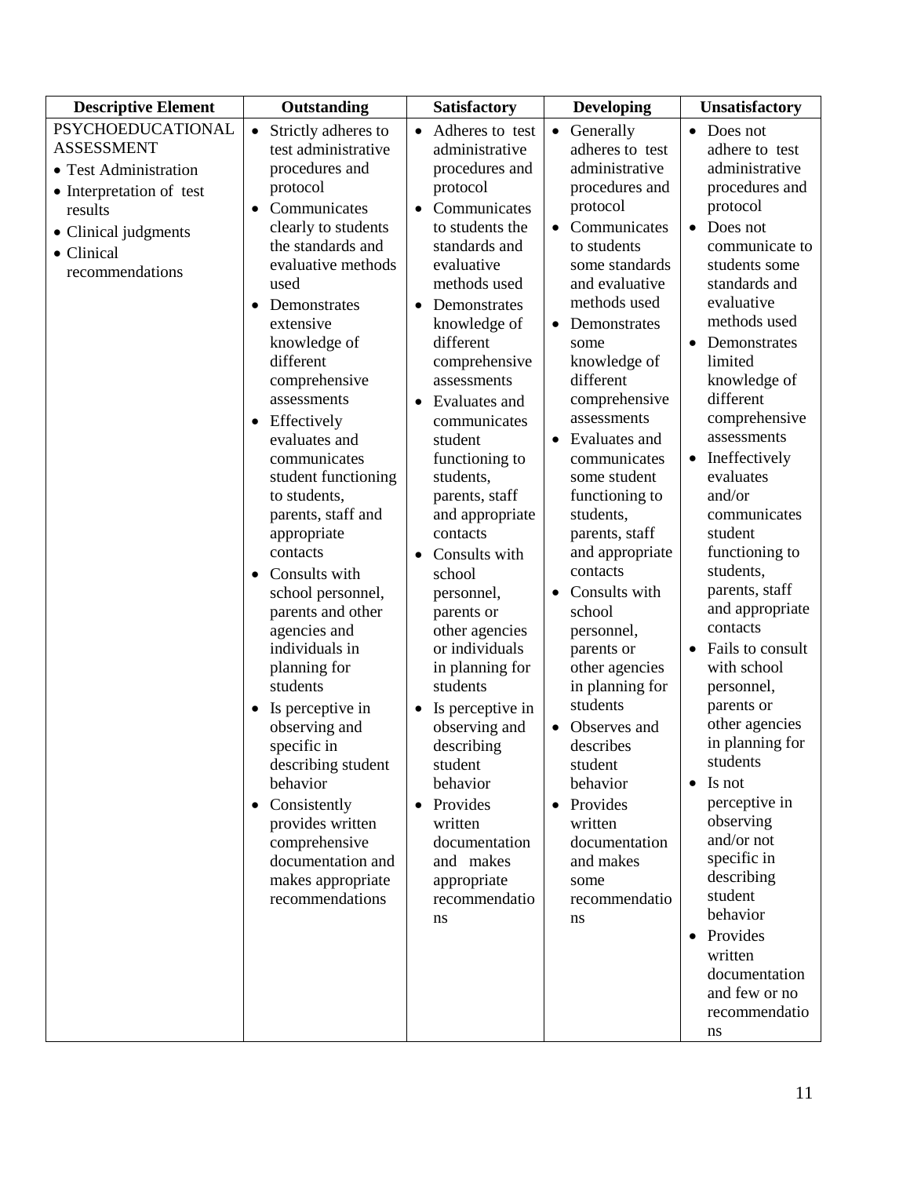| Descriptive Element | Outstanding | Satisfactory | Developing | Unsatisfactory |
|---|---|---|---|---|
| PSYCHOEDUCATIONAL ASSESSMENT<br>• Test Administration<br>• Interpretation of test results<br>• Clinical judgments<br>• Clinical recommendations | • Strictly adheres to test administrative procedures and protocol<br>• Communicates clearly to students the standards and evaluative methods used<br>• Demonstrates extensive knowledge of different comprehensive assessments<br>• Effectively evaluates and communicates student functioning to students, parents, staff and appropriate contacts<br>• Consults with school personnel, parents and other agencies and individuals in planning for students<br>• Is perceptive in observing and specific in describing student behavior<br>• Consistently provides written comprehensive documentation and makes appropriate recommendations | • Adheres to test administrative procedures and protocol<br>• Communicates to students the standards and evaluative methods used<br>• Demonstrates knowledge of different comprehensive assessments<br>• Evaluates and communicates student functioning to students, parents, staff and appropriate contacts<br>• Consults with school personnel, parents or other agencies or individuals in planning for students<br>• Is perceptive in observing and describing student behavior<br>• Provides written documentation and makes appropriate recommendations | • Generally adheres to test administrative procedures and protocol<br>• Communicates to students some standards and evaluative methods used<br>• Demonstrates some knowledge of different comprehensive assessments<br>• Evaluates and communicates some student functioning to students, parents, staff and appropriate contacts<br>• Consults with school personnel, parents or other agencies in planning for students<br>• Observes and describes student behavior<br>• Provides written documentation and makes some recommendations | • Does not adhere to test administrative procedures and protocol<br>• Does not communicate to students some standards and evaluative methods used<br>• Demonstrates limited knowledge of different comprehensive assessments<br>• Ineffectively evaluates and/or communicates student functioning to students, parents, staff and appropriate contacts<br>• Fails to consult with school personnel, parents or other agencies in planning for students<br>• Is not perceptive in observing and/or not specific in describing student behavior<br>• Provides written documentation and few or no recommendations |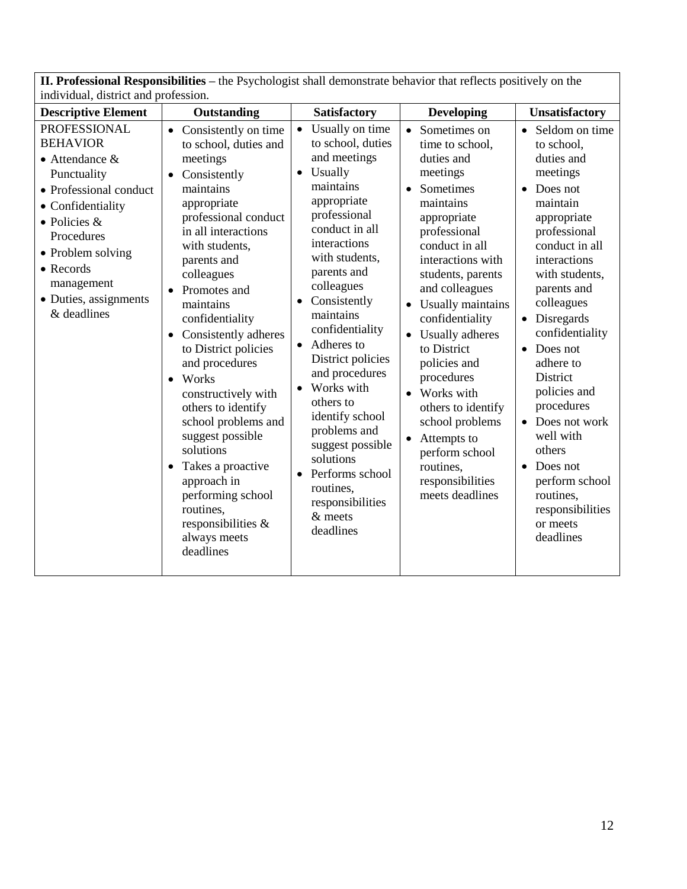**II. Professional Responsibilities** – the Psychologist shall demonstrate behavior that reflects positively on the individual, district and profession.

| Descriptive Element | Outstanding | Satisfactory | Developing | Unsatisfactory |
|---|---|---|---|---|
| PROFESSIONAL BEHAVIOR<br>• Attendance & Punctuality<br>• Professional conduct<br>• Confidentiality<br>• Policies & Procedures<br>• Problem solving<br>• Records management<br>• Duties, assignments & deadlines | • Consistently on time to school, duties and meetings<br>• Consistently maintains appropriate professional conduct in all interactions with students, parents and colleagues<br>• Promotes and maintains confidentiality<br>• Consistently adheres to District policies and procedures<br>• Works constructively with others to identify school problems and suggest possible solutions<br>• Takes a proactive approach in performing school routines, responsibilities & always meets deadlines | • Usually on time to school, duties and meetings<br>• Usually maintains appropriate professional conduct in all interactions with students, parents and colleagues<br>• Consistently maintains confidentiality<br>• Adheres to District policies and procedures<br>• Works with others to identify school problems and suggest possible solutions<br>• Performs school routines, responsibilities & meets deadlines | • Sometimes on time to school, duties and meetings<br>• Sometimes maintains appropriate professional conduct in all interactions with students, parents and colleagues<br>• Usually maintains confidentiality<br>• Usually adheres to District policies and procedures<br>• Works with others to identify school problems<br>• Attempts to perform school routines, responsibilities meets deadlines | • Seldom on time to school, duties and meetings<br>• Does not maintain appropriate professional conduct in all interactions with students, parents and colleagues<br>• Disregards confidentiality<br>• Does not adhere to District policies and procedures<br>• Does not work well with others<br>• Does not perform school routines, responsibilities or meets deadlines |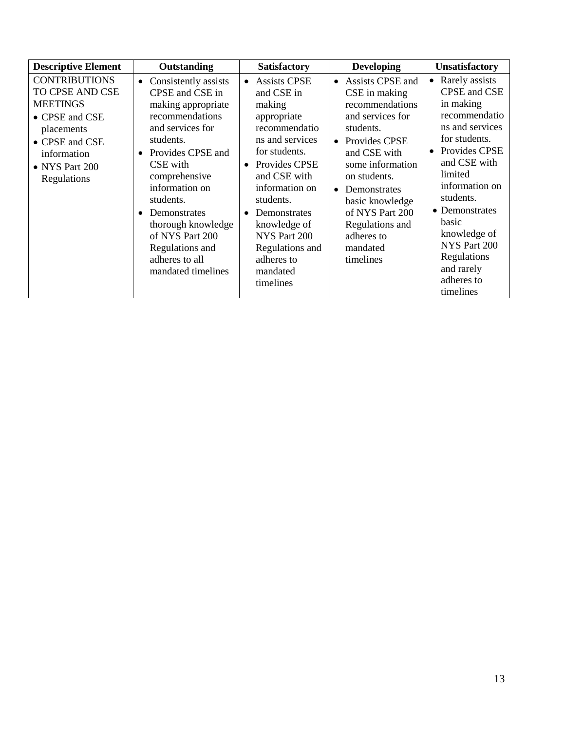| Descriptive Element | Outstanding | Satisfactory | Developing | Unsatisfactory |
|---|---|---|---|---|
| CONTRIBUTIONS TO CPSE AND CSE MEETINGS<br>• CPSE and CSE placements<br>• CPSE and CSE information<br>• NYS Part 200 Regulations | • Consistently assists CPSE and CSE in making appropriate recommendations and services for students.<br>• Provides CPSE and CSE with comprehensive information on students.<br>• Demonstrates thorough knowledge of NYS Part 200 Regulations and adheres to all mandated timelines | • Assists CPSE and CSE in making appropriate recommendations and services for students.<br>• Provides CPSE and CSE with information on students.<br>• Demonstrates knowledge of NYS Part 200 Regulations and adheres to mandated timelines | • Assists CPSE and CSE in making recommendations and services for students.<br>• Provides CPSE and CSE with some information on students.<br>• Demonstrates basic knowledge of NYS Part 200 Regulations and adheres to mandated timelines | • Rarely assists CPSE and CSE in making recommendations and services for students.<br>• Provides CPSE and CSE with limited information on students.<br>• Demonstrates basic knowledge of NYS Part 200 Regulations and rarely adheres to timelines |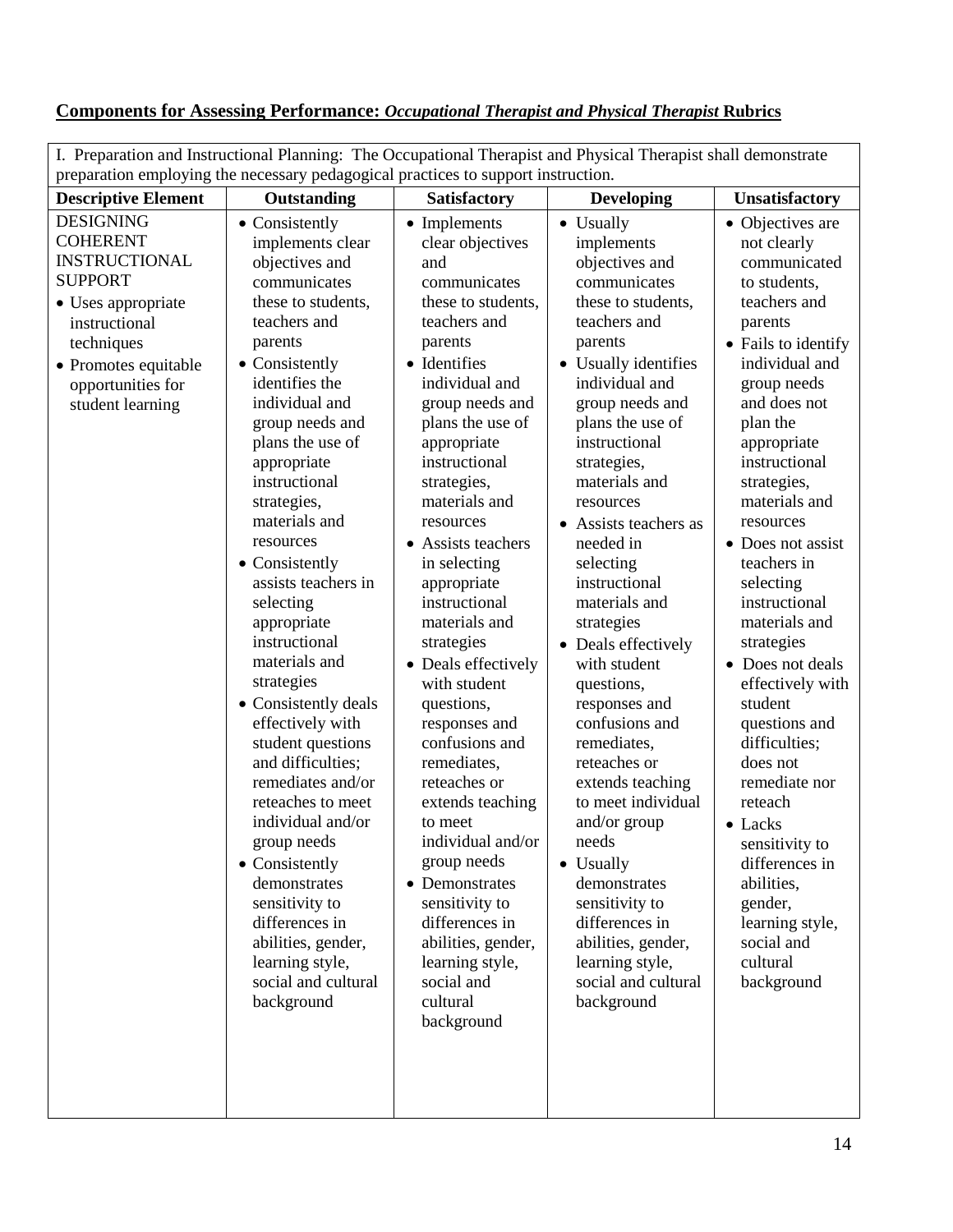**<u>Components for Assessing Performance: *Occupational Therapist and Physical Therapist* Rubrics</u>**

| I. Preparation and Instructional Planning: The Occupational Therapist and Physical Therapist shall demonstrate preparation employing the necessary pedagogical practices to support instruction. | | | | |
|---|---|---|---|---|
| **Descriptive Element** | **Outstanding** | **Satisfactory** | **Developing** | **Unsatisfactory** |
| DESIGNING COHERENT INSTRUCTIONAL SUPPORT<br>• Uses appropriate instructional techniques<br>• Promotes equitable opportunities for student learning | • Consistently implements clear objectives and communicates these to students, teachers and parents<br>• Consistently identifies the individual and group needs and plans the use of appropriate instructional strategies, materials and resources<br>• Consistently assists teachers in selecting appropriate instructional materials and strategies<br>• Consistently deals effectively with student questions and difficulties; remediates and/or reteaches to meet individual and/or group needs<br>• Consistently demonstrates sensitivity to differences in abilities, gender, learning style, social and cultural background | • Implements clear objectives and communicates these to students, teachers and parents<br>• Identifies individual and group needs and plans the use of appropriate instructional strategies, materials and resources<br>• Assists teachers in selecting appropriate instructional materials and strategies<br>• Deals effectively with student questions, responses and confusions and remediates, reteaches or extends teaching to meet individual and/or group needs<br>• Demonstrates sensitivity to differences in abilities, gender, learning style, social and cultural background | • Usually implements objectives and communicates these to students, teachers and parents<br>• Usually identifies individual and group needs and plans the use of instructional strategies, materials and resources<br>• Assists teachers as needed in selecting instructional materials and strategies<br>• Deals effectively with student questions, responses and confusions and remediates, reteaches or extends teaching to meet individual and/or group needs<br>• Usually demonstrates sensitivity to differences in abilities, gender, learning style, social and cultural background | • Objectives are not clearly communicated to students, teachers and parents<br>• Fails to identify individual and group needs and does not plan the appropriate instructional strategies, materials and resources<br>• Does not assist teachers in selecting instructional materials and strategies<br>• Does not deals effectively with student questions and difficulties; does not remediate nor reteach<br>• Lacks sensitivity to differences in abilities, gender, learning style, social and cultural background |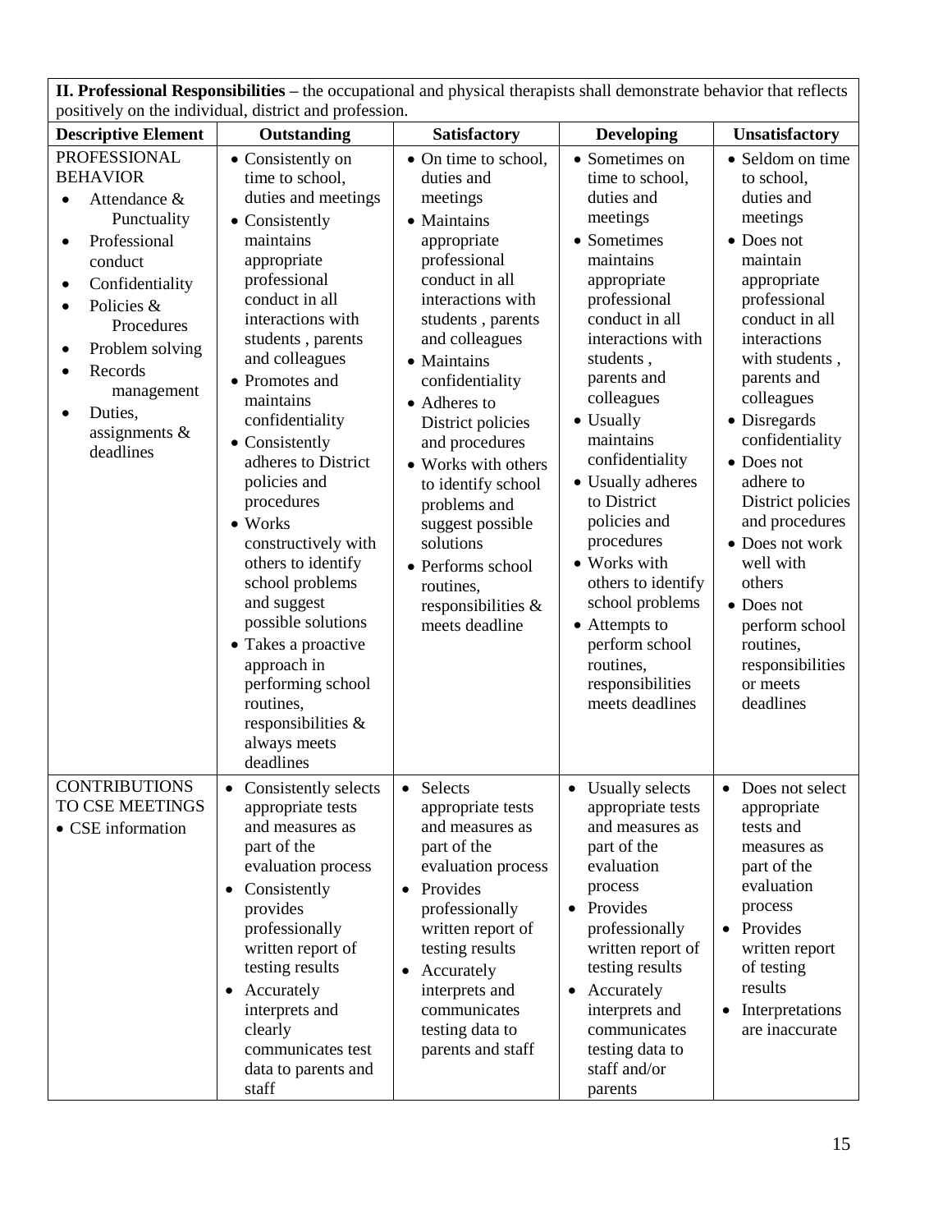| **II. Professional Responsibilities** – the occupational and physical therapists shall demonstrate behavior that reflects positively on the individual, district and profession. | | | | |
|---|---|---|---|---|
| **Descriptive Element** | **Outstanding** | **Satisfactory** | **Developing** | **Unsatisfactory** |
| PROFESSIONAL BEHAVIOR<br>• Attendance & Punctuality<br>• Professional conduct<br>• Confidentiality<br>• Policies & Procedures<br>• Problem solving<br>• Records management<br>• Duties, assignments & deadlines | • Consistently on time to school, duties and meetings<br>• Consistently maintains appropriate professional conduct in all interactions with students , parents and colleagues<br>• Promotes and maintains confidentiality<br>• Consistently adheres to District policies and procedures<br>• Works constructively with others to identify school problems and suggest possible solutions<br>• Takes a proactive approach in performing school routines, responsibilities & always meets deadlines | • On time to school, duties and meetings<br>• Maintains appropriate professional conduct in all interactions with students , parents and colleagues<br>• Maintains confidentiality<br>• Adheres to District policies and procedures<br>• Works with others to identify school problems and suggest possible solutions<br>• Performs school routines, responsibilities & meets deadline | • Sometimes on time to school, duties and meetings<br>• Sometimes maintains appropriate professional conduct in all interactions with students , parents and colleagues<br>• Usually maintains confidentiality<br>• Usually adheres to District policies and procedures<br>• Works with others to identify school problems<br>• Attempts to perform school routines, responsibilities meets deadlines | • Seldom on time to school, duties and meetings<br>• Does not maintain appropriate professional conduct in all interactions with students , parents and colleagues<br>• Disregards confidentiality<br>• Does not adhere to District policies and procedures<br>• Does not work well with others<br>• Does not perform school routines, responsibilities or meets deadlines |
| CONTRIBUTIONS TO CSE MEETINGS<br>• CSE information | • Consistently selects appropriate tests and measures as part of the evaluation process<br>• Consistently provides professionally written report of testing results<br>• Accurately interprets and clearly communicates test data to parents and staff | • Selects appropriate tests and measures as part of the evaluation process<br>• Provides professionally written report of testing results<br>• Accurately interprets and communicates testing data to parents and staff | • Usually selects appropriate tests and measures as part of the evaluation process<br>• Provides professionally written report of testing results<br>• Accurately interprets and communicates testing data to staff and/or parents | • Does not select appropriate tests and measures as part of the evaluation process<br>• Provides written report of testing results<br>• Interpretations are inaccurate |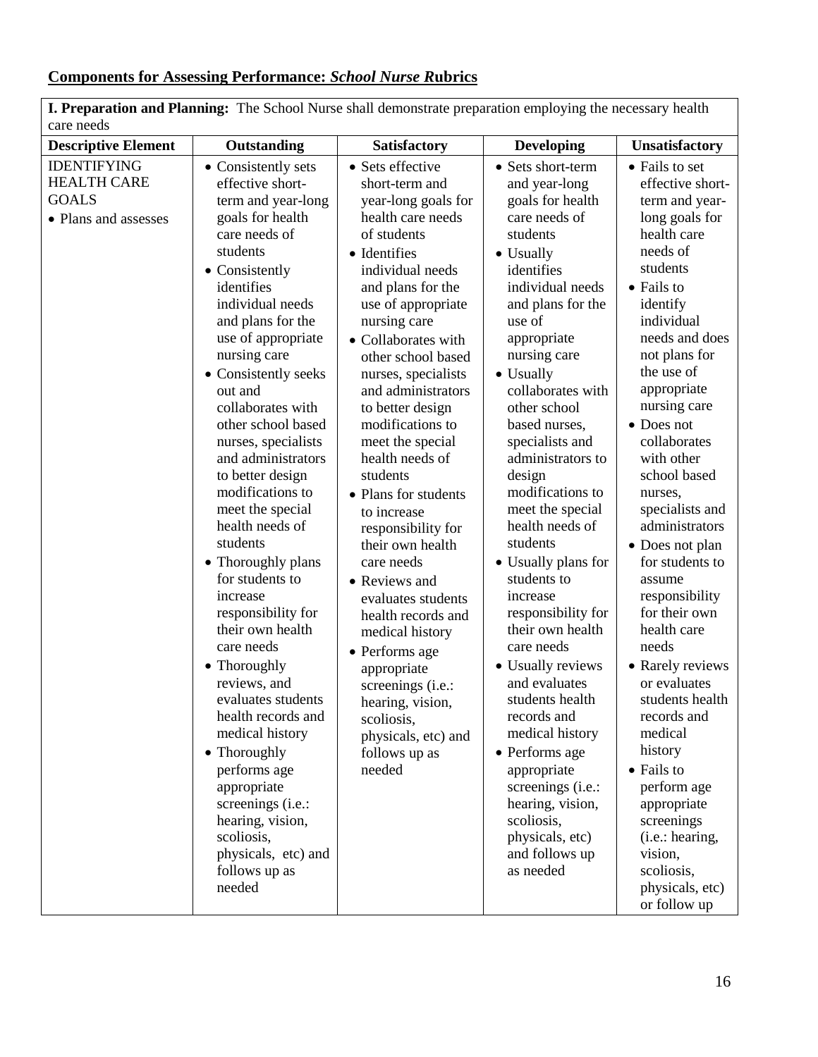## Components for Assessing Performance: *School Nurse R*ubrics

| I. Preparation and Planning: The School Nurse shall demonstrate preparation employing the necessary health care needs | | | | |
|---|---|---|---|---|
| **Descriptive Element** | **Outstanding** | **Satisfactory** | **Developing** | **Unsatisfactory** |
| IDENTIFYING HEALTH CARE GOALS<br>• Plans and assesses | • Consistently sets effective short-term and year-long goals for health care needs of students<br>• Consistently identifies individual needs and plans for the use of appropriate nursing care<br>• Consistently seeks out and collaborates with other school based nurses, specialists and administrators to better design modifications to meet the special health needs of students<br>• Thoroughly plans for students to increase responsibility for their own health care needs<br>• Thoroughly reviews, and evaluates students health records and medical history<br>• Thoroughly performs age appropriate screenings (i.e.: hearing, vision, scoliosis, physicals, etc) and follows up as needed | • Sets effective short-term and year-long goals for health care needs of students<br>• Identifies individual needs and plans for the use of appropriate nursing care<br>• Collaborates with other school based nurses, specialists and administrators to better design modifications to meet the special health needs of students<br>• Plans for students to increase responsibility for their own health care needs<br>• Reviews and evaluates students health records and medical history<br>• Performs age appropriate screenings (i.e.: hearing, vision, scoliosis, physicals, etc) and follows up as needed | • Sets short-term and year-long goals for health care needs of students<br>• Usually identifies individual needs and plans for the use of appropriate nursing care<br>• Usually collaborates with other school based nurses, specialists and administrators to design modifications to meet the special health needs of students<br>• Usually plans for students to increase responsibility for their own health care needs<br>• Usually reviews and evaluates students health records and medical history<br>• Performs age appropriate screenings (i.e.: hearing, vision, scoliosis, physicals, etc) and follows up as needed | • Fails to set effective short-term and year-long goals for health care needs of students<br>• Fails to identify individual needs and does not plans for the use of appropriate nursing care<br>• Does not collaborates with other school based nurses, specialists and administrators<br>• Does not plan for students to assume responsibility for their own health care needs<br>• Rarely reviews or evaluates students health records and medical history<br>• Fails to perform age appropriate screenings (i.e.: hearing, vision, scoliosis, physicals, etc) or follow up |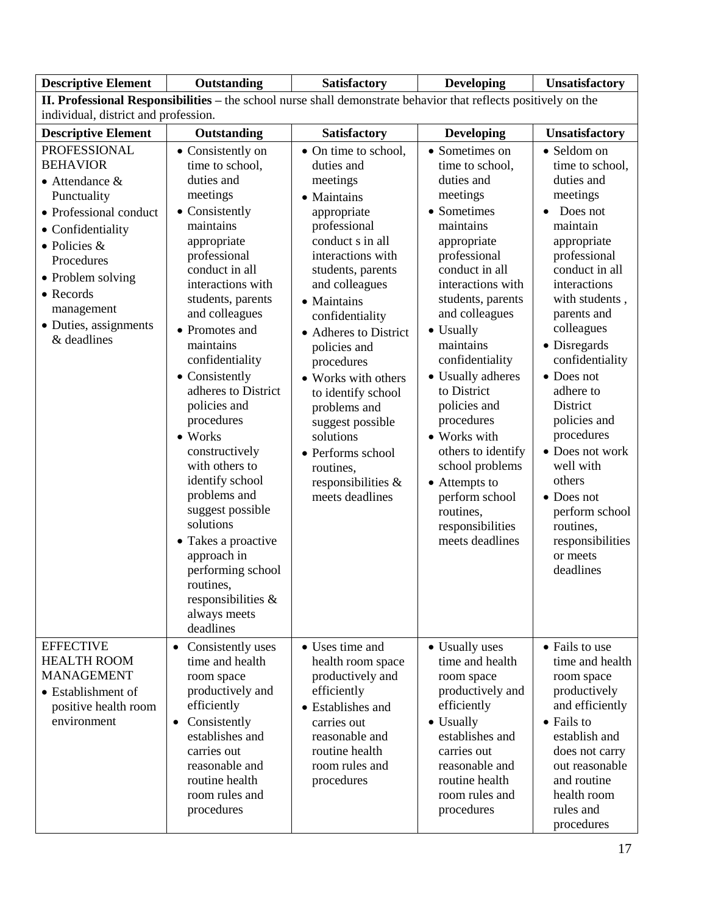| Descriptive Element | Outstanding | Satisfactory | Developing | Unsatisfactory |
|---|---|---|---|---|
| **II. Professional Responsibilities** – the school nurse shall demonstrate behavior that reflects positively on the individual, district and profession. | | | | |
| **Descriptive Element** | **Outstanding** | **Satisfactory** | **Developing** | **Unsatisfactory** |
| PROFESSIONAL BEHAVIOR<br>• Attendance & Punctuality<br>• Professional conduct<br>• Confidentiality<br>• Policies & Procedures<br>• Problem solving<br>• Records management<br>• Duties, assignments & deadlines | • Consistently on time to school, duties and meetings<br>• Consistently maintains appropriate professional conduct in all interactions with students, parents and colleagues<br>• Promotes and maintains confidentiality<br>• Consistently adheres to District policies and procedures<br>• Works constructively with others to identify school problems and suggest possible solutions<br>• Takes a proactive approach in performing school routines, responsibilities & always meets deadlines | • On time to school, duties and meetings<br>• Maintains appropriate professional conduct s in all interactions with students, parents and colleagues<br>• Maintains confidentiality<br>• Adheres to District policies and procedures<br>• Works with others to identify school problems and suggest possible solutions<br>• Performs school routines, responsibilities & meets deadlines | • Sometimes on time to school, duties and meetings<br>• Sometimes maintains appropriate professional conduct in all interactions with students, parents and colleagues<br>• Usually maintains confidentiality<br>• Usually adheres to District policies and procedures<br>• Works with others to identify school problems<br>• Attempts to perform school routines, responsibilities meets deadlines | • Seldom on time to school, duties and meetings<br>• Does not maintain appropriate professional conduct in all interactions with students , parents and colleagues<br>• Disregards confidentiality<br>• Does not adhere to District policies and procedures<br>• Does not work well with others<br>• Does not perform school routines, responsibilities or meets deadlines |
| EFFECTIVE HEALTH ROOM MANAGEMENT<br>• Establishment of positive health room environment | • Consistently uses time and health room space productively and efficiently<br>• Consistently establishes and carries out reasonable and routine health room rules and procedures | • Uses time and health room space productively and efficiently<br>• Establishes and carries out reasonable and routine health room rules and procedures | • Usually uses time and health room space productively and efficiently<br>• Usually establishes and carries out reasonable and routine health room rules and procedures | • Fails to use time and health room space productively and efficiently<br>• Fails to establish and does not carry out reasonable and routine health room rules and procedures |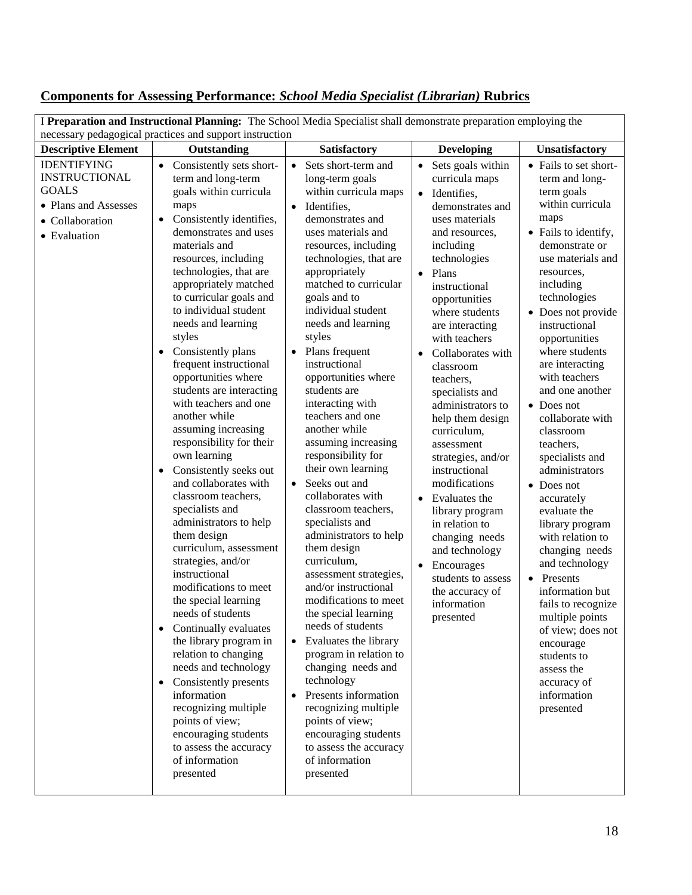## **Components for Assessing Performance: *School Media Specialist (Librarian)* Rubrics**

| I **Preparation and Instructional Planning:** The School Media Specialist shall demonstrate preparation employing the necessary pedagogical practices and support instruction | | | | |
|---|---|---|---|---|
| **Descriptive Element** | **Outstanding** | **Satisfactory** | **Developing** | **Unsatisfactory** |
| IDENTIFYING INSTRUCTIONAL GOALS<br>• Plans and Assesses<br>• Collaboration<br>• Evaluation | • Consistently sets short-term and long-term goals within curricula maps<br>• Consistently identifies, demonstrates and uses materials and resources, including technologies, that are appropriately matched to curricular goals and to individual student needs and learning styles<br>• Consistently plans frequent instructional opportunities where students are interacting with teachers and one another while assuming increasing responsibility for their own learning<br>• Consistently seeks out and collaborates with classroom teachers, specialists and administrators to help them design curriculum, assessment strategies, and/or instructional modifications to meet the special learning needs of students<br>• Continually evaluates the library program in relation to changing needs and technology<br>• Consistently presents information recognizing multiple points of view; encouraging students to assess the accuracy of information presented | • Sets short-term and long-term goals within curricula maps<br>• Identifies, demonstrates and uses materials and resources, including technologies, that are appropriately matched to curricular goals and to individual student needs and learning styles<br>• Plans frequent instructional opportunities where students are interacting with teachers and one another while assuming increasing responsibility for their own learning<br>• Seeks out and collaborates with classroom teachers, specialists and administrators to help them design curriculum, assessment strategies, and/or instructional modifications to meet the special learning needs of students<br>• Evaluates the library program in relation to changing needs and technology<br>• Presents information recognizing multiple points of view; encouraging students to assess the accuracy of information presented | • Sets goals within curricula maps<br>• Identifies, demonstrates and uses materials and resources, including technologies<br>• Plans instructional opportunities where students are interacting with teachers<br>• Collaborates with classroom teachers, specialists and administrators to help them design curriculum, assessment strategies, and/or instructional modifications<br>• Evaluates the library program in relation to changing needs and technology<br>• Encourages students to assess the accuracy of information presented | • Fails to set short-term and long-term goals within curricula maps<br>• Fails to identify, demonstrate or use materials and resources, including technologies<br>• Does not provide instructional opportunities where students are interacting with teachers and one another<br>• Does not collaborate with classroom teachers, specialists and administrators<br>• Does not accurately evaluate the library program with relation to changing needs and technology<br>• Presents information but fails to recognize multiple points of view; does not encourage students to assess the accuracy of information presented |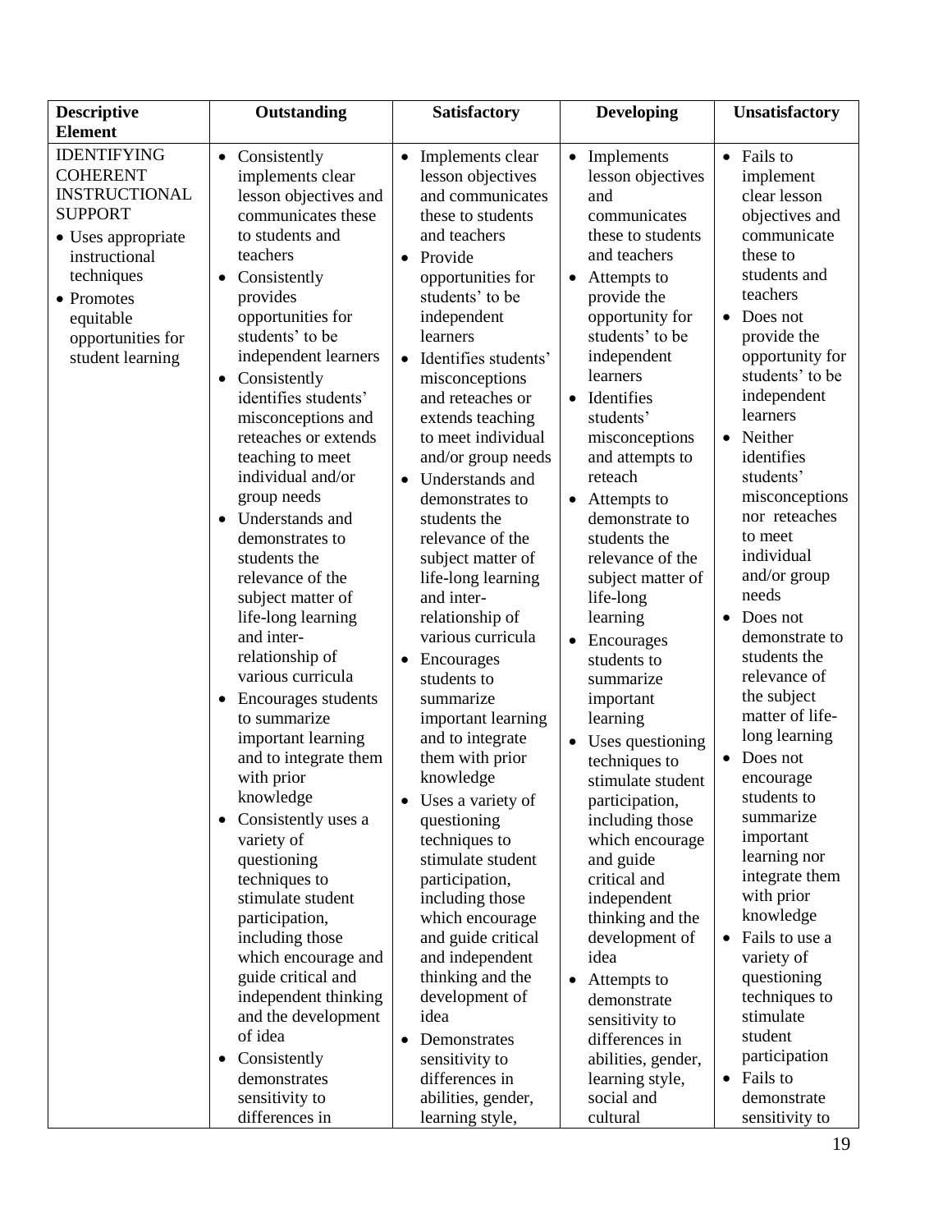| Descriptive Element | Outstanding | Satisfactory | Developing | Unsatisfactory |
|---|---|---|---|---|
| IDENTIFYING COHERENT INSTRUCTIONAL SUPPORT<br>• Uses appropriate instructional techniques<br>• Promotes equitable opportunities for student learning | • Consistently implements clear lesson objectives and communicates these to students and teachers<br>• Consistently provides opportunities for students' to be independent learners<br>• Consistently identifies students' misconceptions and reteaches or extends teaching to meet individual and/or group needs<br>• Understands and demonstrates to students the relevance of the subject matter of life-long learning and inter-relationship of various curricula<br>• Encourages students to summarize important learning and to integrate them with prior knowledge<br>• Consistently uses a variety of questioning techniques to stimulate student participation, including those which encourage and guide critical and independent thinking and the development of idea<br>• Consistently demonstrates sensitivity to differences in | • Implements clear lesson objectives and communicates these to students and teachers<br>• Provide opportunities for students' to be independent learners<br>• Identifies students' misconceptions and reteaches or extends teaching to meet individual and/or group needs<br>• Understands and demonstrates to students the relevance of the subject matter of life-long learning and inter-relationship of various curricula<br>• Encourages students to summarize important learning and to integrate them with prior knowledge<br>• Uses a variety of questioning techniques to stimulate student participation, including those which encourage and guide critical and independent thinking and the development of idea<br>• Demonstrates sensitivity to differences in abilities, gender, learning style, | • Implements lesson objectives and communicates these to students and teachers<br>• Attempts to provide the opportunity for students' to be independent learners<br>• Identifies students' misconceptions and attempts to reteach<br>• Attempts to demonstrate to students the relevance of the subject matter of life-long learning<br>• Encourages students to summarize important learning<br>• Uses questioning techniques to stimulate student participation, including those which encourage and guide critical and independent thinking and the development of idea<br>• Attempts to demonstrate sensitivity to differences in abilities, gender, learning style, social and cultural | • Fails to implement clear lesson objectives and communicate these to students and teachers<br>• Does not provide the opportunity for students' to be independent learners<br>• Neither identifies students' misconceptions nor reteaches to meet individual and/or group needs<br>• Does not demonstrate to students the relevance of the subject matter of life-long learning<br>• Does not encourage students to summarize important learning nor integrate them with prior knowledge<br>• Fails to use a variety of questioning techniques to stimulate student participation<br>• Fails to demonstrate sensitivity to |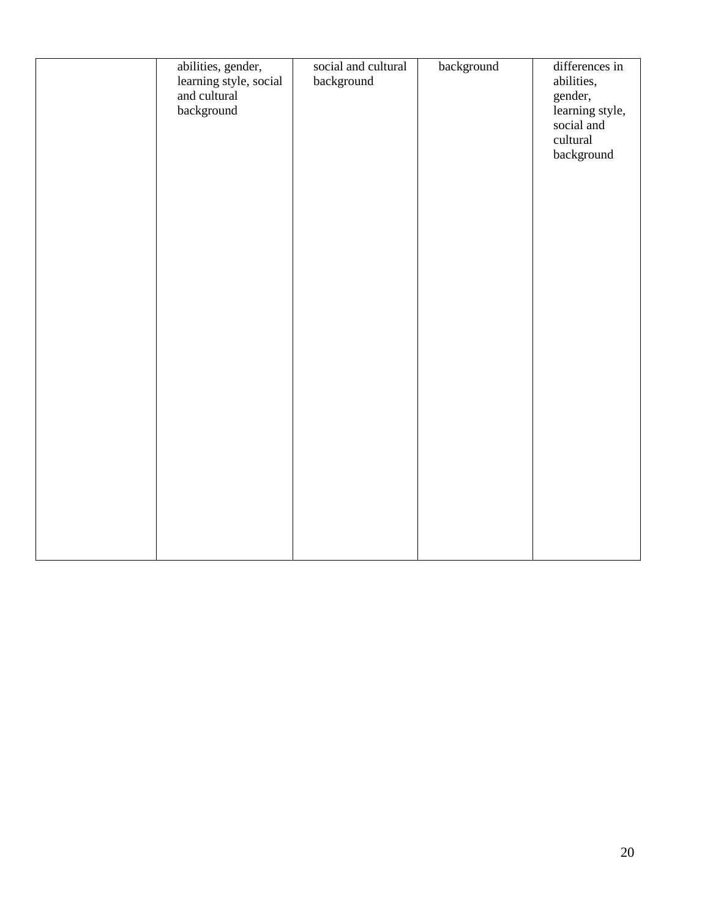|  |  |  |  |  |
|---|---|---|---|---|
|  | abilities, gender, learning style, social and cultural background | social and cultural background | background | differences in abilities, gender, learning style, social and cultural background |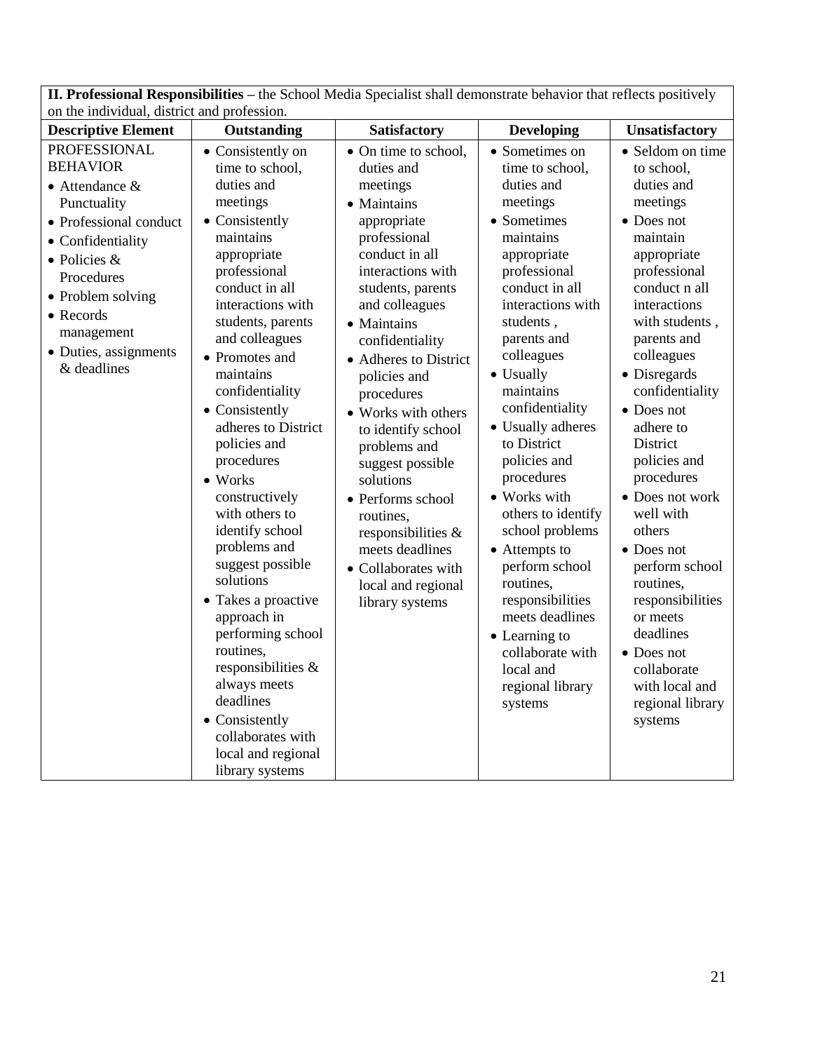| **II. Professional Responsibilities** – the School Media Specialist shall demonstrate behavior that reflects positively on the individual, district and profession. | | | | |
|---|---|---|---|---|
| **Descriptive Element** | **Outstanding** | **Satisfactory** | **Developing** | **Unsatisfactory** |
| PROFESSIONAL BEHAVIOR<br>• Attendance & Punctuality<br>• Professional conduct<br>• Confidentiality<br>• Policies & Procedures<br>• Problem solving<br>• Records management<br>• Duties, assignments & deadlines | • Consistently on time to school, duties and meetings<br>• Consistently maintains appropriate professional conduct in all interactions with students, parents and colleagues<br>• Promotes and maintains confidentiality<br>• Consistently adheres to District policies and procedures<br>• Works constructively with others to identify school problems and suggest possible solutions<br>• Takes a proactive approach in performing school routines, responsibilities & always meets deadlines<br>• Consistently collaborates with local and regional library systems | • On time to school, duties and meetings<br>• Maintains appropriate professional conduct in all interactions with students, parents and colleagues<br>• Maintains confidentiality<br>• Adheres to District policies and procedures<br>• Works with others to identify school problems and suggest possible solutions<br>• Performs school routines, responsibilities & meets deadlines<br>• Collaborates with local and regional library systems | • Sometimes on time to school, duties and meetings<br>• Sometimes maintains appropriate professional conduct in all interactions with students , parents and colleagues<br>• Usually maintains confidentiality<br>• Usually adheres to District policies and procedures<br>• Works with others to identify school problems<br>• Attempts to perform school routines, responsibilities meets deadlines<br>• Learning to collaborate with local and regional library systems | • Seldom on time to school, duties and meetings<br>• Does not maintain appropriate professional conduct n all interactions with students , parents and colleagues<br>• Disregards confidentiality<br>• Does not adhere to District policies and procedures<br>• Does not work well with others<br>• Does not perform school routines, responsibilities or meets deadlines<br>• Does not collaborate with local and regional library systems |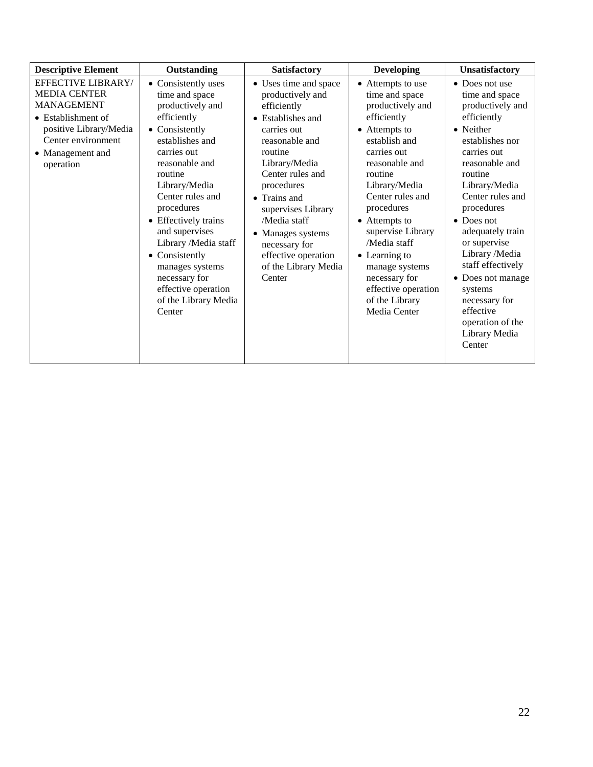| Descriptive Element | Outstanding | Satisfactory | Developing | Unsatisfactory |
|---|---|---|---|---|
| EFFECTIVE LIBRARY/ MEDIA CENTER MANAGEMENT<br>• Establishment of positive Library/Media Center environment<br>• Management and operation | • Consistently uses time and space productively and efficiently<br>• Consistently establishes and carries out reasonable and routine Library/Media Center rules and procedures<br>• Effectively trains and supervises Library /Media staff<br>• Consistently manages systems necessary for effective operation of the Library Media Center | • Uses time and space productively and efficiently<br>• Establishes and carries out reasonable and routine Library/Media Center rules and procedures<br>• Trains and supervises Library /Media staff<br>• Manages systems necessary for effective operation of the Library Media Center | • Attempts to use time and space productively and efficiently<br>• Attempts to establish and carries out reasonable and routine Library/Media Center rules and procedures<br>• Attempts to supervise Library /Media staff<br>• Learning to manage systems necessary for effective operation of the Library Media Center | • Does not use time and space productively and efficiently<br>• Neither establishes nor carries out reasonable and routine Library/Media Center rules and procedures<br>• Does not adequately train or supervise Library /Media staff effectively<br>• Does not manage systems necessary for effective operation of the Library Media Center |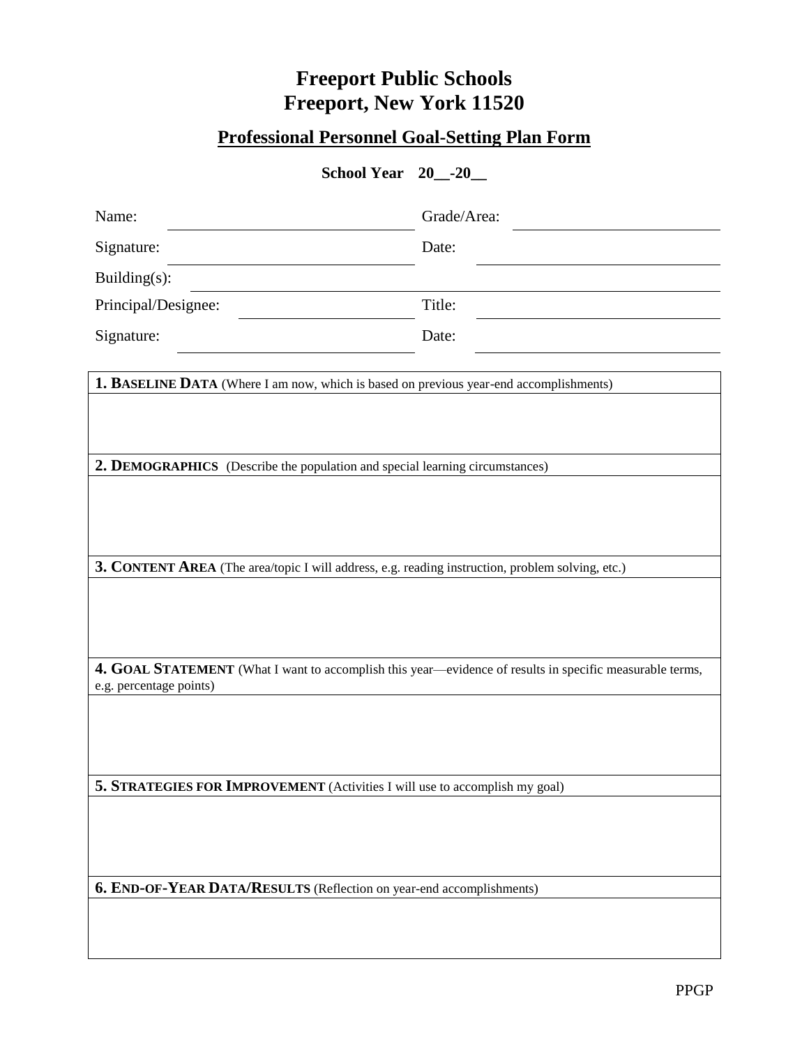# Freeport Public Schools
# Freeport, New York 11520

## Professional Personnel Goal-Setting Plan Form

**School Year 20__-20__**

| | | | |
|---|---|---|---|
| Name: | | Grade/Area: | |
| Signature: | | Date: | |
| Building(s): | | | |
| Principal/Designee: | | Title: | |
| Signature: | | Date: | |

| |
|---|
| **1. BASELINE DATA** (Where I am now, which is based on previous year-end accomplishments) |
| |
| **2. DEMOGRAPHICS** (Describe the population and special learning circumstances) |
| |
| **3. CONTENT AREA** (The area/topic I will address, e.g. reading instruction, problem solving, etc.) |
| |
| **4. GOAL STATEMENT** (What I want to accomplish this year—evidence of results in specific measurable terms, e.g. percentage points) |
| |
| **5. STRATEGIES FOR IMPROVEMENT** (Activities I will use to accomplish my goal) |
| |
| **6. END-OF-YEAR DATA/RESULTS** (Reflection on year-end accomplishments) |
| |

PPGP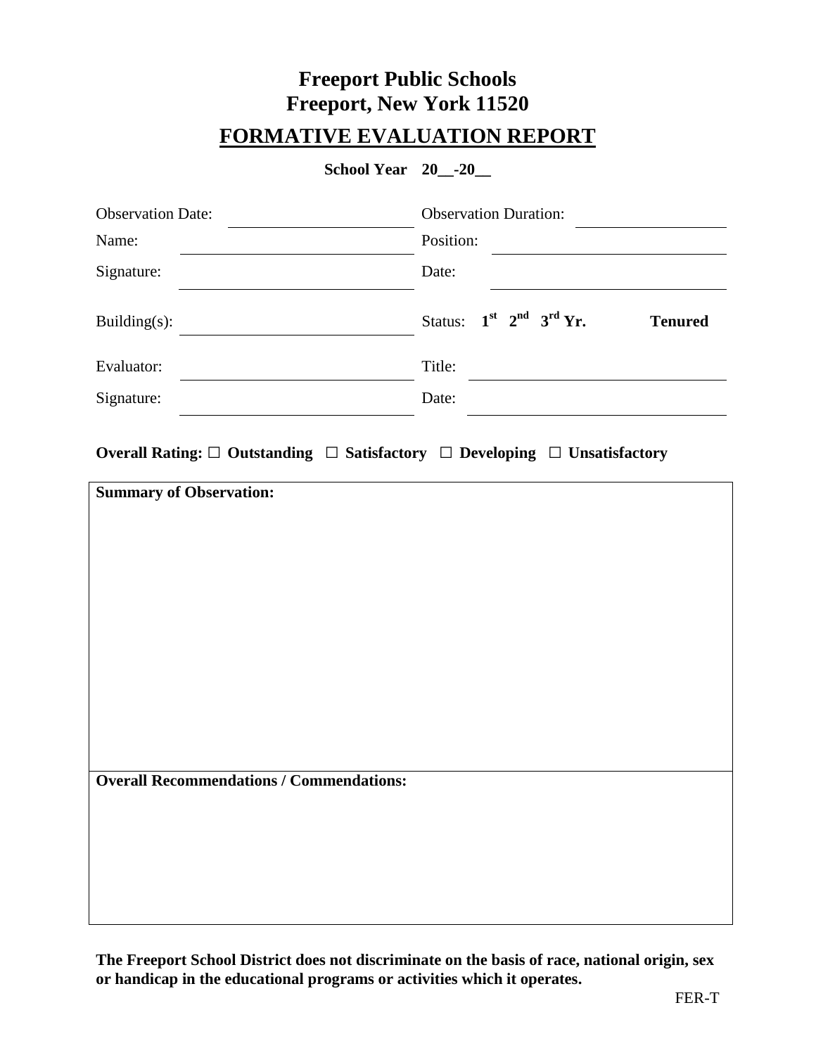# Freeport Public Schools
# Freeport, New York 11520

## FORMATIVE EVALUATION REPORT

**School Year 20__-20__**

| | | | |
|---|---|---|---|
| Observation Date: | | Observation Duration: | |
| Name: | | Position: | |
| Signature: | | Date: | |
| Building(s): | | Status: **1st 2nd 3rd Yr.** | **Tenured** |
| Evaluator: | | Title: | |
| Signature: | | Date: | |

**Overall Rating: ☐ Outstanding ☐ Satisfactory ☐ Developing ☐ Unsatisfactory**

| **Summary of Observation:** |
|---|
| |
| **Overall Recommendations / Commendations:** |
| |

**The Freeport School District does not discriminate on the basis of race, national origin, sex or handicap in the educational programs or activities which it operates.**

FER-T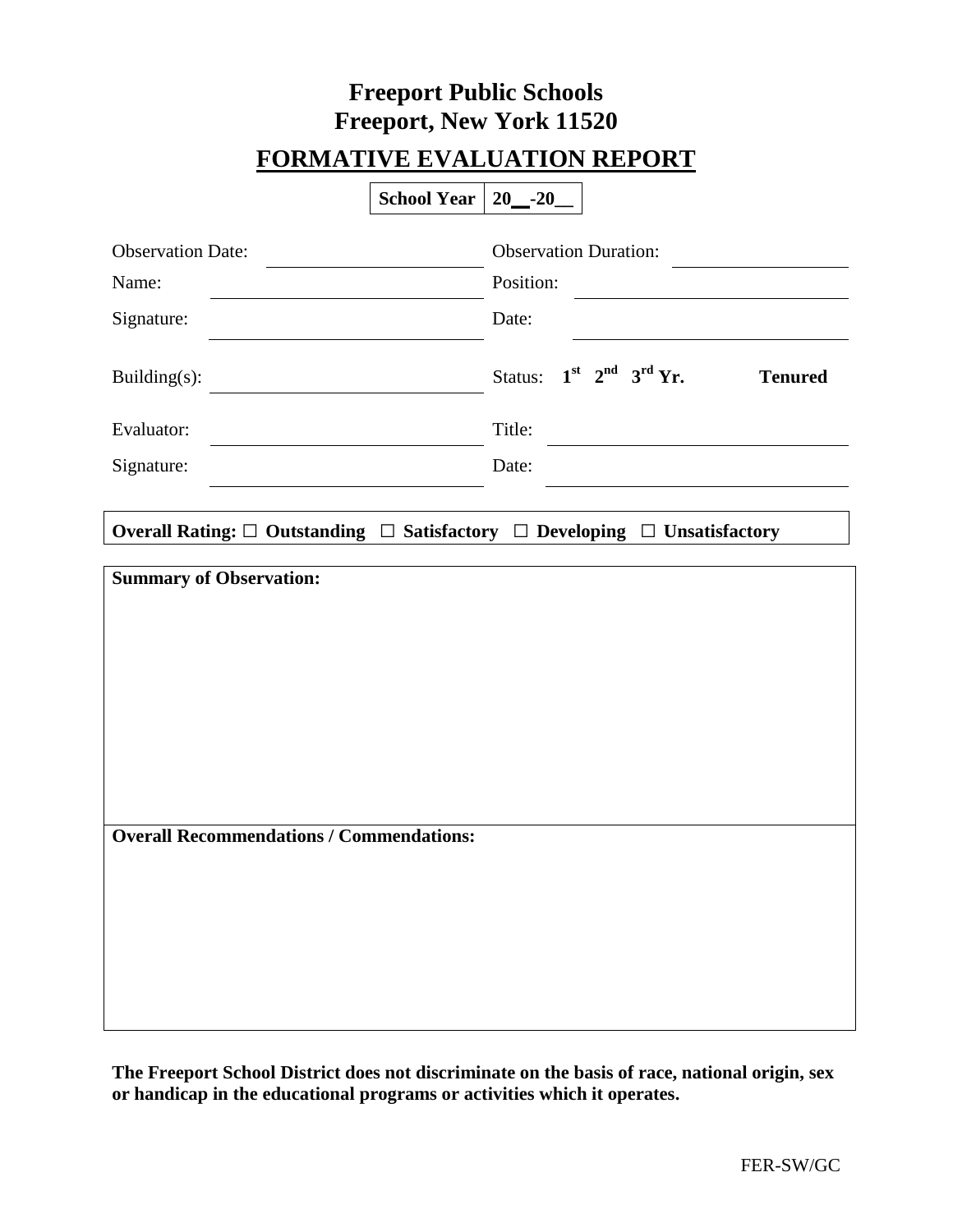# Freeport Public Schools
# Freeport, New York 11520

## FORMATIVE EVALUATION REPORT

| School Year | 20__-20__ |
|---|---|

| | | | |
|---|---|---|---|
| Observation Date: | ____________ | Observation Duration: | ____________ |
| Name: | ____________ | Position: | ____________ |
| Signature: | ____________ | Date: | ____________ |
| Building(s): | ____________ | Status: **1st 2nd 3rd Yr.** | **Tenured** |
| Evaluator: | ____________ | Title: | ____________ |
| Signature: | ____________ | Date: | ____________ |

**Overall Rating: ☐ Outstanding ☐ Satisfactory ☐ Developing ☐ Unsatisfactory**

**Summary of Observation:**

**Overall Recommendations / Commendations:**

**The Freeport School District does not discriminate on the basis of race, national origin, sex or handicap in the educational programs or activities which it operates.**

FER-SW/GC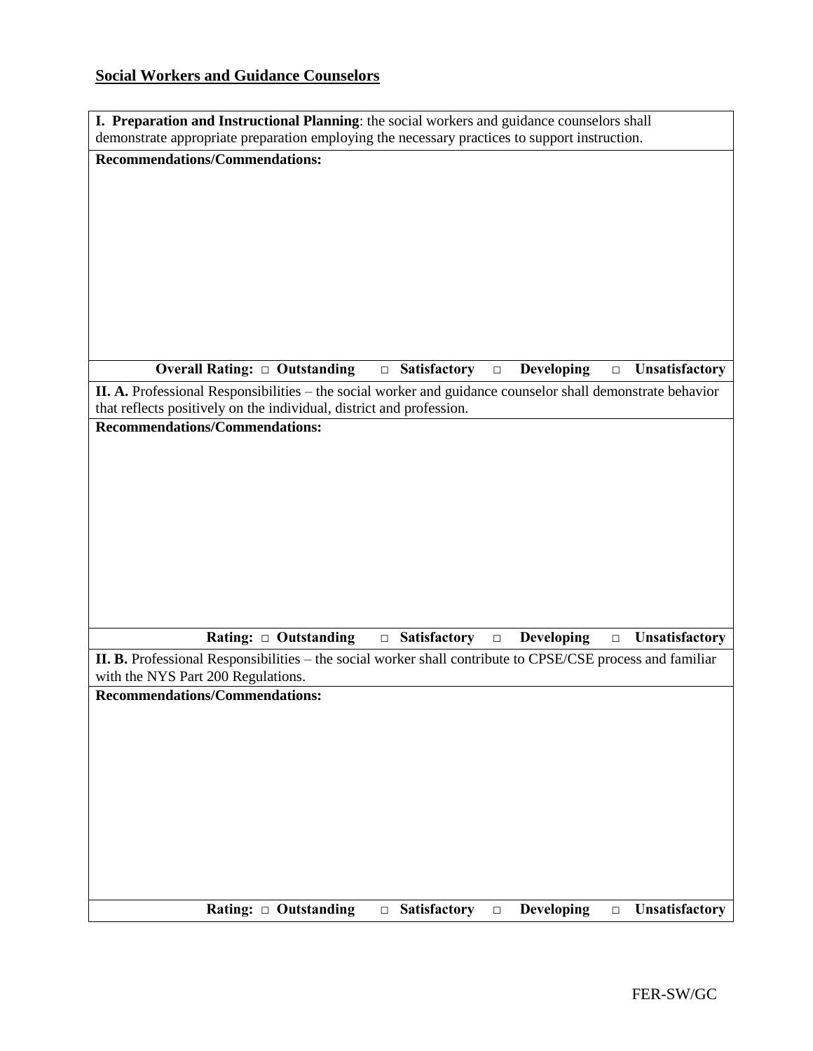**Social Workers and Guidance Counselors**

| **I. Preparation and Instructional Planning**: the social workers and guidance counselors shall demonstrate appropriate preparation employing the necessary practices to support instruction. |
|---|
| **Recommendations/Commendations:** |
| **Overall Rating: □ Outstanding □ Satisfactory □ Developing □ Unsatisfactory** |
| **II. A.** Professional Responsibilities – the social worker and guidance counselor shall demonstrate behavior that reflects positively on the individual, district and profession. |
| **Recommendations/Commendations:** |
| **Rating: □ Outstanding □ Satisfactory □ Developing □ Unsatisfactory** |
| **II. B.** Professional Responsibilities – the social worker shall contribute to CPSE/CSE process and familiar with the NYS Part 200 Regulations. |
| **Recommendations/Commendations:** |
| **Rating: □ Outstanding □ Satisfactory □ Developing □ Unsatisfactory** |

FER-SW/GC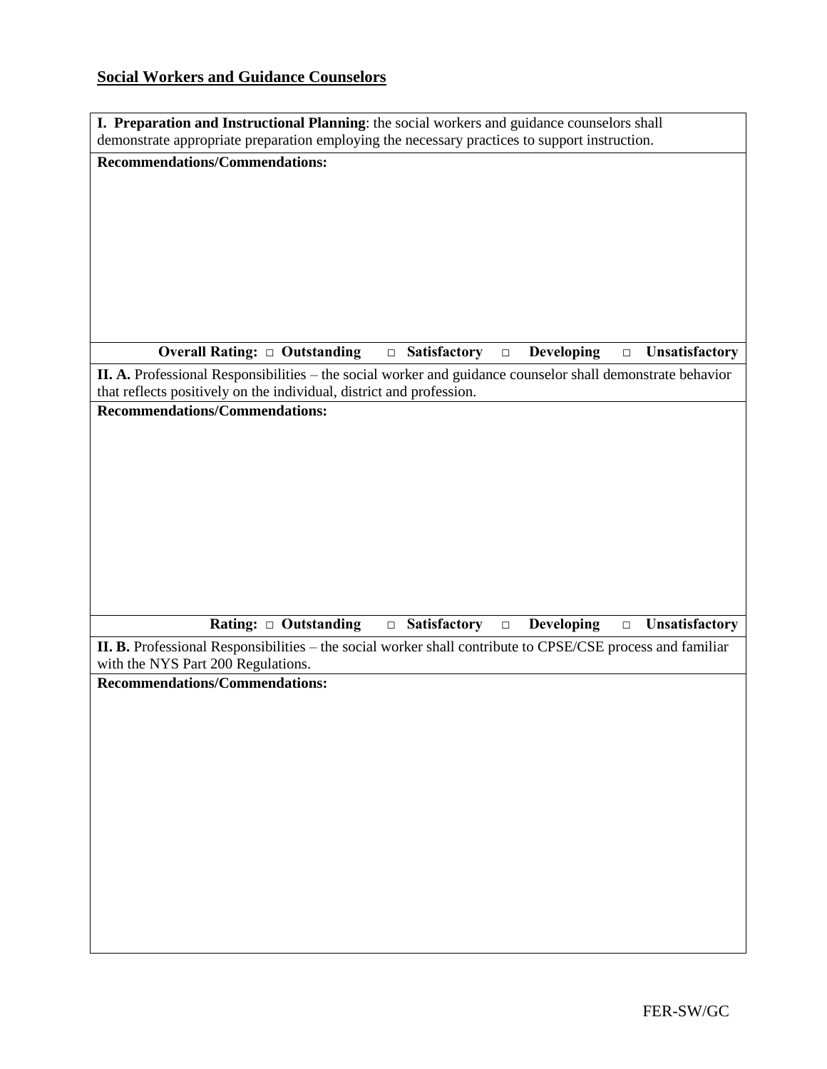**Social Workers and Guidance Counselors**

| **I. Preparation and Instructional Planning**: the social workers and guidance counselors shall demonstrate appropriate preparation employing the necessary practices to support instruction. |
|---|
| **Recommendations/Commendations:** |
| **Overall Rating: □ Outstanding □ Satisfactory □ Developing □ Unsatisfactory** |
| **II. A.** Professional Responsibilities – the social worker and guidance counselor shall demonstrate behavior that reflects positively on the individual, district and profession. |
| **Recommendations/Commendations:** |
| **Rating: □ Outstanding □ Satisfactory □ Developing □ Unsatisfactory** |
| **II. B.** Professional Responsibilities – the social worker shall contribute to CPSE/CSE process and familiar with the NYS Part 200 Regulations. |
| **Recommendations/Commendations:** |

FER-SW/GC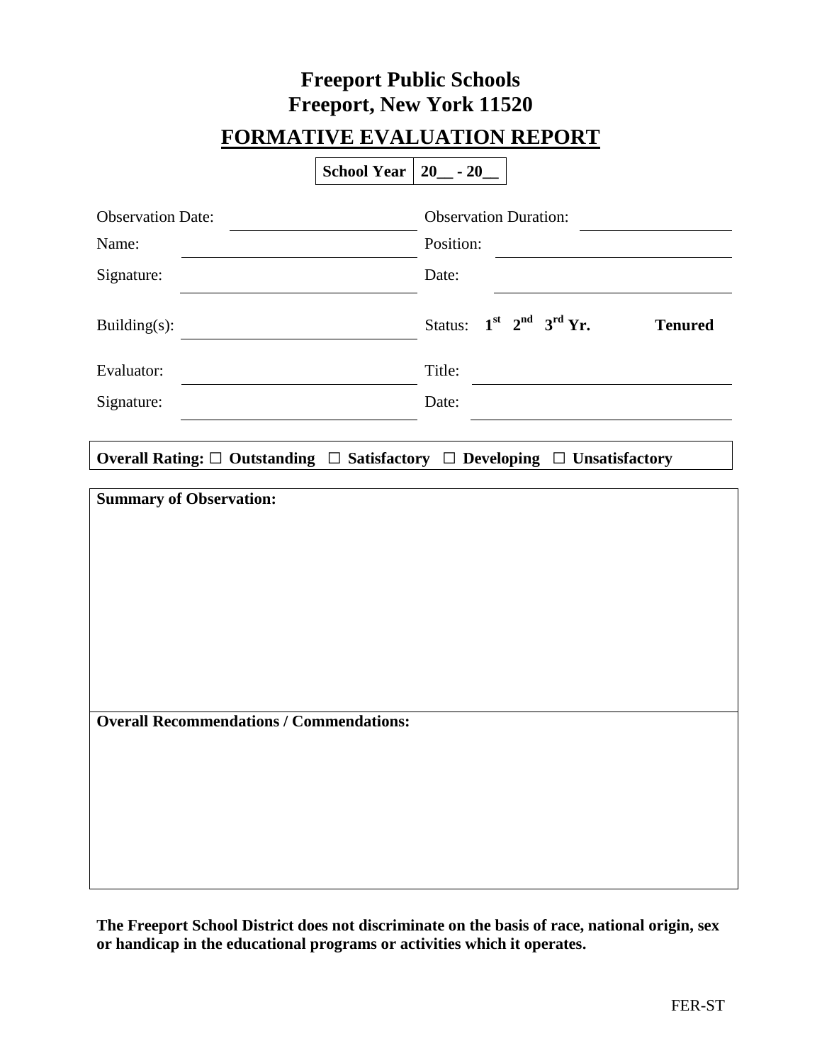# Freeport Public Schools
# Freeport, New York 11520

## FORMATIVE EVALUATION REPORT

| **School Year** | **20__ - 20__** |
|---|---|

| | | | |
|---|---|---|---|
| Observation Date: | | Observation Duration: | |
| Name: | | Position: | |
| Signature: | | Date: | |
| Building(s): | | Status: **1st 2nd 3rd Yr.** | **Tenured** |
| Evaluator: | | Title: | |
| Signature: | | Date: | |

**Overall Rating: ☐ Outstanding ☐ Satisfactory ☐ Developing ☐ Unsatisfactory**

**Summary of Observation:**

**Overall Recommendations / Commendations:**

**The Freeport School District does not discriminate on the basis of race, national origin, sex or handicap in the educational programs or activities which it operates.**

FER-ST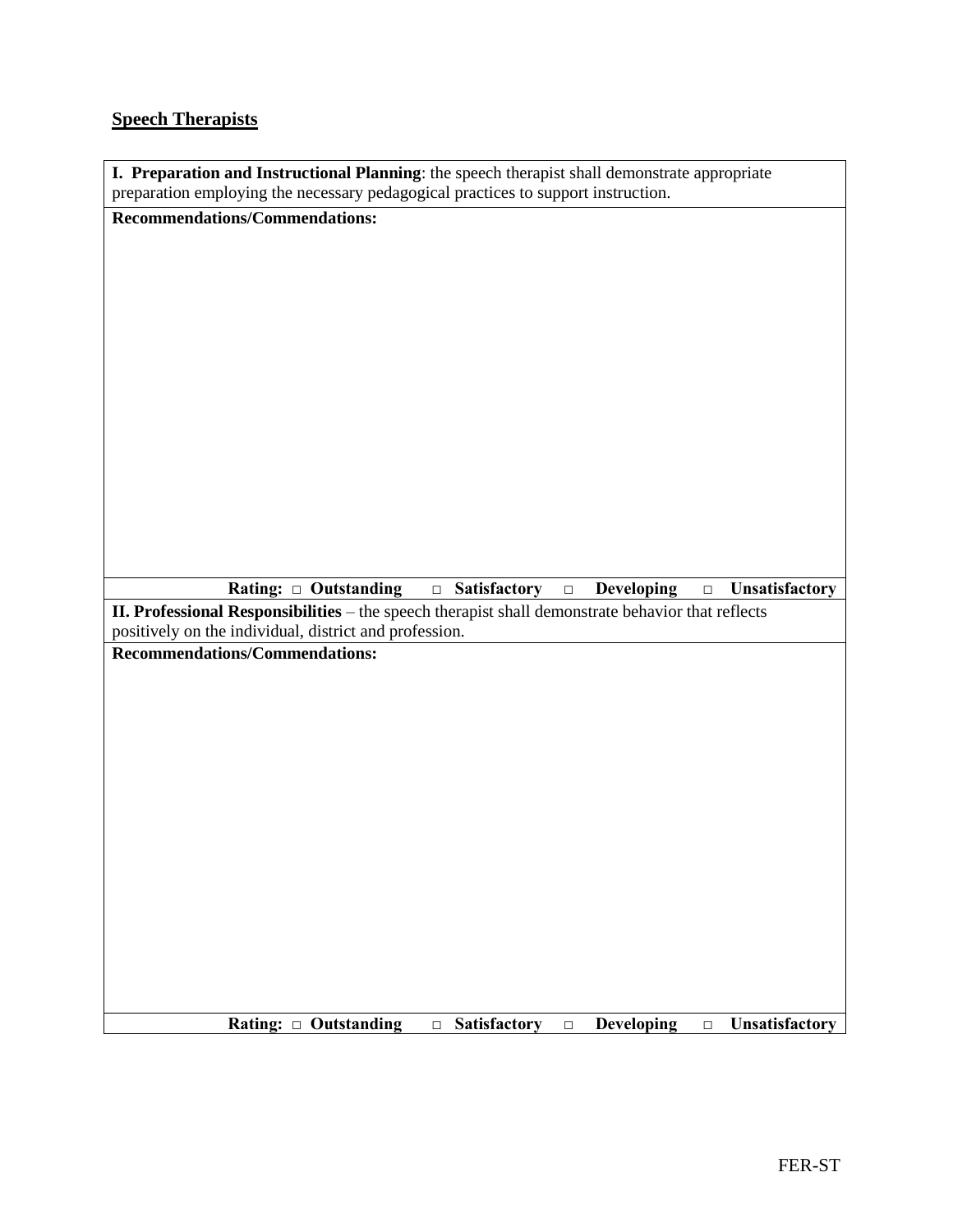**Speech Therapists**

| **I. Preparation and Instructional Planning**: the speech therapist shall demonstrate appropriate preparation employing the necessary pedagogical practices to support instruction. |
|---|
| **Recommendations/Commendations:** |
| **Rating:** □ **Outstanding** □ **Satisfactory** □ **Developing** □ **Unsatisfactory** |

| **II. Professional Responsibilities** – the speech therapist shall demonstrate behavior that reflects positively on the individual, district and profession. |
|---|
| **Recommendations/Commendations:** |
| **Rating:** □ **Outstanding** □ **Satisfactory** □ **Developing** □ **Unsatisfactory** |

FER-ST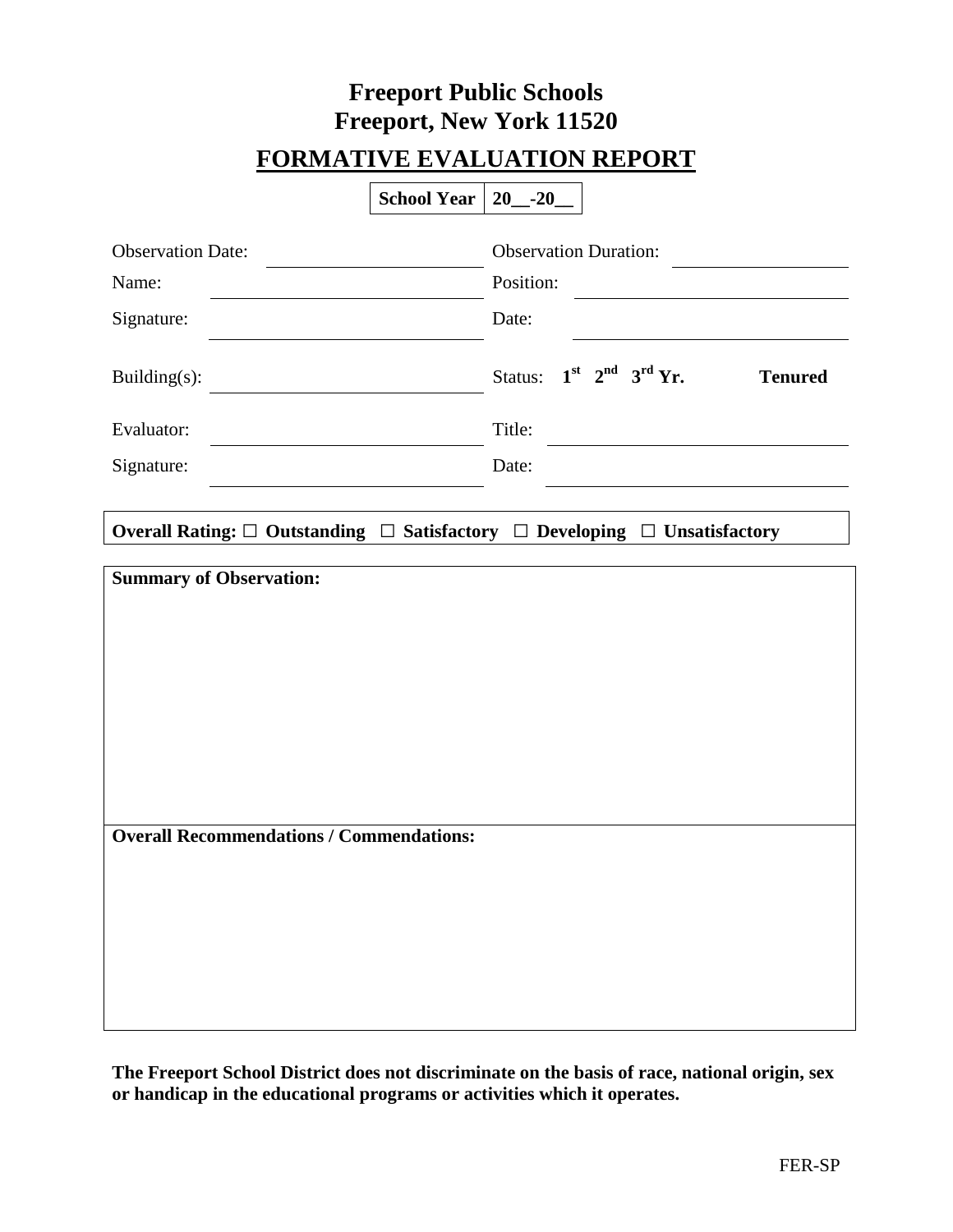# Freeport Public Schools
# Freeport, New York 11520

## FORMATIVE EVALUATION REPORT

| School Year | 20__-20__ |
|---|---|

Observation Date: ____________________ Observation Duration: ____________________

Name: ____________________ Position: ____________________

Signature: ____________________ Date: ____________________

Building(s): ____________________ Status: **1st 2nd 3rd Yr.** **Tenured**

Evaluator: ____________________ Title: ____________________

Signature: ____________________ Date: ____________________

**Overall Rating: ☐ Outstanding ☐ Satisfactory ☐ Developing ☐ Unsatisfactory**

| **Summary of Observation:** |
|---|
| |
| **Overall Recommendations / Commendations:** |
| |

**The Freeport School District does not discriminate on the basis of race, national origin, sex or handicap in the educational programs or activities which it operates.**

FER-SP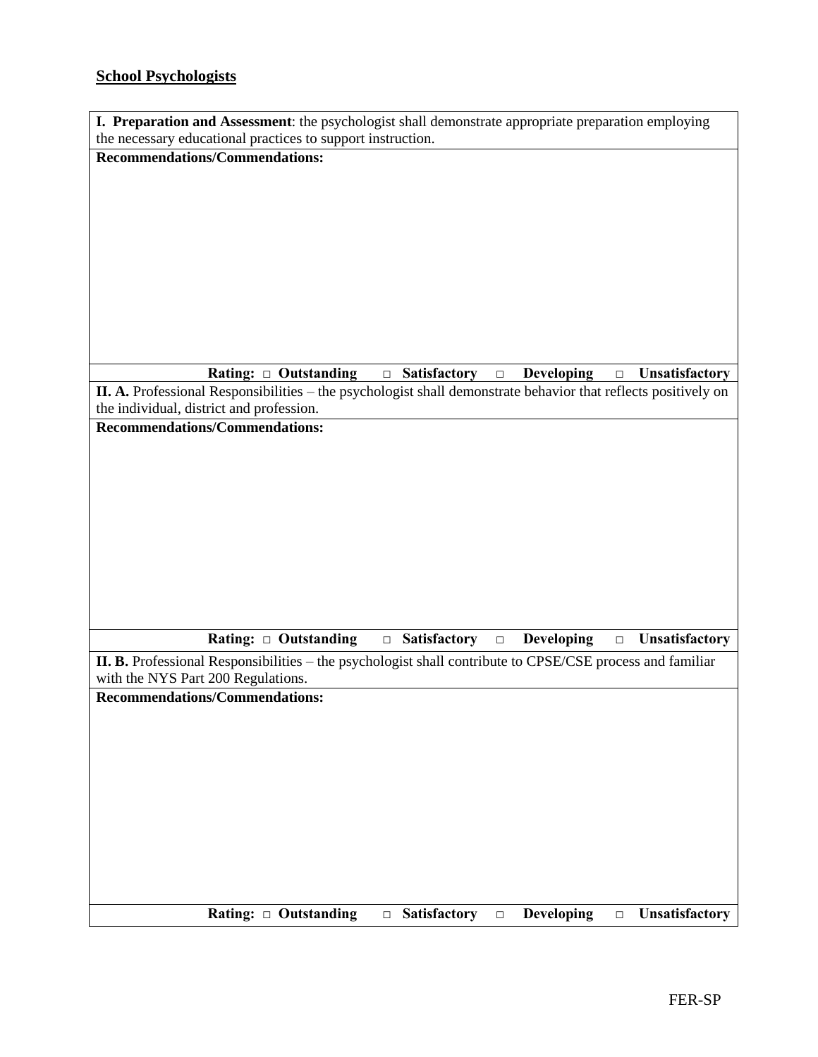**School Psychologists**

| **I. Preparation and Assessment**: the psychologist shall demonstrate appropriate preparation employing the necessary educational practices to support instruction. |
|---|
| **Recommendations/Commendations:** |
| **Rating: □ Outstanding □ Satisfactory □ Developing □ Unsatisfactory** |
| **II. A.** Professional Responsibilities – the psychologist shall demonstrate behavior that reflects positively on the individual, district and profession. |
| **Recommendations/Commendations:** |
| **Rating: □ Outstanding □ Satisfactory □ Developing □ Unsatisfactory** |
| **II. B.** Professional Responsibilities – the psychologist shall contribute to CPSE/CSE process and familiar with the NYS Part 200 Regulations. |
| **Recommendations/Commendations:** |
| **Rating: □ Outstanding □ Satisfactory □ Developing □ Unsatisfactory** |

FER-SP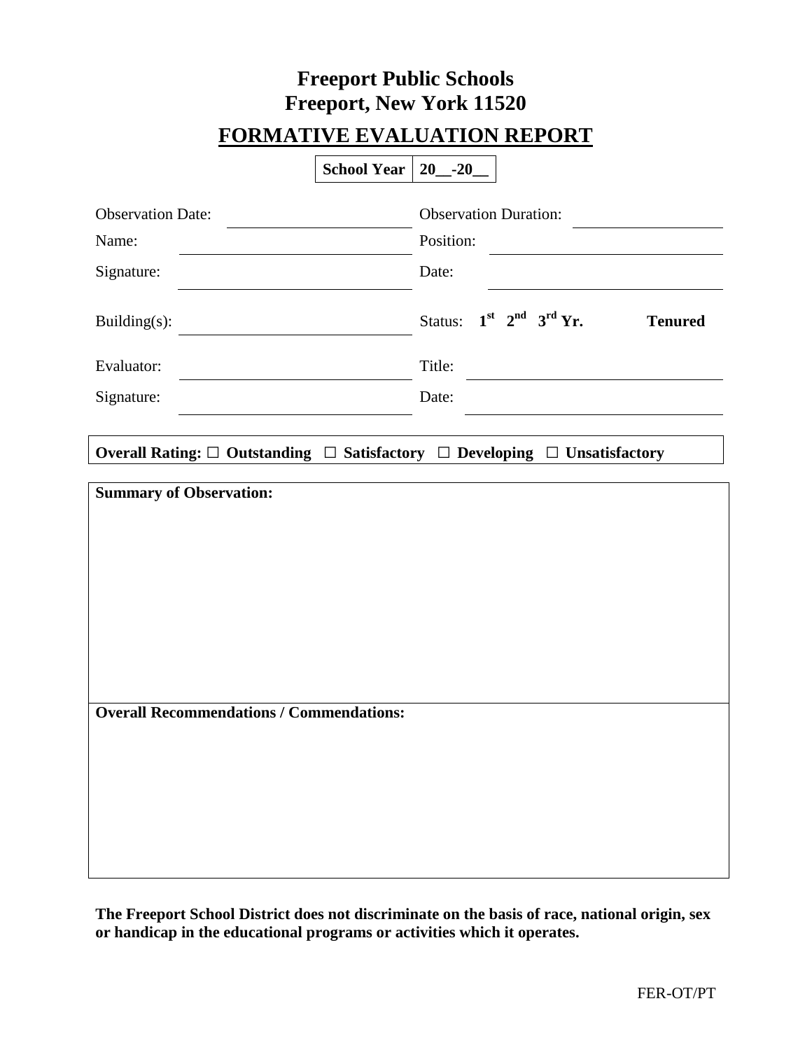# Freeport Public Schools
# Freeport, New York 11520

## FORMATIVE EVALUATION REPORT

| School Year | 20__-20__ |
|---|---|

Observation Date: ____________________ Observation Duration: ____________________

Name: ____________________ Position: ____________________

Signature: ____________________ Date: ____________________

Building(s): ____________________ Status: **1st 2nd 3rd Yr.** **Tenured**

Evaluator: ____________________ Title: ____________________

Signature: ____________________ Date: ____________________

**Overall Rating: ☐ Outstanding ☐ Satisfactory ☐ Developing ☐ Unsatisfactory**

**Summary of Observation:**

**Overall Recommendations / Commendations:**

**The Freeport School District does not discriminate on the basis of race, national origin, sex or handicap in the educational programs or activities which it operates.**

FER-OT/PT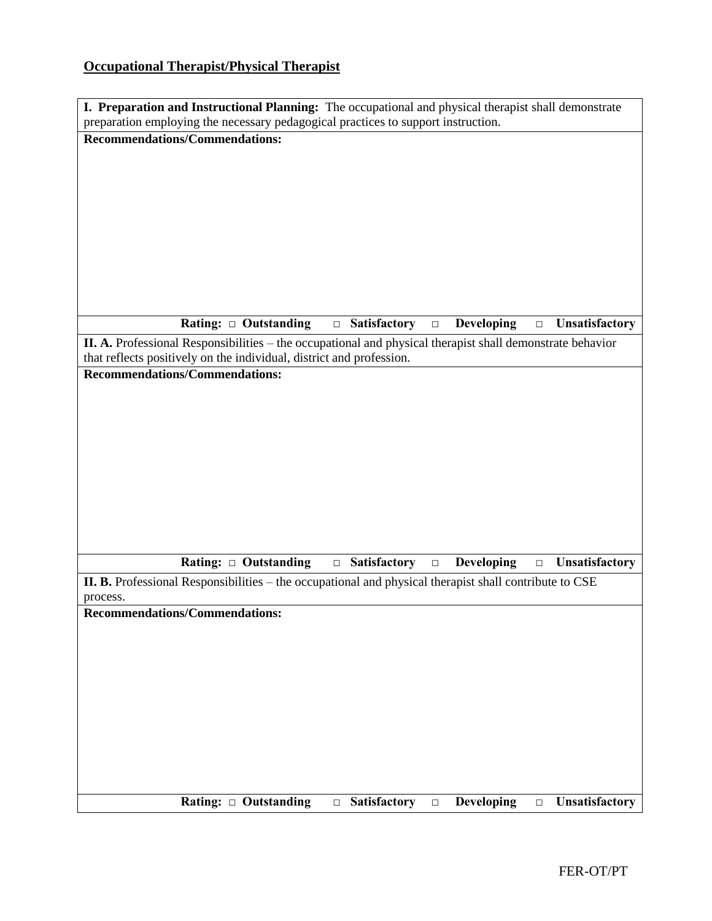**<u>Occupational Therapist/Physical Therapist</u>**

| **I. Preparation and Instructional Planning:** The occupational and physical therapist shall demonstrate preparation employing the necessary pedagogical practices to support instruction. |
|---|
| **Recommendations/Commendations:** |
| **Rating: □ Outstanding □ Satisfactory □ Developing □ Unsatisfactory** |
| **II. A.** Professional Responsibilities – the occupational and physical therapist shall demonstrate behavior that reflects positively on the individual, district and profession. |
| **Recommendations/Commendations:** |
| **Rating: □ Outstanding □ Satisfactory □ Developing □ Unsatisfactory** |
| **II. B.** Professional Responsibilities – the occupational and physical therapist shall contribute to CSE process. |
| **Recommendations/Commendations:** |
| **Rating: □ Outstanding □ Satisfactory □ Developing □ Unsatisfactory** |

FER-OT/PT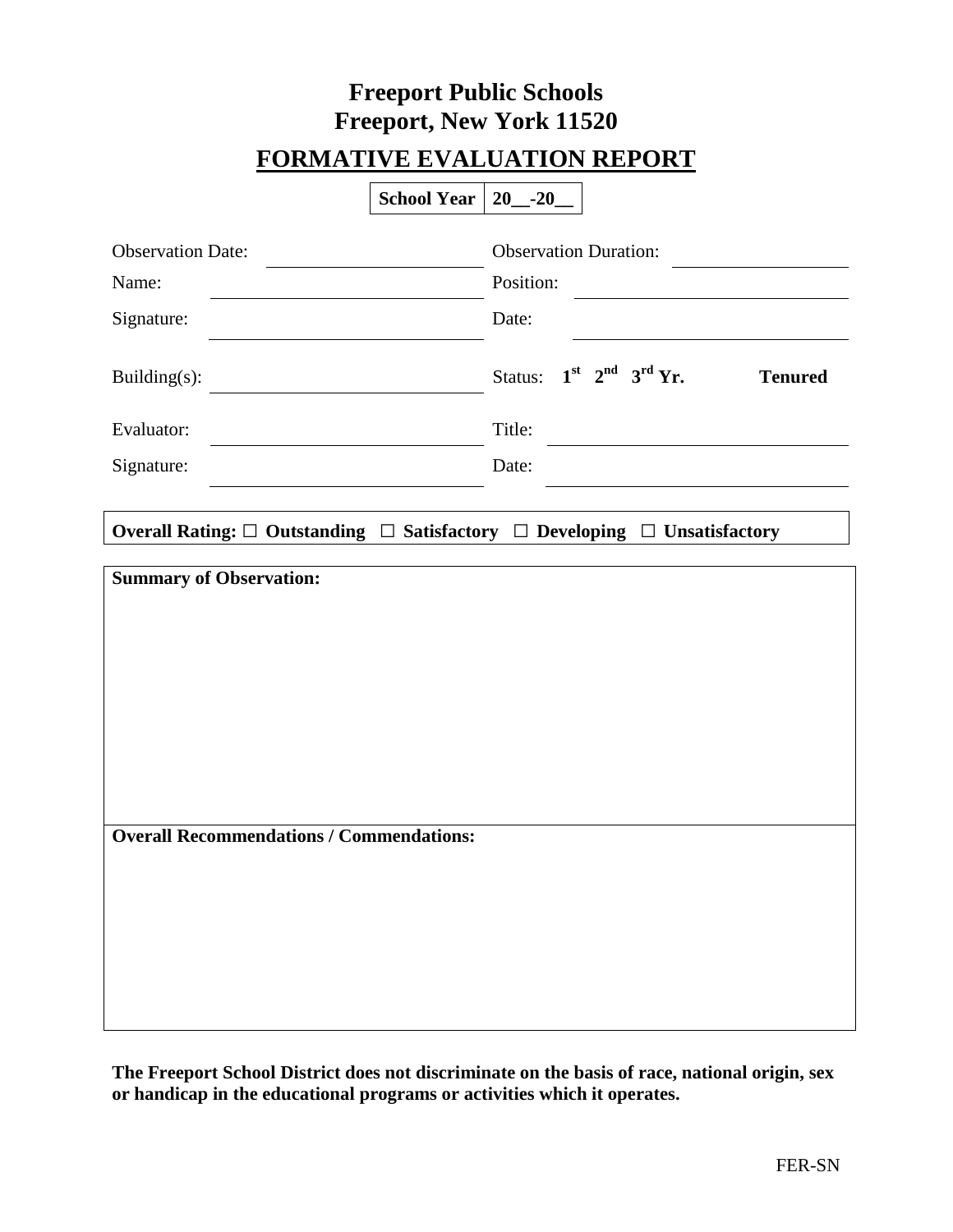# Freeport Public Schools
# Freeport, New York 11520

## FORMATIVE EVALUATION REPORT

| School Year | 20__-20__ |
|---|---|

| | | | |
|---|---|---|---|
| Observation Date: | ____________________ | Observation Duration: | ____________________ |
| Name: | ____________________ | Position: | ____________________ |
| Signature: | ____________________ | Date: | ____________________ |
| Building(s): | ____________________ | Status: **1st 2nd 3rd Yr.** | **Tenured** |
| Evaluator: | ____________________ | Title: | ____________________ |
| Signature: | ____________________ | Date: | ____________________ |

**Overall Rating: ☐ Outstanding ☐ Satisfactory ☐ Developing ☐ Unsatisfactory**

**Summary of Observation:**

**Overall Recommendations / Commendations:**

**The Freeport School District does not discriminate on the basis of race, national origin, sex or handicap in the educational programs or activities which it operates.**

FER-SN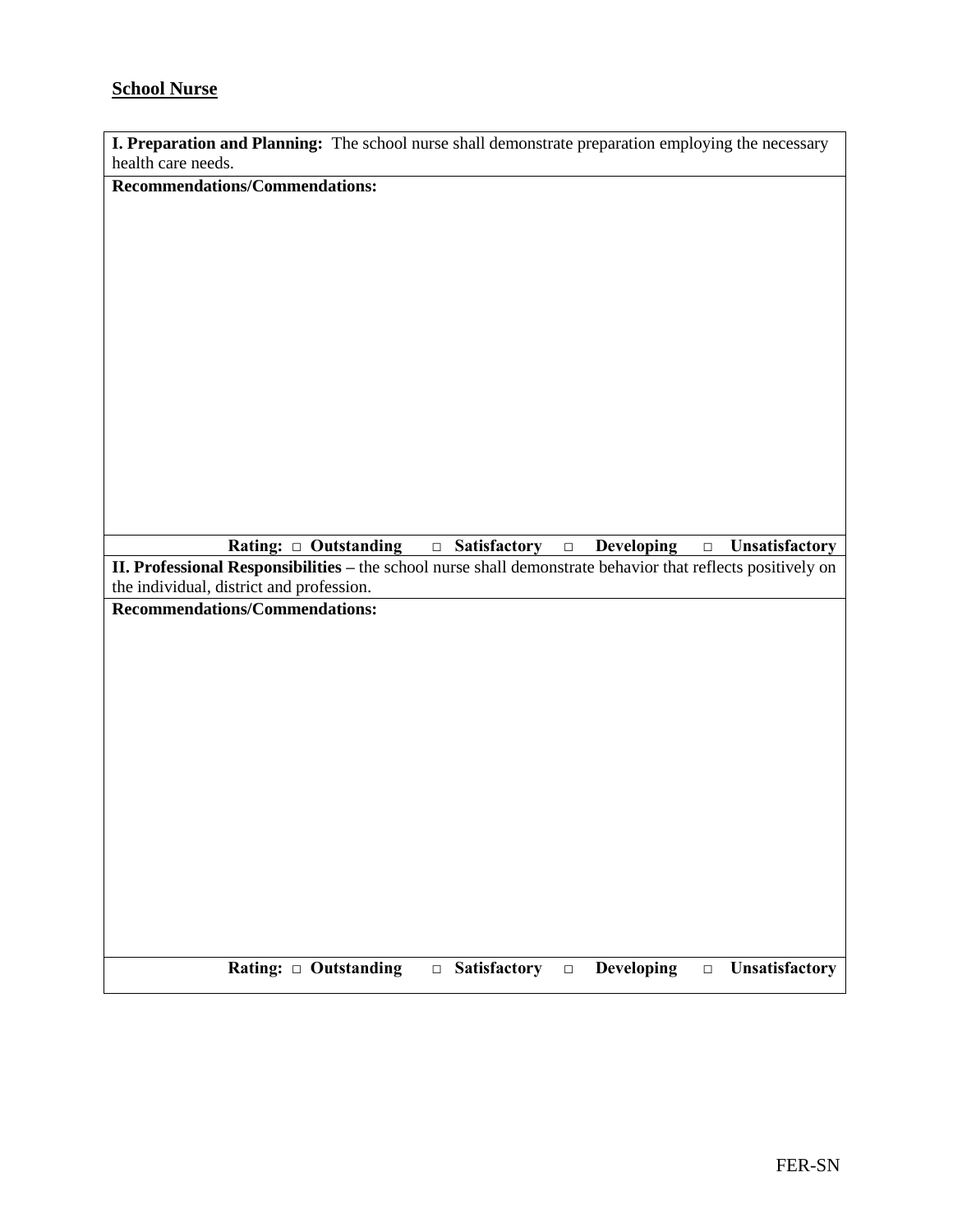**<u>School Nurse</u>**

| **I. Preparation and Planning:** The school nurse shall demonstrate preparation employing the necessary health care needs. |
|---|
| **Recommendations/Commendations:** |
| **Rating:** □ **Outstanding** □ **Satisfactory** □ **Developing** □ **Unsatisfactory** |
| **II. Professional Responsibilities –** the school nurse shall demonstrate behavior that reflects positively on the individual, district and profession. |
| **Recommendations/Commendations:** |
| **Rating:** □ **Outstanding** □ **Satisfactory** □ **Developing** □ **Unsatisfactory** |

FER-SN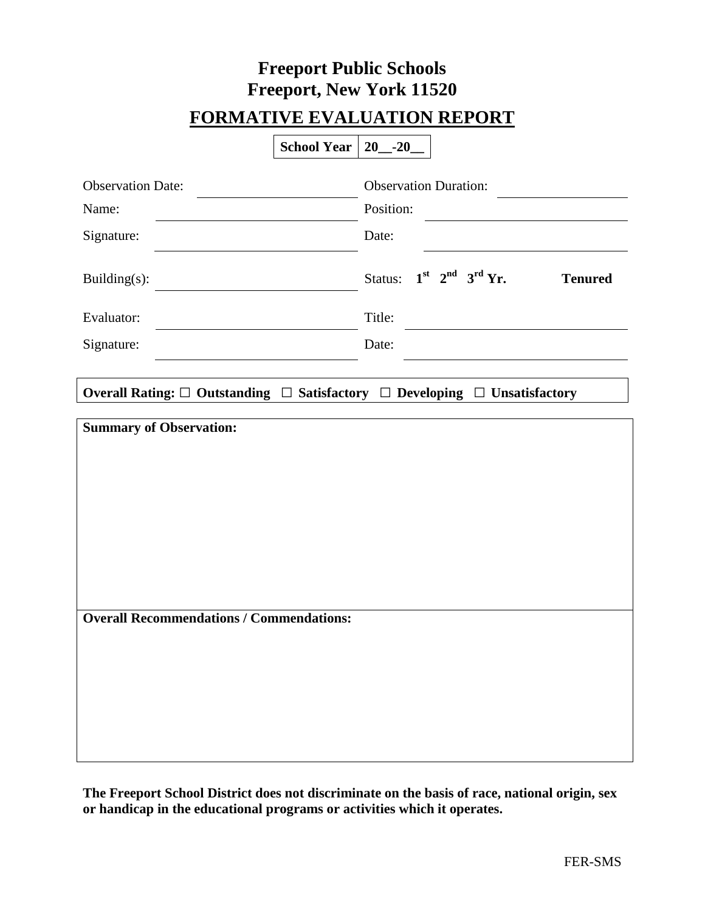# Freeport Public Schools
# Freeport, New York 11520

## FORMATIVE EVALUATION REPORT

| School Year | 20__-20__ |
|---|---|

| | | | |
|---|---|---|---|
| Observation Date: | | Observation Duration: | |
| Name: | | Position: | |
| Signature: | | Date: | |
| Building(s): | | Status: **1st 2nd 3rd Yr.** | **Tenured** |
| Evaluator: | | Title: | |
| Signature: | | Date: | |

**Overall Rating: ☐ Outstanding ☐ Satisfactory ☐ Developing ☐ Unsatisfactory**

| **Summary of Observation:** |
|---|
| |
| **Overall Recommendations / Commendations:** |
| |

**The Freeport School District does not discriminate on the basis of race, national origin, sex or handicap in the educational programs or activities which it operates.**

FER-SMS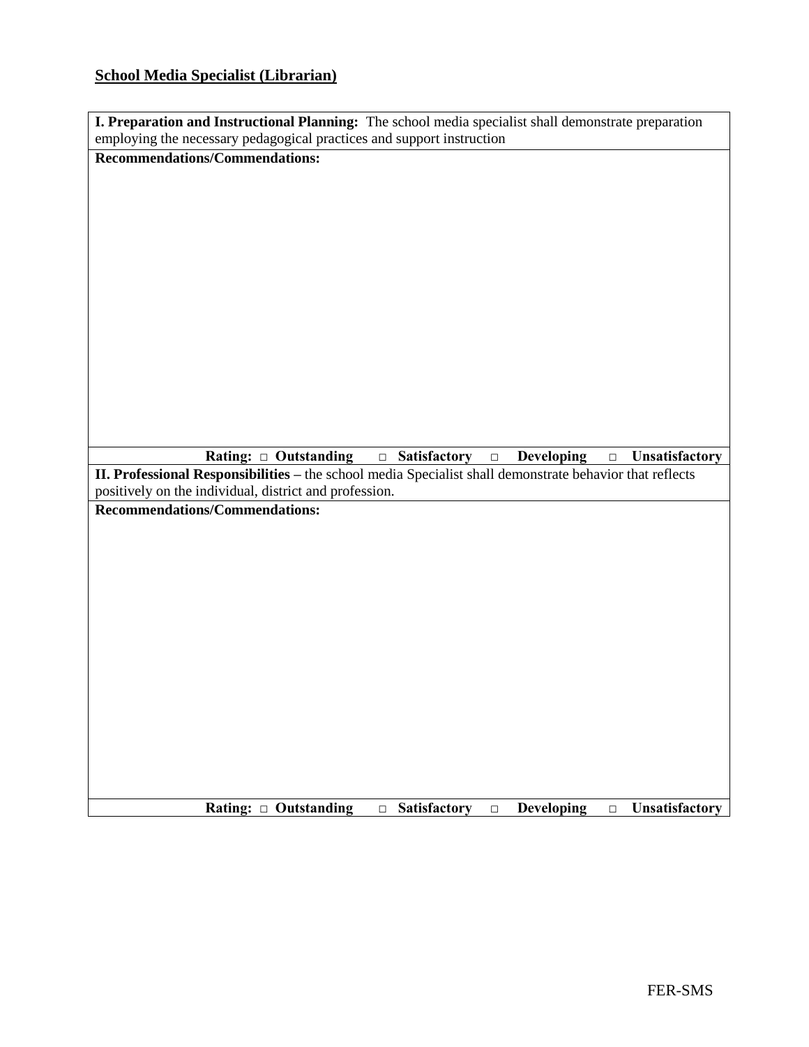**<u>School Media Specialist (Librarian)</u>**

| **I. Preparation and Instructional Planning:** The school media specialist shall demonstrate preparation employing the necessary pedagogical practices and support instruction |
|---|
| **Recommendations/Commendations:** |
| **Rating:** □ **Outstanding** □ **Satisfactory** □ **Developing** □ **Unsatisfactory** |
| **II. Professional Responsibilities –** the school media Specialist shall demonstrate behavior that reflects positively on the individual, district and profession. |
| **Recommendations/Commendations:** |
| **Rating:** □ **Outstanding** □ **Satisfactory** □ **Developing** □ **Unsatisfactory** |

FER-SMS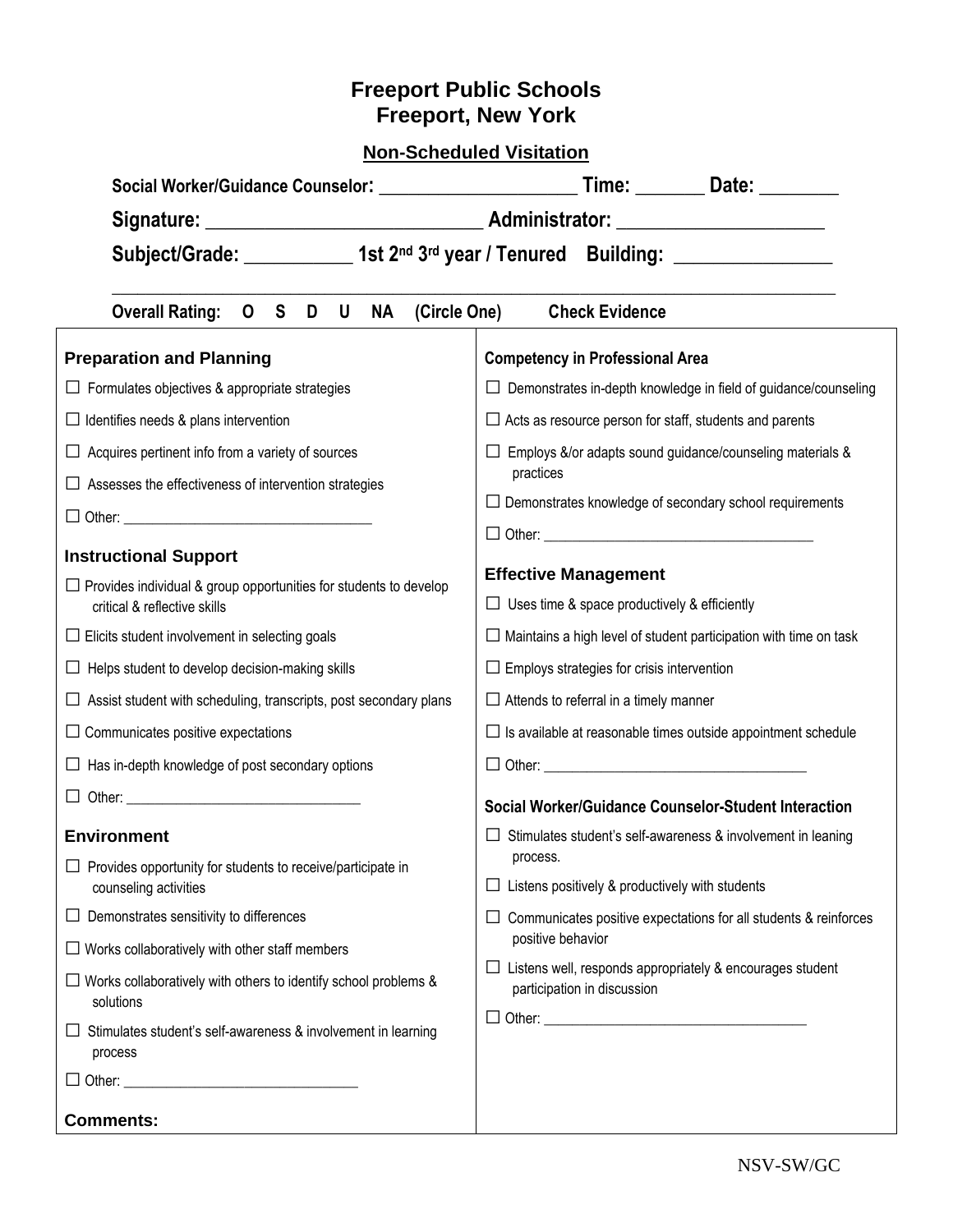# Freeport Public Schools
# Freeport, New York

## Non-Scheduled Visitation

**Social Worker/Guidance Counselor:** _____________________ **Time:** _______ **Date:** ________

**Signature:** ___________________________ **Administrator:** ____________________

**Subject/Grade:** ___________ **1st 2nd 3rd year / Tenured** **Building:** ________________

_______________________________________________________________________________

**Overall Rating: O S D U NA (Circle One)** **Check Evidence**

### Preparation and Planning

- ☐ Formulates objectives & appropriate strategies
- ☐ Identifies needs & plans intervention
- ☐ Acquires pertinent info from a variety of sources
- ☐ Assesses the effectiveness of intervention strategies
- ☐ Other: _________________________________

### Instructional Support

- ☐ Provides individual & group opportunities for students to develop critical & reflective skills
- ☐ Elicits student involvement in selecting goals
- ☐ Helps student to develop decision-making skills
- ☐ Assist student with scheduling, transcripts, post secondary plans
- ☐ Communicates positive expectations
- ☐ Has in-depth knowledge of post secondary options
- ☐ Other: _________________________________

### Environment

- ☐ Provides opportunity for students to receive/participate in counseling activities
- ☐ Demonstrates sensitivity to differences
- ☐ Works collaboratively with other staff members
- ☐ Works collaboratively with others to identify school problems & solutions
- ☐ Stimulates student's self-awareness & involvement in learning process
- ☐ Other: _________________________________

### Competency in Professional Area

- ☐ Demonstrates in-depth knowledge in field of guidance/counseling
- ☐ Acts as resource person for staff, students and parents
- ☐ Employs &/or adapts sound guidance/counseling materials & practices
- ☐ Demonstrates knowledge of secondary school requirements
- ☐ Other: _________________________________

### Effective Management

- ☐ Uses time & space productively & efficiently
- ☐ Maintains a high level of student participation with time on task
- ☐ Employs strategies for crisis intervention
- ☐ Attends to referral in a timely manner
- ☐ Is available at reasonable times outside appointment schedule
- ☐ Other: _________________________________

### Social Worker/Guidance Counselor-Student Interaction

- ☐ Stimulates student's self-awareness & involvement in leaning process.
- ☐ Listens positively & productively with students
- ☐ Communicates positive expectations for all students & reinforces positive behavior
- ☐ Listens well, responds appropriately & encourages student participation in discussion
- ☐ Other: _________________________________

**Comments:**

NSV-SW/GC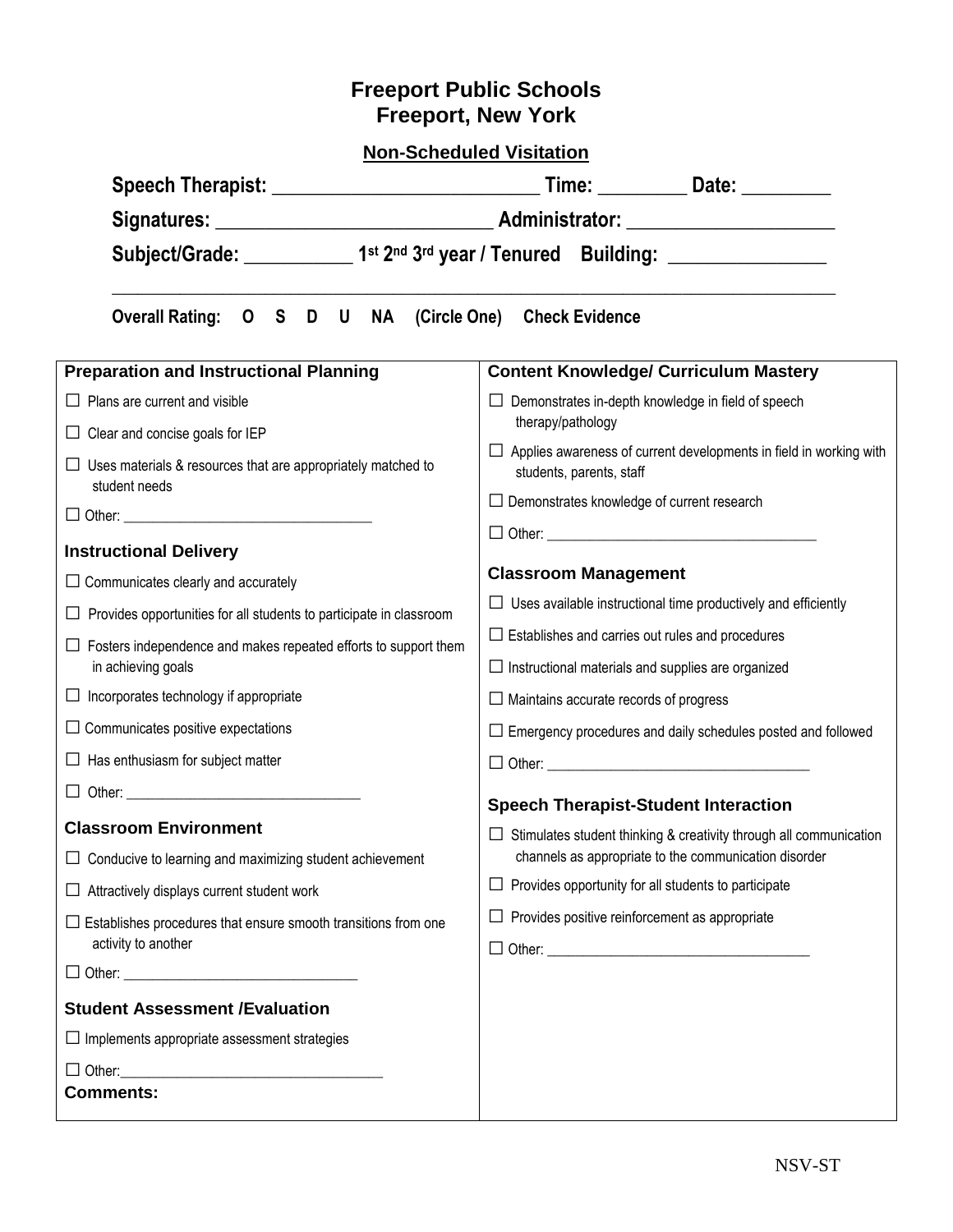# Freeport Public Schools
# Freeport, New York

## Non-Scheduled Visitation

**Speech Therapist:** ___________________________ **Time:** _________ **Date:** _________

**Signatures:** ___________________________ **Administrator:** _____________________

**Subject/Grade:** ___________ **1st 2nd 3rd year / Tenured** **Building:** ________________

______________________________________________________________________________

**Overall Rating: O S D U NA (Circle One) Check Evidence**

### Preparation and Instructional Planning

- ☐ Plans are current and visible
- ☐ Clear and concise goals for IEP
- ☐ Uses materials & resources that are appropriately matched to student needs
- ☐ Other: ___________________________________

### Instructional Delivery

- ☐ Communicates clearly and accurately
- ☐ Provides opportunities for all students to participate in classroom
- ☐ Fosters independence and makes repeated efforts to support them in achieving goals
- ☐ Incorporates technology if appropriate
- ☐ Communicates positive expectations
- ☐ Has enthusiasm for subject matter
- ☐ Other: _________________________________

### Classroom Environment

- ☐ Conducive to learning and maximizing student achievement
- ☐ Attractively displays current student work
- ☐ Establishes procedures that ensure smooth transitions from one activity to another
- ☐ Other: ________________________________

### Student Assessment /Evaluation

- ☐ Implements appropriate assessment strategies
- ☐ Other:____________________________________

**Comments:**

### Content Knowledge/ Curriculum Mastery

- ☐ Demonstrates in-depth knowledge in field of speech therapy/pathology
- ☐ Applies awareness of current developments in field in working with students, parents, staff
- ☐ Demonstrates knowledge of current research
- ☐ Other: ______________________________________

### Classroom Management

- ☐ Uses available instructional time productively and efficiently
- ☐ Establishes and carries out rules and procedures
- ☐ Instructional materials and supplies are organized
- ☐ Maintains accurate records of progress
- ☐ Emergency procedures and daily schedules posted and followed
- ☐ Other: ____________________________________

### Speech Therapist-Student Interaction

- ☐ Stimulates student thinking & creativity through all communication channels as appropriate to the communication disorder
- ☐ Provides opportunity for all students to participate
- ☐ Provides positive reinforcement as appropriate
- ☐ Other: ____________________________________

NSV-ST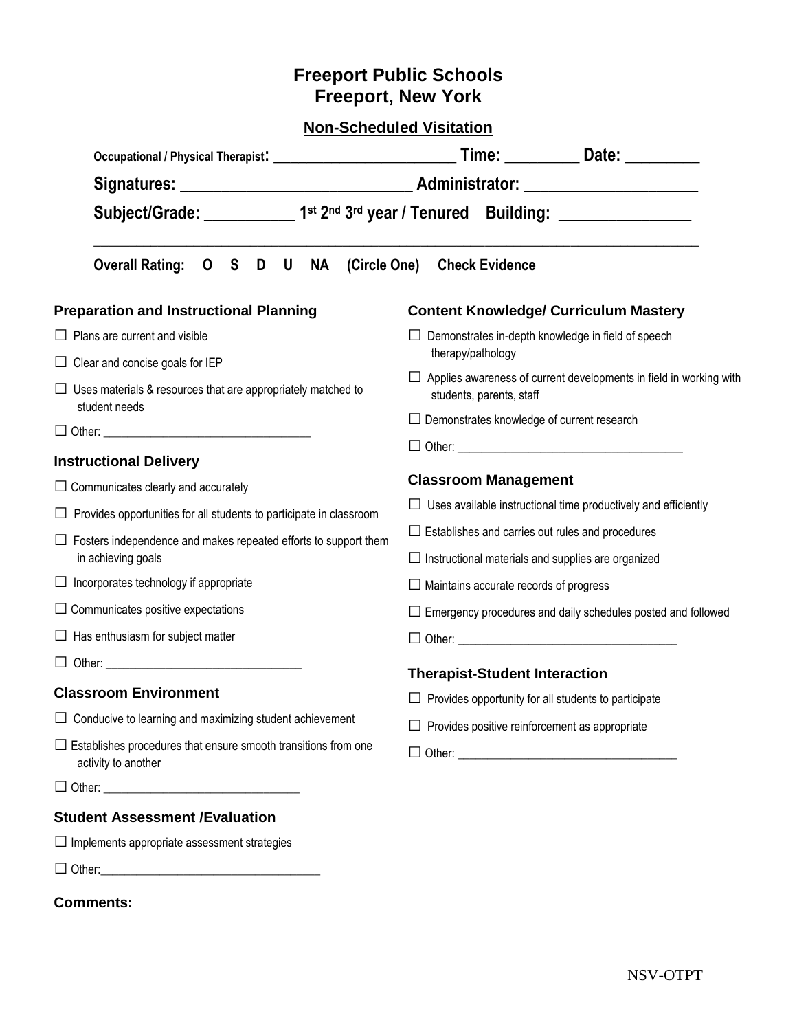# Freeport Public Schools
# Freeport, New York

## Non-Scheduled Visitation

**Occupational / Physical Therapist:** _________________________ **Time:** _________ **Date:** _________

**Signatures:** ____________________________ **Administrator:** _____________________

**Subject/Grade:** ___________ **1st 2nd 3rd year / Tenured** **Building:** ________________

_______________________________________________________________________________

**Overall Rating: O S D U NA (Circle One) Check Evidence**

### Preparation and Instructional Planning

- ☐ Plans are current and visible
- ☐ Clear and concise goals for IEP
- ☐ Uses materials & resources that are appropriately matched to student needs
- ☐ Other: ___________________________________

### Instructional Delivery

- ☐ Communicates clearly and accurately
- ☐ Provides opportunities for all students to participate in classroom
- ☐ Fosters independence and makes repeated efforts to support them in achieving goals
- ☐ Incorporates technology if appropriate
- ☐ Communicates positive expectations
- ☐ Has enthusiasm for subject matter
- ☐ Other: ________________________________

### Classroom Environment

- ☐ Conducive to learning and maximizing student achievement
- ☐ Establishes procedures that ensure smooth transitions from one activity to another
- ☐ Other: ________________________________

### Student Assessment /Evaluation

- ☐ Implements appropriate assessment strategies
- ☐ Other:____________________________________

### Content Knowledge/ Curriculum Mastery

- ☐ Demonstrates in-depth knowledge in field of speech therapy/pathology
- ☐ Applies awareness of current developments in field in working with students, parents, staff
- ☐ Demonstrates knowledge of current research
- ☐ Other: ______________________________________

### Classroom Management

- ☐ Uses available instructional time productively and efficiently
- ☐ Establishes and carries out rules and procedures
- ☐ Instructional materials and supplies are organized
- ☐ Maintains accurate records of progress
- ☐ Emergency procedures and daily schedules posted and followed
- ☐ Other: ____________________________________

### Therapist-Student Interaction

- ☐ Provides opportunity for all students to participate
- ☐ Provides positive reinforcement as appropriate
- ☐ Other: ____________________________________

**Comments:**

NSV-OTPT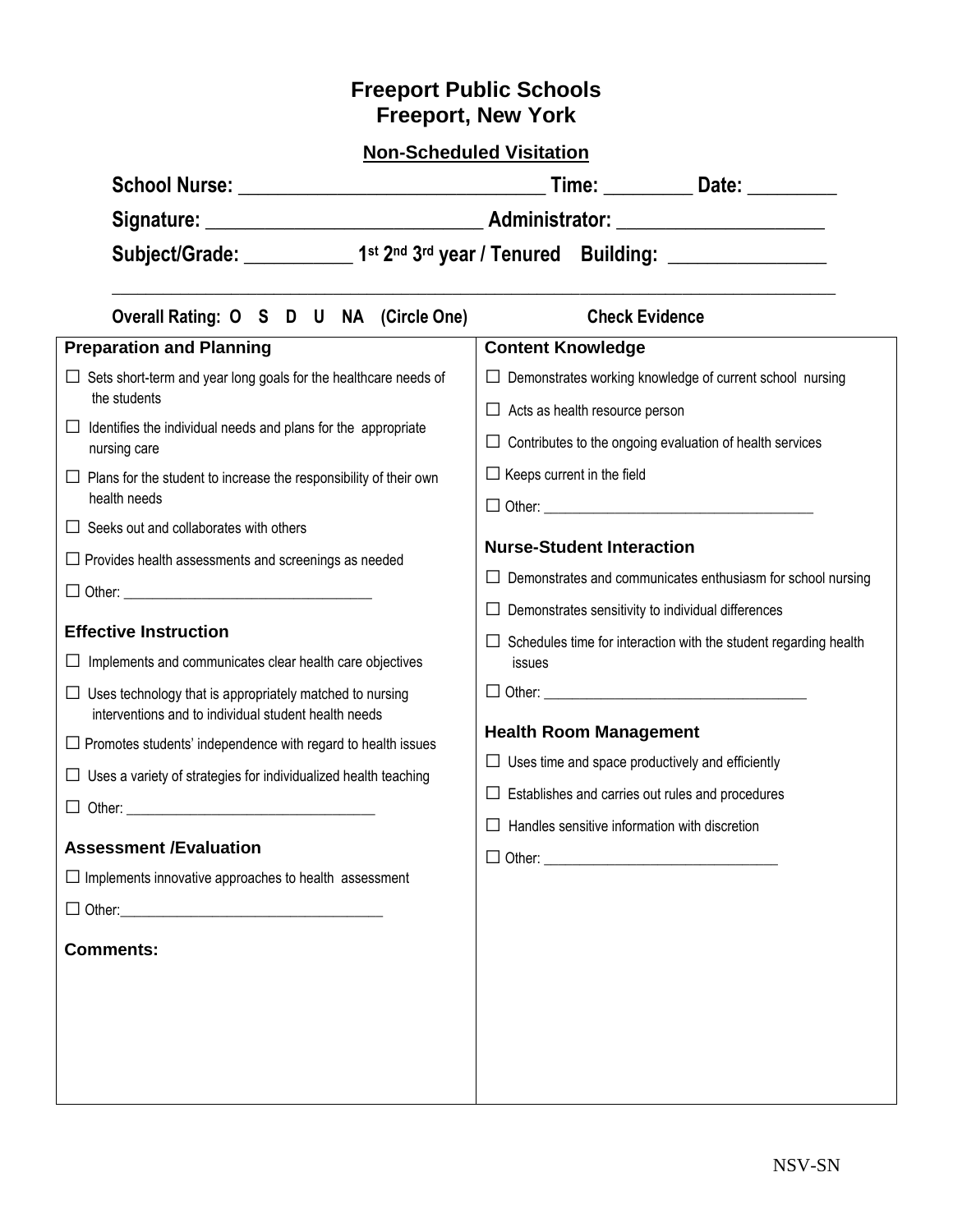# Freeport Public Schools
# Freeport, New York

## Non-Scheduled Visitation

**School Nurse:** ______________________________ **Time:** ________ **Date:** ________

**Signature:** ___________________________ **Administrator:** ____________________

**Subject/Grade:** ___________ **1st 2nd 3rd year / Tenured** **Building:** _______________

______________________________________________________________________________

**Overall Rating: O S D U NA (Circle One)** **Check Evidence**

### Preparation and Planning

- ☐ Sets short-term and year long goals for the healthcare needs of the students
- ☐ Identifies the individual needs and plans for the appropriate nursing care
- ☐ Plans for the student to increase the responsibility of their own health needs
- ☐ Seeks out and collaborates with others
- ☐ Provides health assessments and screenings as needed
- ☐ Other: ________________________________

### Effective Instruction

- ☐ Implements and communicates clear health care objectives
- ☐ Uses technology that is appropriately matched to nursing interventions and to individual student health needs
- ☐ Promotes students' independence with regard to health issues
- ☐ Uses a variety of strategies for individualized health teaching
- ☐ Other: ________________________________

### Assessment /Evaluation

- ☐ Implements innovative approaches to health assessment
- ☐ Other:__________________________________

### Comments:

### Content Knowledge

- ☐ Demonstrates working knowledge of current school nursing
- ☐ Acts as health resource person
- ☐ Contributes to the ongoing evaluation of health services
- ☐ Keeps current in the field
- ☐ Other: __________________________________

### Nurse-Student Interaction

- ☐ Demonstrates and communicates enthusiasm for school nursing
- ☐ Demonstrates sensitivity to individual differences
- ☐ Schedules time for interaction with the student regarding health issues
- ☐ Other: _________________________________

### Health Room Management

- ☐ Uses time and space productively and efficiently
- ☐ Establishes and carries out rules and procedures
- ☐ Handles sensitive information with discretion
- ☐ Other: ______________________________

NSV-SN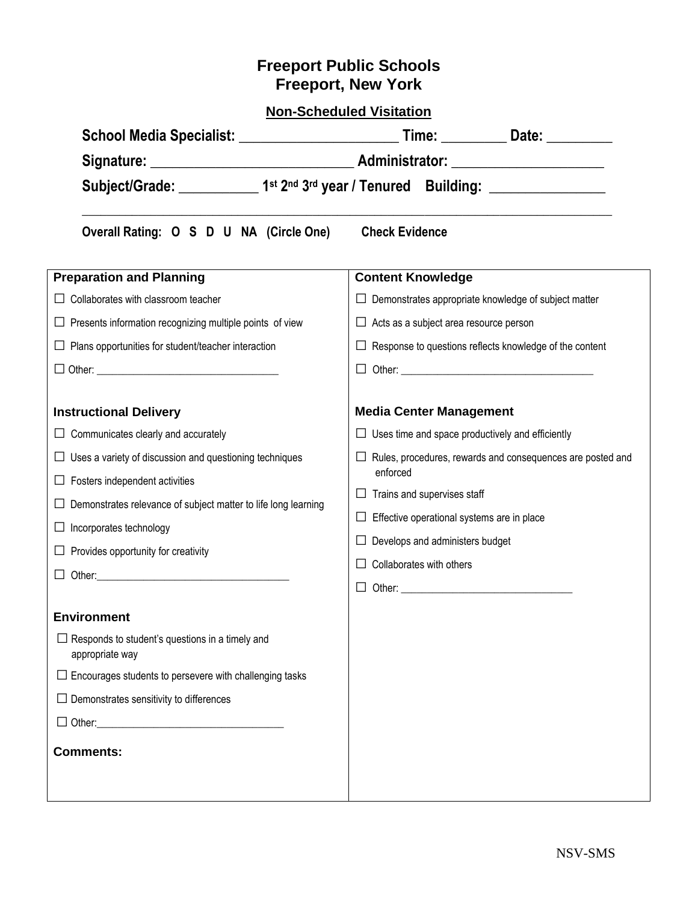# Freeport Public Schools
# Freeport, New York

## Non-Scheduled Visitation

**School Media Specialist:** ______________________ **Time:** _________ **Date:** _________

**Signature:** ____________________________ **Administrator:** _____________________

**Subject/Grade:** ___________ **1st 2nd 3rd year / Tenured** **Building:** ________________

---

**Overall Rating: O S D U NA (Circle One)** **Check Evidence**

### Preparation and Planning

- ☐ Collaborates with classroom teacher
- ☐ Presents information recognizing multiple points of view
- ☐ Plans opportunities for student/teacher interaction
- ☐ Other: ___________________________________

### Instructional Delivery

- ☐ Communicates clearly and accurately
- ☐ Uses a variety of discussion and questioning techniques
- ☐ Fosters independent activities
- ☐ Demonstrates relevance of subject matter to life long learning
- ☐ Incorporates technology
- ☐ Provides opportunity for creativity
- ☐ Other:_____________________________________

### Environment

- ☐ Responds to student's questions in a timely and appropriate way
- ☐ Encourages students to persevere with challenging tasks
- ☐ Demonstrates sensitivity to differences
- ☐ Other:___________________________________

### Comments:

### Content Knowledge

- ☐ Demonstrates appropriate knowledge of subject matter
- ☐ Acts as a subject area resource person
- ☐ Response to questions reflects knowledge of the content
- ☐ Other: _____________________________________

### Media Center Management

- ☐ Uses time and space productively and efficiently
- ☐ Rules, procedures, rewards and consequences are posted and enforced
- ☐ Trains and supervises staff
- ☐ Effective operational systems are in place
- ☐ Develops and administers budget
- ☐ Collaborates with others
- ☐ Other: _________________________________

NSV-SMS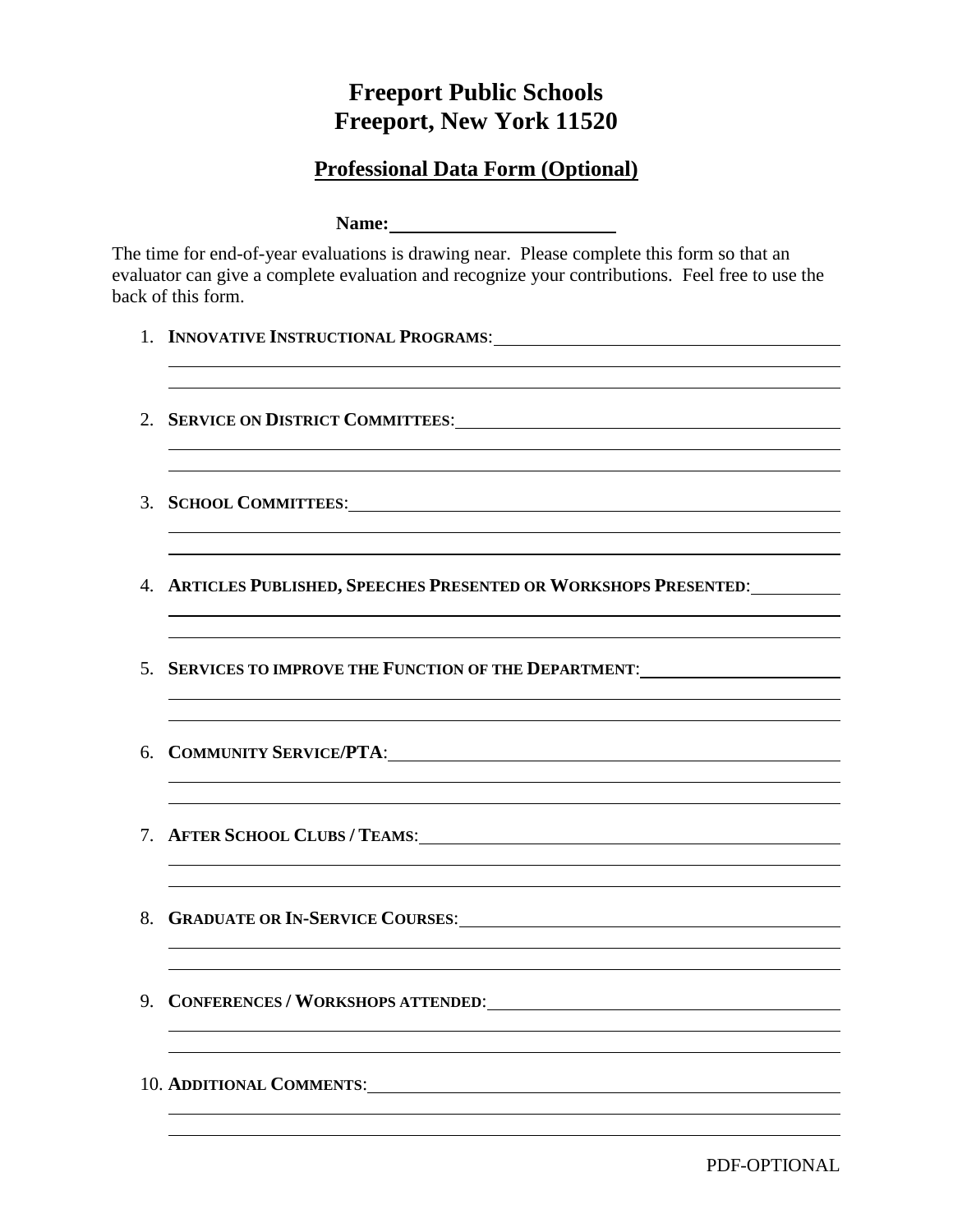# Freeport Public Schools
# Freeport, New York 11520

## Professional Data Form (Optional)

**Name:** ______________________

The time for end-of-year evaluations is drawing near. Please complete this form so that an evaluator can give a complete evaluation and recognize your contributions. Feel free to use the back of this form.

1. **INNOVATIVE INSTRUCTIONAL PROGRAMS**: ______________________
2. **SERVICE ON DISTRICT COMMITTEES**: ______________________
3. **SCHOOL COMMITTEES**: ______________________
4. **ARTICLES PUBLISHED, SPEECHES PRESENTED OR WORKSHOPS PRESENTED**: ______________________
5. **SERVICES TO IMPROVE THE FUNCTION OF THE DEPARTMENT**: ______________________
6. **COMMUNITY SERVICE/PTA**: ______________________
7. **AFTER SCHOOL CLUBS / TEAMS**: ______________________
8. **GRADUATE OR IN-SERVICE COURSES**: ______________________
9. **CONFERENCES / WORKSHOPS ATTENDED**: ______________________
10. **ADDITIONAL COMMENTS**: ______________________

PDF-OPTIONAL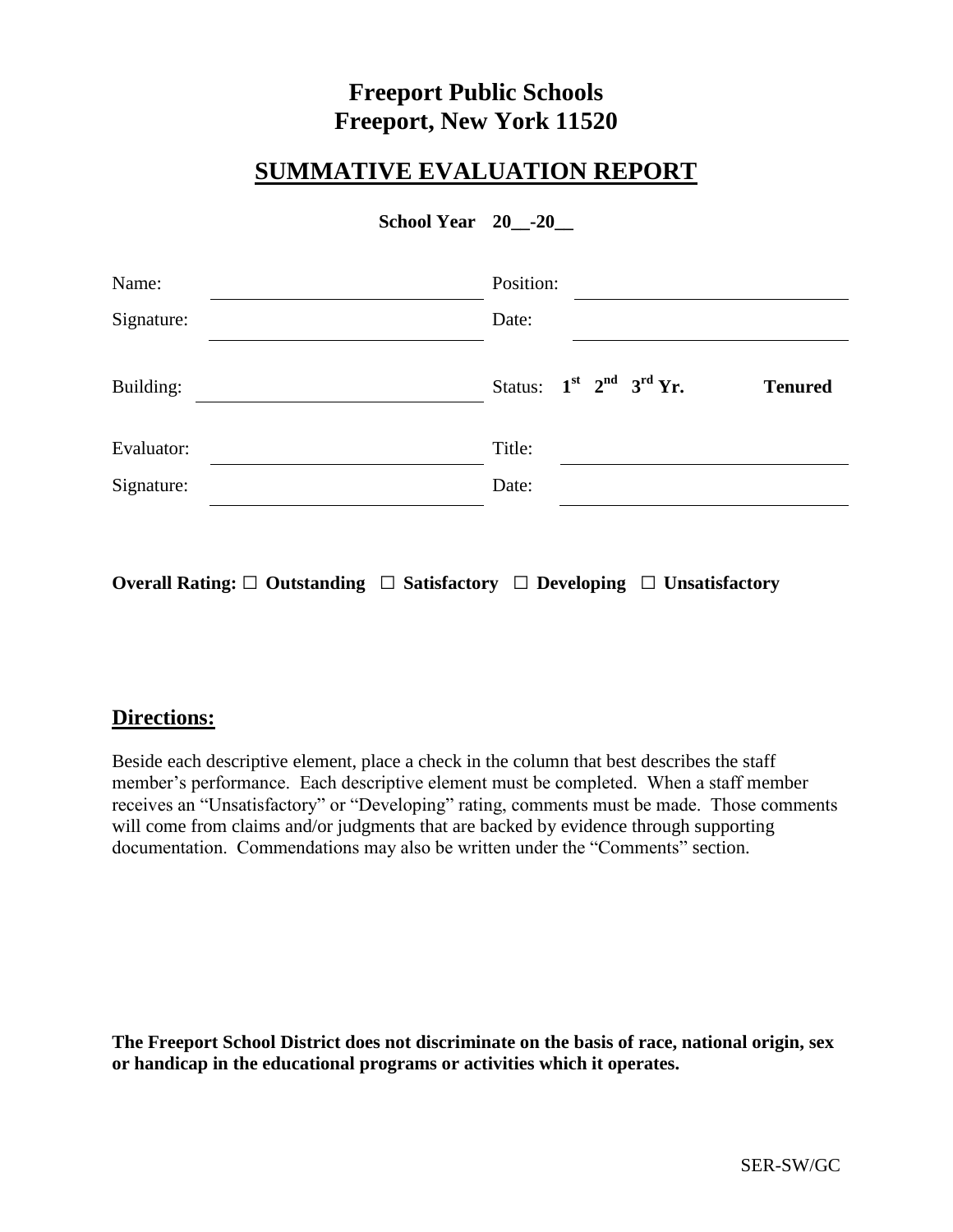# Freeport Public Schools
# Freeport, New York 11520

## SUMMATIVE EVALUATION REPORT

**School Year 20__-20__**

| | | | |
|---|---|---|---|
| Name: | | Position: | |
| Signature: | | Date: | |
| Building: | | Status: **1st 2nd 3rd Yr.** | **Tenured** |
| Evaluator: | | Title: | |
| Signature: | | Date: | |

**Overall Rating: ☐ Outstanding ☐ Satisfactory ☐ Developing ☐ Unsatisfactory**

## Directions:

Beside each descriptive element, place a check in the column that best describes the staff member's performance. Each descriptive element must be completed. When a staff member receives an "Unsatisfactory" or "Developing" rating, comments must be made. Those comments will come from claims and/or judgments that are backed by evidence through supporting documentation. Commendations may also be written under the "Comments" section.

**The Freeport School District does not discriminate on the basis of race, national origin, sex or handicap in the educational programs or activities which it operates.**

SER-SW/GC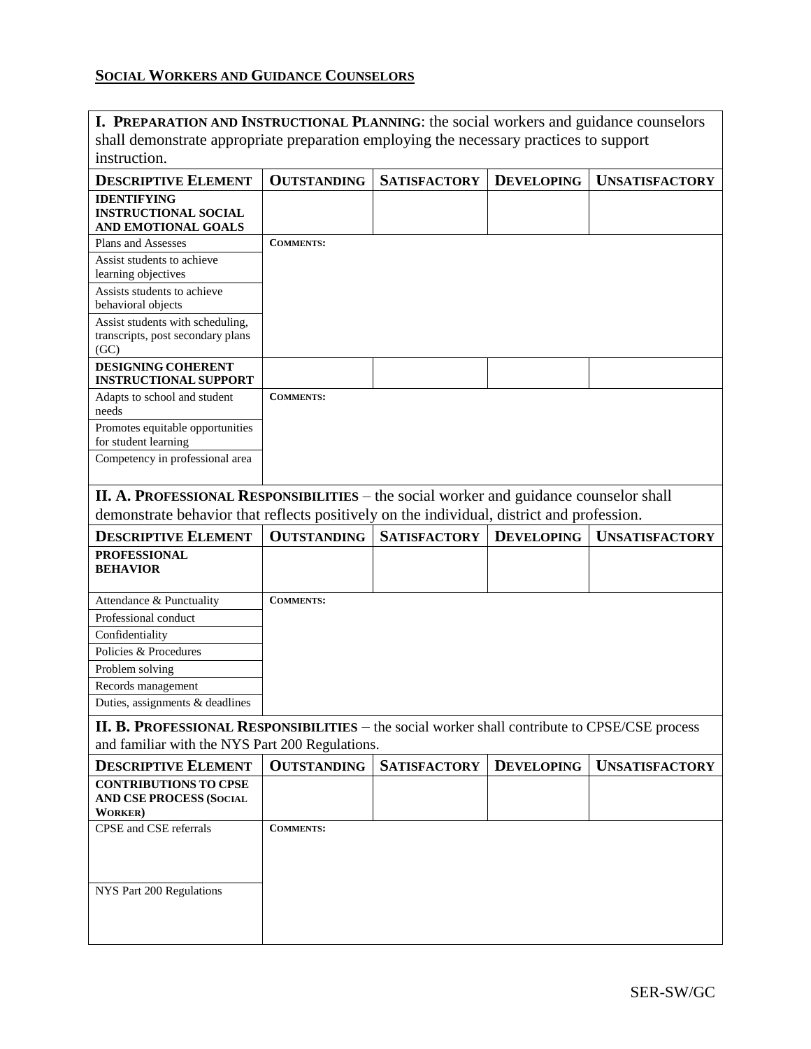## SOCIAL WORKERS AND GUIDANCE COUNSELORS

| **I. PREPARATION AND INSTRUCTIONAL PLANNING**: the social workers and guidance counselors shall demonstrate appropriate preparation employing the necessary practices to support instruction. | | | | |
|---|---|---|---|---|
| **DESCRIPTIVE ELEMENT** | **OUTSTANDING** | **SATISFACTORY** | **DEVELOPING** | **UNSATISFACTORY** |
| **IDENTIFYING INSTRUCTIONAL SOCIAL AND EMOTIONAL GOALS** | | | | |
| Plans and Assesses | **COMMENTS:** | | | |
| Assist students to achieve learning objectives | | | | |
| Assists students to achieve behavioral objects | | | | |
| Assist students with scheduling, transcripts, post secondary plans (GC) | | | | |
| **DESIGNING COHERENT INSTRUCTIONAL SUPPORT** | | | | |
| Adapts to school and student needs | **COMMENTS:** | | | |
| Promotes equitable opportunities for student learning | | | | |
| Competency in professional area | | | | |

| **II. A. PROFESSIONAL RESPONSIBILITIES** – the social worker and guidance counselor shall demonstrate behavior that reflects positively on the individual, district and profession. | | | | |
|---|---|---|---|---|
| **DESCRIPTIVE ELEMENT** | **OUTSTANDING** | **SATISFACTORY** | **DEVELOPING** | **UNSATISFACTORY** |
| **PROFESSIONAL BEHAVIOR** | | | | |
| Attendance & Punctuality | **COMMENTS:** | | | |
| Professional conduct | | | | |
| Confidentiality | | | | |
| Policies & Procedures | | | | |
| Problem solving | | | | |
| Records management | | | | |
| Duties, assignments & deadlines | | | | |

| **II. B. PROFESSIONAL RESPONSIBILITIES** – the social worker shall contribute to CPSE/CSE process and familiar with the NYS Part 200 Regulations. | | | | |
|---|---|---|---|---|
| **DESCRIPTIVE ELEMENT** | **OUTSTANDING** | **SATISFACTORY** | **DEVELOPING** | **UNSATISFACTORY** |
| **CONTRIBUTIONS TO CPSE AND CSE PROCESS (SOCIAL WORKER)** | | | | |
| CPSE and CSE referrals | **COMMENTS:** | | | |
| NYS Part 200 Regulations | | | | |

SER-SW/GC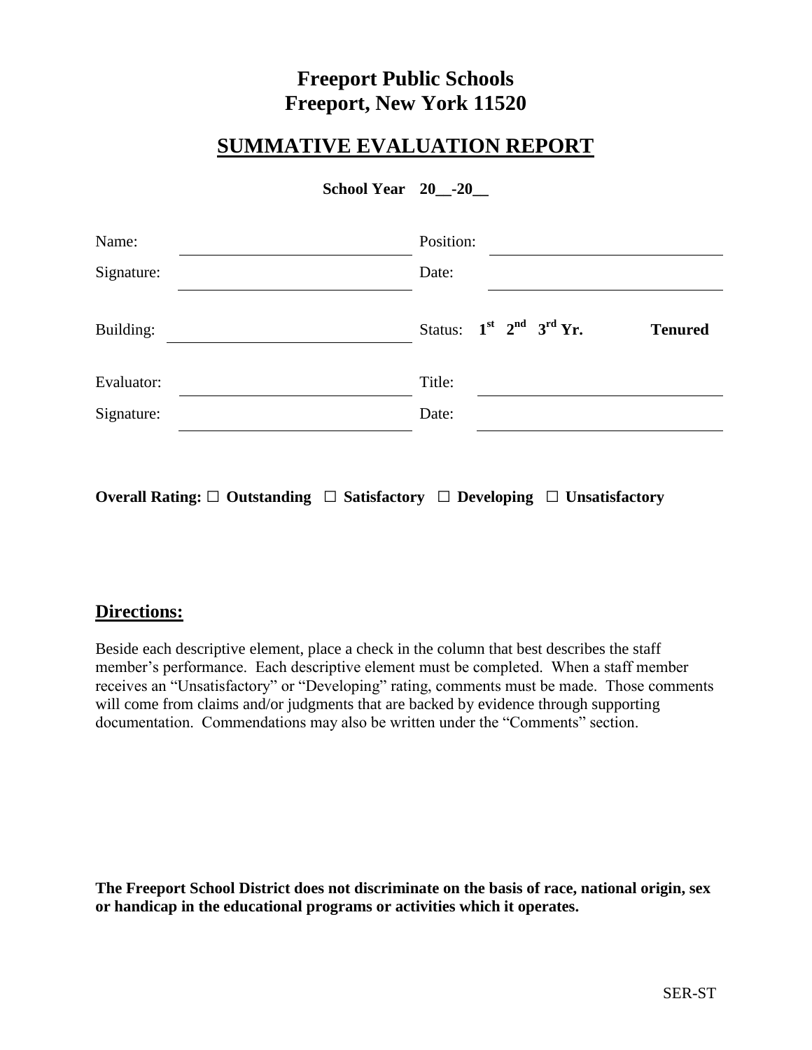# Freeport Public Schools
# Freeport, New York 11520

## SUMMATIVE EVALUATION REPORT

**School Year 20__-20__**

| | | | |
|---|---|---|---|
| Name: | | Position: | |
| Signature: | | Date: | |
| Building: | | Status: **1st 2nd 3rd Yr.** | **Tenured** |
| Evaluator: | | Title: | |
| Signature: | | Date: | |

**Overall Rating: ☐ Outstanding ☐ Satisfactory ☐ Developing ☐ Unsatisfactory**

## Directions:

Beside each descriptive element, place a check in the column that best describes the staff member's performance. Each descriptive element must be completed. When a staff member receives an "Unsatisfactory" or "Developing" rating, comments must be made. Those comments will come from claims and/or judgments that are backed by evidence through supporting documentation. Commendations may also be written under the "Comments" section.

**The Freeport School District does not discriminate on the basis of race, national origin, sex or handicap in the educational programs or activities which it operates.**

SER-ST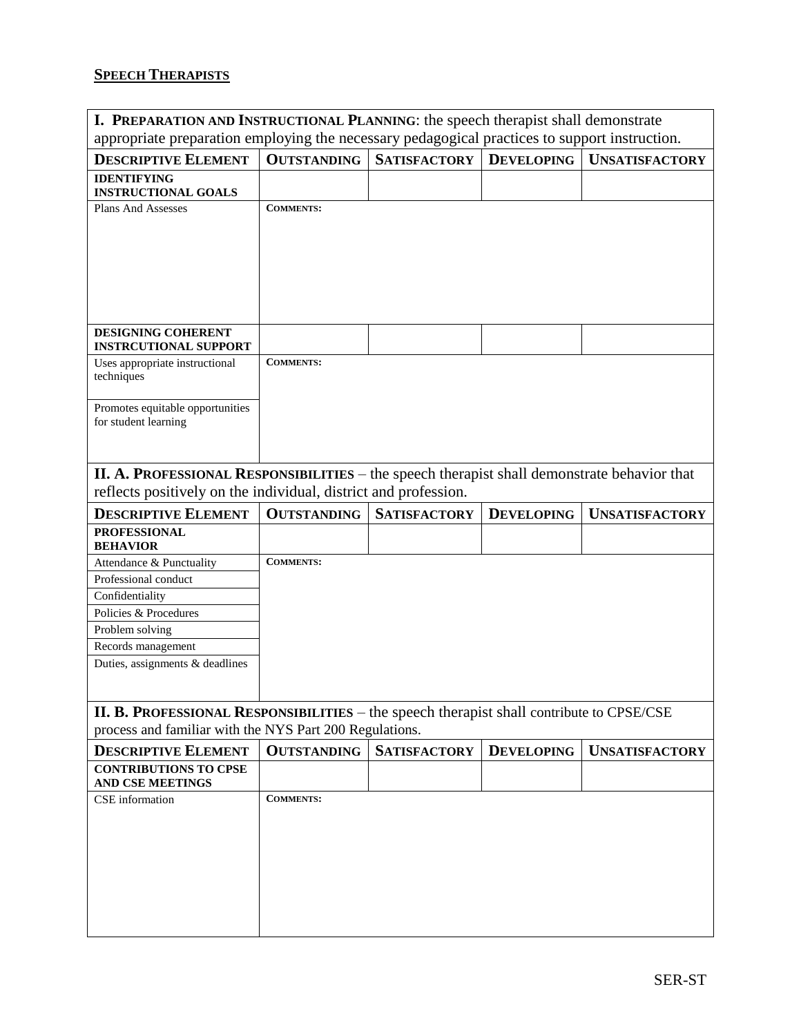**SPEECH THERAPISTS**

| **I. PREPARATION AND INSTRUCTIONAL PLANNING**: the speech therapist shall demonstrate appropriate preparation employing the necessary pedagogical practices to support instruction. | | | | |
|---|---|---|---|---|
| **DESCRIPTIVE ELEMENT** | **OUTSTANDING** | **SATISFACTORY** | **DEVELOPING** | **UNSATISFACTORY** |
| **IDENTIFYING INSTRUCTIONAL GOALS** | | | | |
| Plans And Assesses | **COMMENTS:** | | | |
| **DESIGNING COHERENT INSTRCUTIONAL SUPPORT** | | | | |
| Uses appropriate instructional techniques<br><br>Promotes equitable opportunities for student learning | **COMMENTS:** | | | |

| **II. A. PROFESSIONAL RESPONSIBILITIES** – the speech therapist shall demonstrate behavior that reflects positively on the individual, district and profession. | | | | |
|---|---|---|---|---|
| **DESCRIPTIVE ELEMENT** | **OUTSTANDING** | **SATISFACTORY** | **DEVELOPING** | **UNSATISFACTORY** |
| **PROFESSIONAL BEHAVIOR** | | | | |
| Attendance & Punctuality<br>Professional conduct<br>Confidentiality<br>Policies & Procedures<br>Problem solving<br>Records management<br>Duties, assignments & deadlines | **COMMENTS:** | | | |

| **II. B. PROFESSIONAL RESPONSIBILITIES** – the speech therapist shall contribute to CPSE/CSE process and familiar with the NYS Part 200 Regulations. | | | | |
|---|---|---|---|---|
| **DESCRIPTIVE ELEMENT** | **OUTSTANDING** | **SATISFACTORY** | **DEVELOPING** | **UNSATISFACTORY** |
| **CONTRIBUTIONS TO CPSE AND CSE MEETINGS** | | | | |
| CSE information | **COMMENTS:** | | | |

SER-ST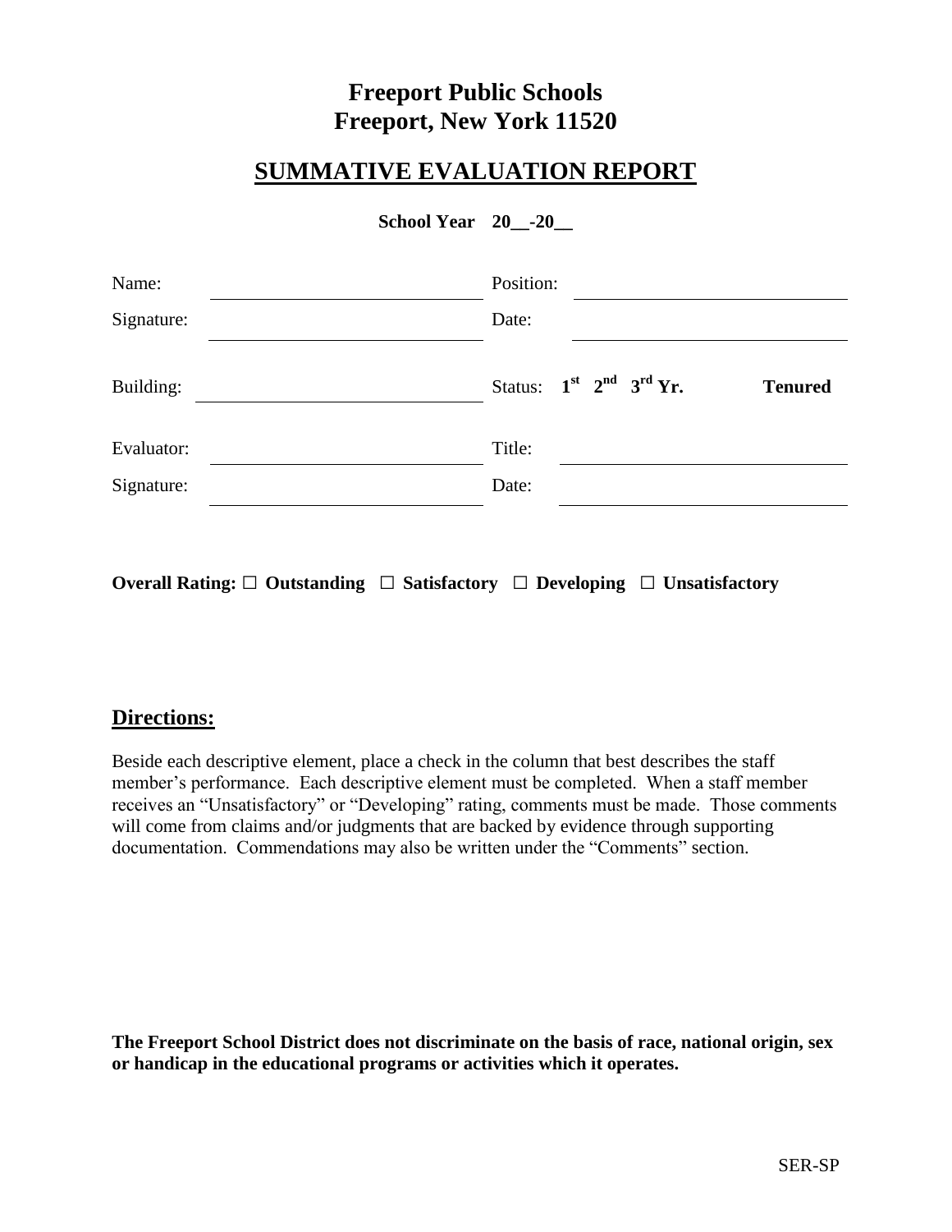# Freeport Public Schools
# Freeport, New York 11520

## SUMMATIVE EVALUATION REPORT

**School Year 20__-20__**

| | | | |
|---|---|---|---|
| Name: | ______________________ | Position: | ______________________ |
| Signature: | ______________________ | Date: | ______________________ |
| Building: | ______________________ | Status: | **1st 2nd 3rd Yr.** **Tenured** |
| Evaluator: | ______________________ | Title: | ______________________ |
| Signature: | ______________________ | Date: | ______________________ |

**Overall Rating: ☐ Outstanding ☐ Satisfactory ☐ Developing ☐ Unsatisfactory**

## Directions:

Beside each descriptive element, place a check in the column that best describes the staff member's performance. Each descriptive element must be completed. When a staff member receives an "Unsatisfactory" or "Developing" rating, comments must be made. Those comments will come from claims and/or judgments that are backed by evidence through supporting documentation. Commendations may also be written under the "Comments" section.

**The Freeport School District does not discriminate on the basis of race, national origin, sex or handicap in the educational programs or activities which it operates.**

SER-SP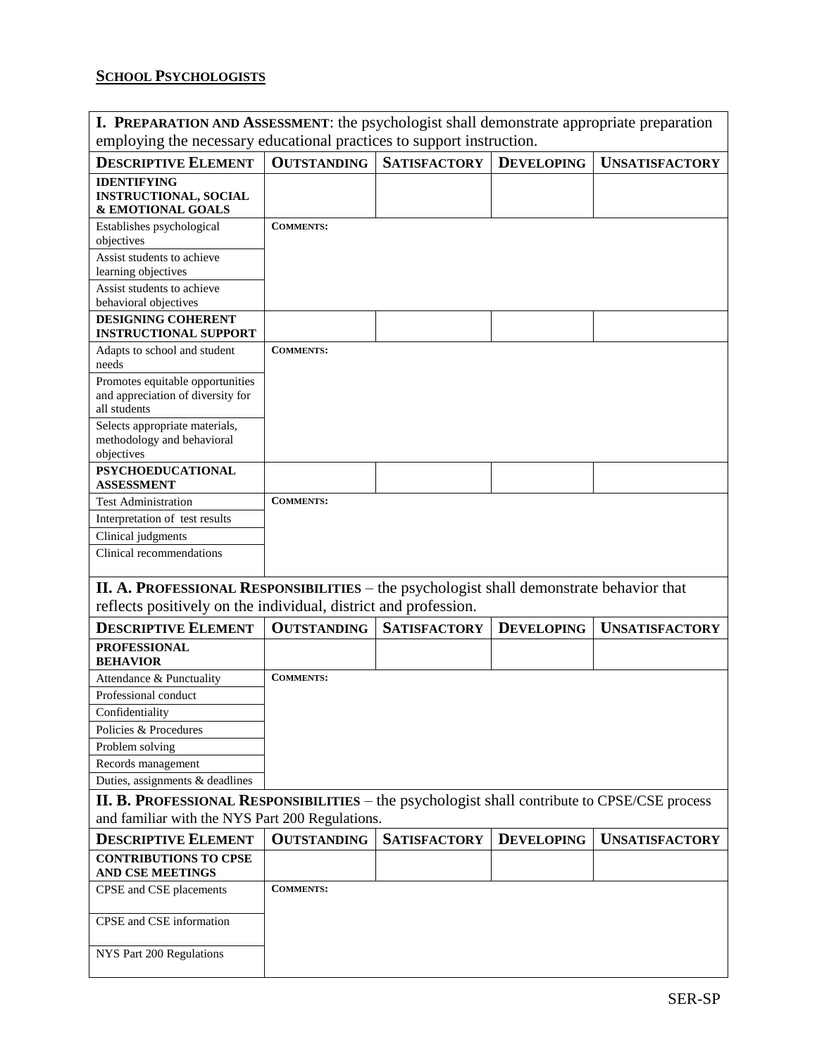**SCHOOL PSYCHOLOGISTS**

| **I. PREPARATION AND ASSESSMENT**: the psychologist shall demonstrate appropriate preparation employing the necessary educational practices to support instruction. | | | | |
|---|---|---|---|---|
| **DESCRIPTIVE ELEMENT** | **OUTSTANDING** | **SATISFACTORY** | **DEVELOPING** | **UNSATISFACTORY** |
| **IDENTIFYING INSTRUCTIONAL, SOCIAL & EMOTIONAL GOALS** | | | | |
| Establishes psychological objectives | **COMMENTS:** | | | |
| Assist students to achieve learning objectives | | | | |
| Assist students to achieve behavioral objectives | | | | |
| **DESIGNING COHERENT INSTRUCTIONAL SUPPORT** | | | | |
| Adapts to school and student needs | **COMMENTS:** | | | |
| Promotes equitable opportunities and appreciation of diversity for all students | | | | |
| Selects appropriate materials, methodology and behavioral objectives | | | | |
| **PSYCHOEDUCATIONAL ASSESSMENT** | | | | |
| Test Administration | **COMMENTS:** | | | |
| Interpretation of test results | | | | |
| Clinical judgments | | | | |
| Clinical recommendations | | | | |

| **II. A. PROFESSIONAL RESPONSIBILITIES** – the psychologist shall demonstrate behavior that reflects positively on the individual, district and profession. | | | | |
|---|---|---|---|---|
| **DESCRIPTIVE ELEMENT** | **OUTSTANDING** | **SATISFACTORY** | **DEVELOPING** | **UNSATISFACTORY** |
| **PROFESSIONAL BEHAVIOR** | | | | |
| Attendance & Punctuality | **COMMENTS:** | | | |
| Professional conduct | | | | |
| Confidentiality | | | | |
| Policies & Procedures | | | | |
| Problem solving | | | | |
| Records management | | | | |
| Duties, assignments & deadlines | | | | |

| **II. B. PROFESSIONAL RESPONSIBILITIES** – the psychologist shall contribute to CPSE/CSE process and familiar with the NYS Part 200 Regulations. | | | | |
|---|---|---|---|---|
| **DESCRIPTIVE ELEMENT** | **OUTSTANDING** | **SATISFACTORY** | **DEVELOPING** | **UNSATISFACTORY** |
| **CONTRIBUTIONS TO CPSE AND CSE MEETINGS** | | | | |
| CPSE and CSE placements | **COMMENTS:** | | | |
| CPSE and CSE information | | | | |
| NYS Part 200 Regulations | | | | |

SER-SP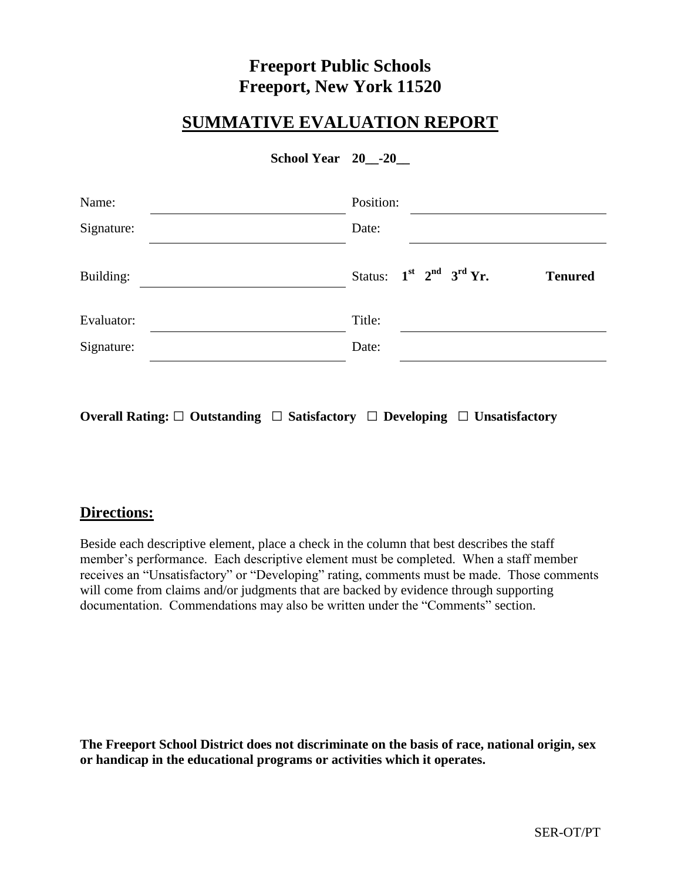# Freeport Public Schools
# Freeport, New York 11520

## SUMMATIVE EVALUATION REPORT

**School Year 20__-20__**

| | | | |
|---|---|---|---|
| Name: | | Position: | |
| Signature: | | Date: | |
| Building: | | Status: **$1^{st}$ $2^{nd}$ $3^{rd}$ Yr.** | **Tenured** |
| Evaluator: | | Title: | |
| Signature: | | Date: | |

**Overall Rating: ☐ Outstanding ☐ Satisfactory ☐ Developing ☐ Unsatisfactory**

## Directions:

Beside each descriptive element, place a check in the column that best describes the staff member's performance. Each descriptive element must be completed. When a staff member receives an "Unsatisfactory" or "Developing" rating, comments must be made. Those comments will come from claims and/or judgments that are backed by evidence through supporting documentation. Commendations may also be written under the "Comments" section.

**The Freeport School District does not discriminate on the basis of race, national origin, sex or handicap in the educational programs or activities which it operates.**

SER-OT/PT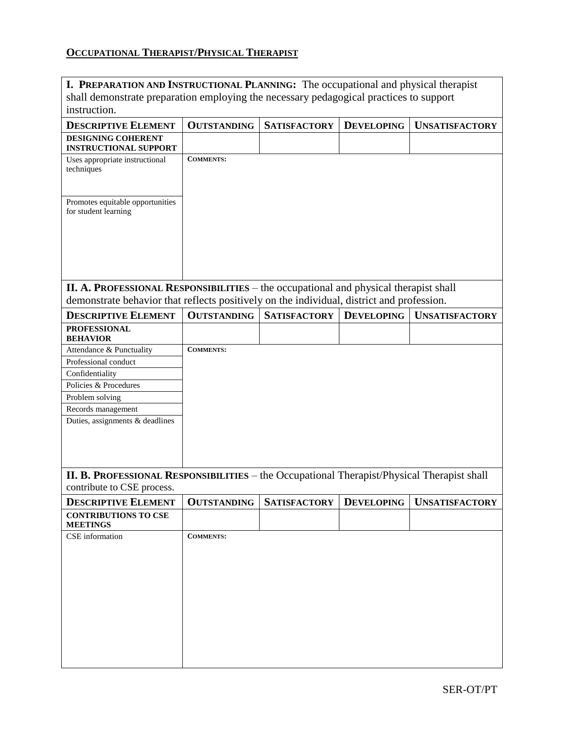## OCCUPATIONAL THERAPIST/PHYSICAL THERAPIST

**I. PREPARATION AND INSTRUCTIONAL PLANNING:** The occupational and physical therapist shall demonstrate preparation employing the necessary pedagogical practices to support instruction.

| DESCRIPTIVE ELEMENT | OUTSTANDING | SATISFACTORY | DEVELOPING | UNSATISFACTORY |
|---|---|---|---|---|
| **DESIGNING COHERENT INSTRUCTIONAL SUPPORT** | | | | |
| Uses appropriate instructional techniques | **COMMENTS:** | | | |
| Promotes equitable opportunities for student learning | | | | |

**II. A. PROFESSIONAL RESPONSIBILITIES** – the occupational and physical therapist shall demonstrate behavior that reflects positively on the individual, district and profession.

| DESCRIPTIVE ELEMENT | OUTSTANDING | SATISFACTORY | DEVELOPING | UNSATISFACTORY |
|---|---|---|---|---|
| **PROFESSIONAL BEHAVIOR** | | | | |
| Attendance & Punctuality | **COMMENTS:** | | | |
| Professional conduct | | | | |
| Confidentiality | | | | |
| Policies & Procedures | | | | |
| Problem solving | | | | |
| Records management | | | | |
| Duties, assignments & deadlines | | | | |

**II. B. PROFESSIONAL RESPONSIBILITIES** – the Occupational Therapist/Physical Therapist shall contribute to CSE process.

| DESCRIPTIVE ELEMENT | OUTSTANDING | SATISFACTORY | DEVELOPING | UNSATISFACTORY |
|---|---|---|---|---|
| **CONTRIBUTIONS TO CSE MEETINGS** | | | | |
| CSE information | **COMMENTS:** | | | |

SER-OT/PT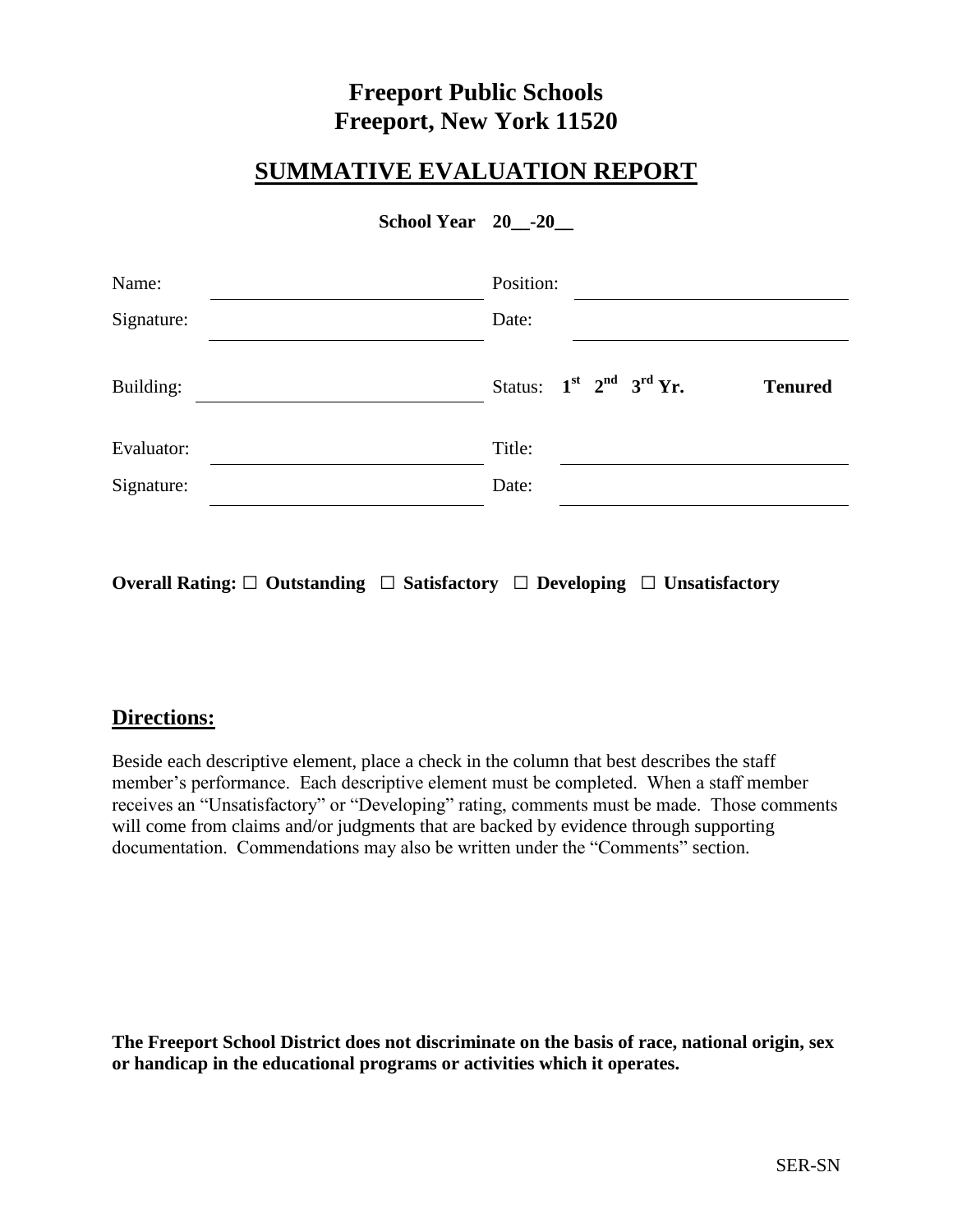# Freeport Public Schools
# Freeport, New York 11520

## SUMMATIVE EVALUATION REPORT

**School Year 20__-20__**

| | | | |
|---|---|---|---|
| Name: | ______________________ | Position: | ______________________ |
| Signature: | ______________________ | Date: | ______________________ |
| Building: | ______________________ | Status: | **1st 2nd 3rd Yr.** **Tenured** |
| Evaluator: | ______________________ | Title: | ______________________ |
| Signature: | ______________________ | Date: | ______________________ |

**Overall Rating: ☐ Outstanding ☐ Satisfactory ☐ Developing ☐ Unsatisfactory**

## Directions:

Beside each descriptive element, place a check in the column that best describes the staff member's performance. Each descriptive element must be completed. When a staff member receives an "Unsatisfactory" or "Developing" rating, comments must be made. Those comments will come from claims and/or judgments that are backed by evidence through supporting documentation. Commendations may also be written under the "Comments" section.

**The Freeport School District does not discriminate on the basis of race, national origin, sex or handicap in the educational programs or activities which it operates.**

SER-SN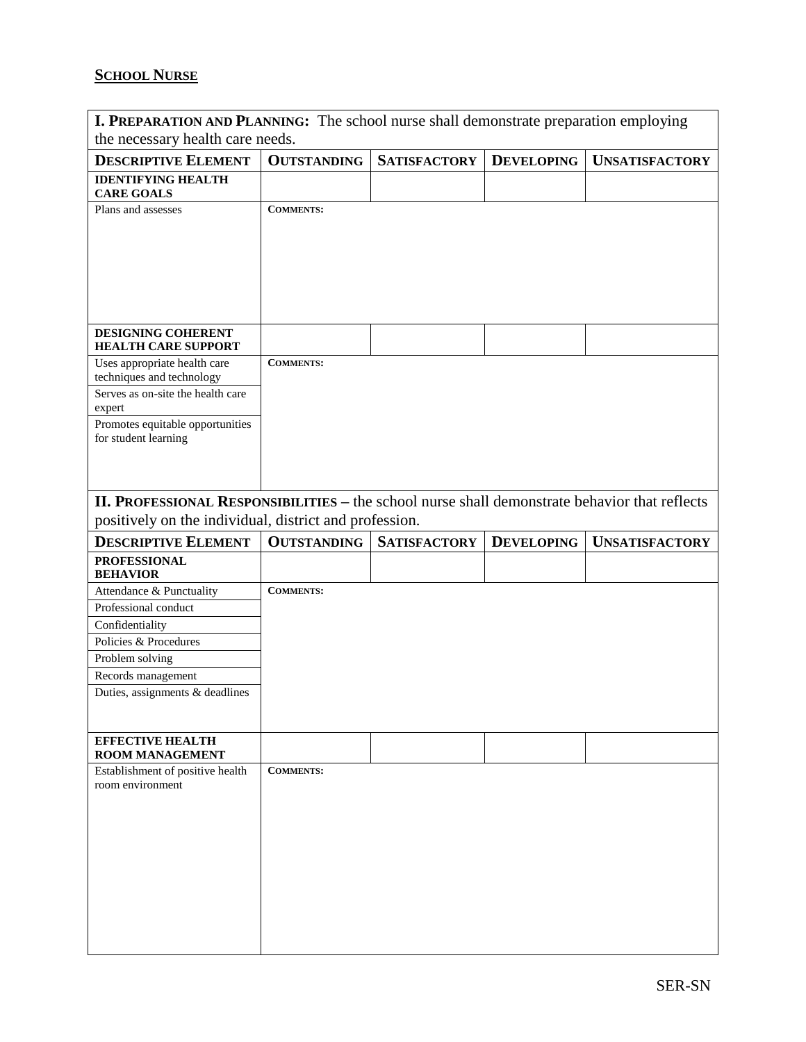## SCHOOL NURSE

**I. PREPARATION AND PLANNING:** The school nurse shall demonstrate preparation employing the necessary health care needs.

| DESCRIPTIVE ELEMENT | OUTSTANDING | SATISFACTORY | DEVELOPING | UNSATISFACTORY |
|---|---|---|---|---|
| **IDENTIFYING HEALTH CARE GOALS** | | | | |
| Plans and assesses | COMMENTS: | | | |
| **DESIGNING COHERENT HEALTH CARE SUPPORT** | | | | |
| Uses appropriate health care techniques and technology<br>Serves as on-site the health care expert<br>Promotes equitable opportunities for student learning | COMMENTS: | | | |

**II. PROFESSIONAL RESPONSIBILITIES –** the school nurse shall demonstrate behavior that reflects positively on the individual, district and profession.

| DESCRIPTIVE ELEMENT | OUTSTANDING | SATISFACTORY | DEVELOPING | UNSATISFACTORY |
|---|---|---|---|---|
| **PROFESSIONAL BEHAVIOR** | | | | |
| Attendance & Punctuality<br>Professional conduct<br>Confidentiality<br>Policies & Procedures<br>Problem solving<br>Records management<br>Duties, assignments & deadlines | COMMENTS: | | | |
| **EFFECTIVE HEALTH ROOM MANAGEMENT** | | | | |
| Establishment of positive health room environment | COMMENTS: | | | |

SER-SN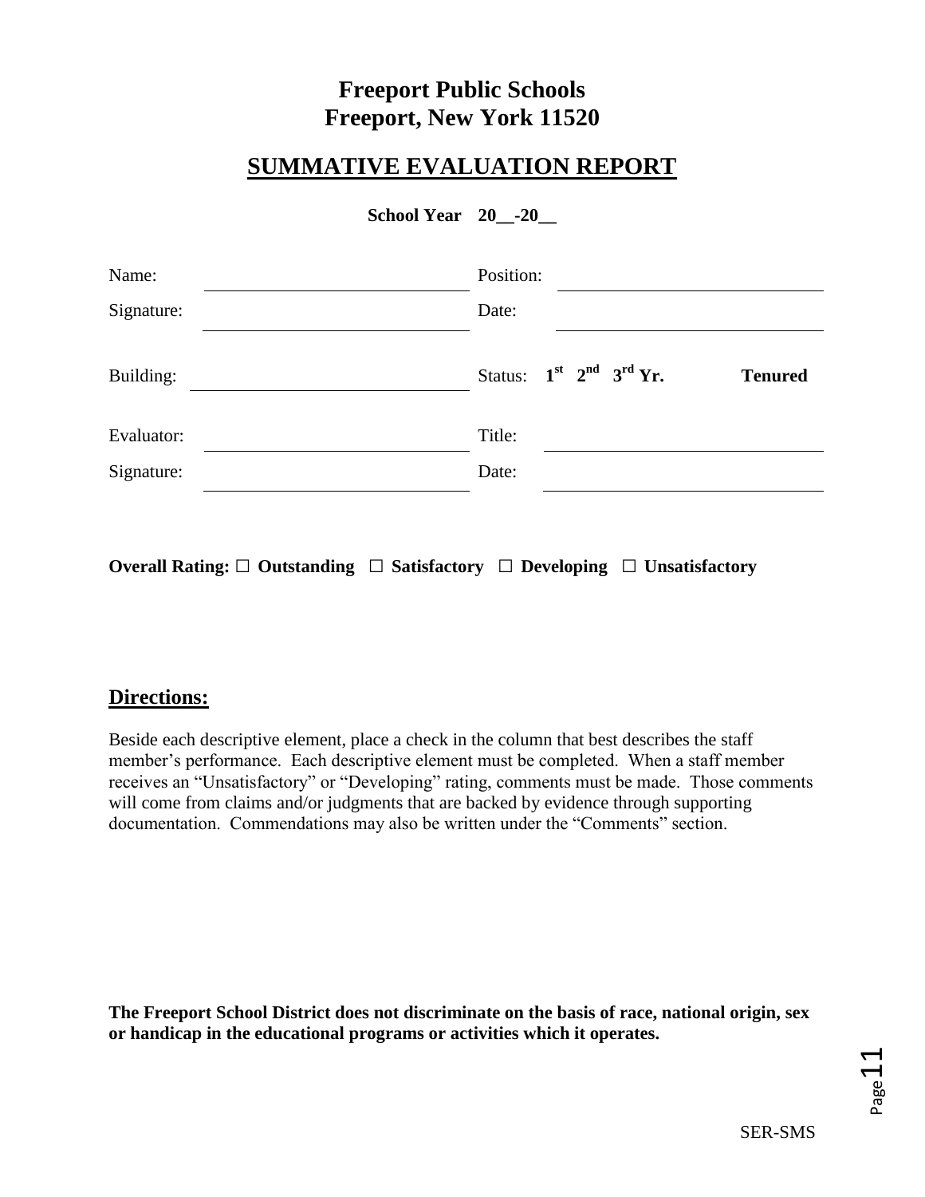# Freeport Public Schools
# Freeport, New York 11520

## SUMMATIVE EVALUATION REPORT

**School Year 20__-20__**

| | | | |
|---|---|---|---|
| Name: | | Position: | |
| Signature: | | Date: | |
| Building: | | Status: 1st 2nd 3rd Yr. | **Tenured** |
| Evaluator: | | Title: | |
| Signature: | | Date: | |

**Overall Rating: ☐ Outstanding ☐ Satisfactory ☐ Developing ☐ Unsatisfactory**

## Directions:

Beside each descriptive element, place a check in the column that best describes the staff member's performance. Each descriptive element must be completed. When a staff member receives an "Unsatisfactory" or "Developing" rating, comments must be made. Those comments will come from claims and/or judgments that are backed by evidence through supporting documentation. Commendations may also be written under the "Comments" section.

**The Freeport School District does not discriminate on the basis of race, national origin, sex or handicap in the educational programs or activities which it operates.**

SER-SMS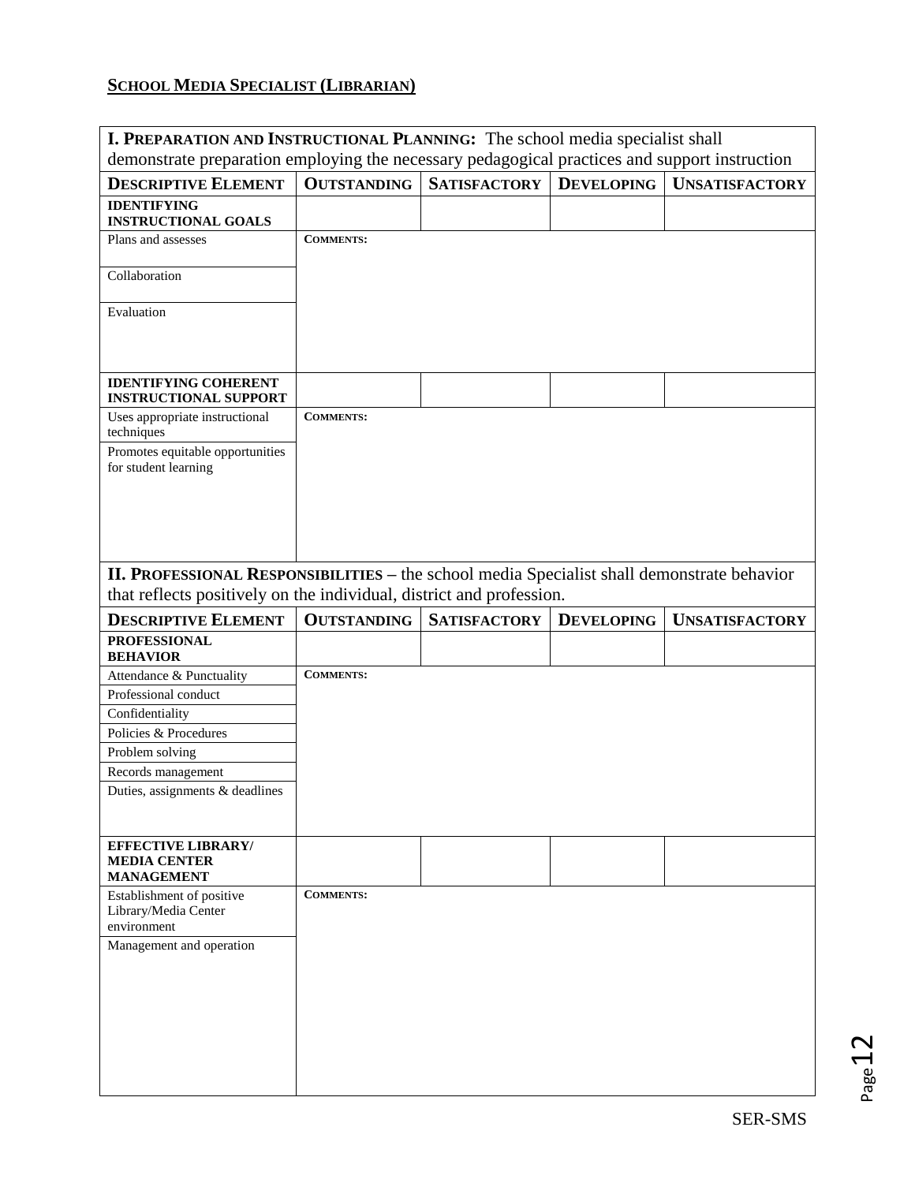**SCHOOL MEDIA SPECIALIST (LIBRARIAN)**

| **I. PREPARATION AND INSTRUCTIONAL PLANNING:** The school media specialist shall demonstrate preparation employing the necessary pedagogical practices and support instruction | | | | |
|---|---|---|---|---|
| **DESCRIPTIVE ELEMENT** | **OUTSTANDING** | **SATISFACTORY** | **DEVELOPING** | **UNSATISFACTORY** |
| **IDENTIFYING INSTRUCTIONAL GOALS** | | | | |
| Plans and assesses | **COMMENTS:** | | | |
| Collaboration | | | | |
| Evaluation | | | | |
| **IDENTIFYING COHERENT INSTRUCTIONAL SUPPORT** | | | | |
| Uses appropriate instructional techniques | **COMMENTS:** | | | |
| Promotes equitable opportunities for student learning | | | | |

| **II. PROFESSIONAL RESPONSIBILITIES** – the school media Specialist shall demonstrate behavior that reflects positively on the individual, district and profession. | | | | |
|---|---|---|---|---|
| **DESCRIPTIVE ELEMENT** | **OUTSTANDING** | **SATISFACTORY** | **DEVELOPING** | **UNSATISFACTORY** |
| **PROFESSIONAL BEHAVIOR** | | | | |
| Attendance & Punctuality | **COMMENTS:** | | | |
| Professional conduct | | | | |
| Confidentiality | | | | |
| Policies & Procedures | | | | |
| Problem solving | | | | |
| Records management | | | | |
| Duties, assignments & deadlines | | | | |
| **EFFECTIVE LIBRARY/ MEDIA CENTER MANAGEMENT** | | | | |
| Establishment of positive Library/Media Center environment | **COMMENTS:** | | | |
| Management and operation | | | | |

SER-SMS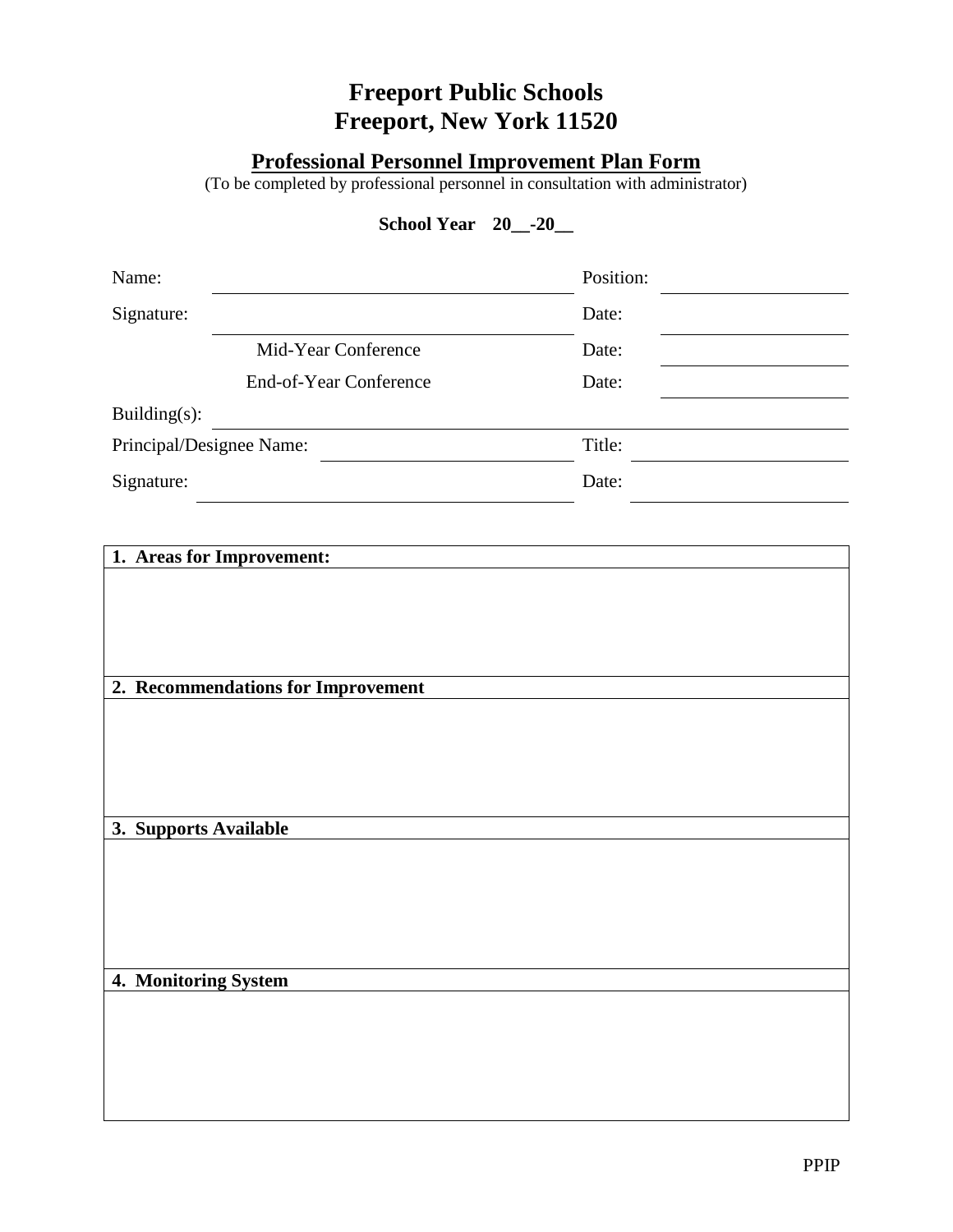# Freeport Public Schools
# Freeport, New York 11520

## Professional Personnel Improvement Plan Form

(To be completed by professional personnel in consultation with administrator)

**School Year 20__-20__**

| | | | |
|---|---|---|---|
| Name: | | Position: | |
| Signature: | | Date: | |
| | Mid-Year Conference | Date: | |
| | End-of-Year Conference | Date: | |
| Building(s): | | | |
| Principal/Designee Name: | | Title: | |
| Signature: | | Date: | |

| **1. Areas for Improvement:** |
|---|
| |
| **2. Recommendations for Improvement** |
| |
| **3. Supports Available** |
| |
| **4. Monitoring System** |
| |

PPIP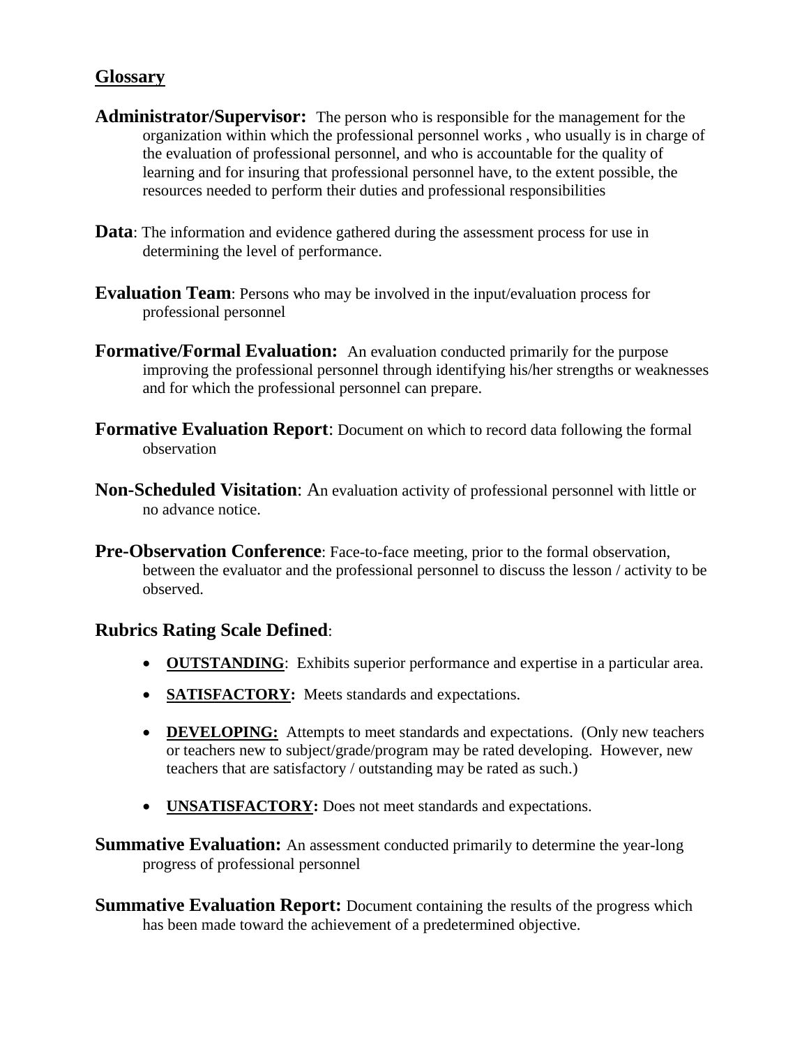## Glossary

**Administrator/Supervisor:** The person who is responsible for the management for the organization within which the professional personnel works , who usually is in charge of the evaluation of professional personnel, and who is accountable for the quality of learning and for insuring that professional personnel have, to the extent possible, the resources needed to perform their duties and professional responsibilities

**Data**: The information and evidence gathered during the assessment process for use in determining the level of performance.

**Evaluation Team**: Persons who may be involved in the input/evaluation process for professional personnel

**Formative/Formal Evaluation:** An evaluation conducted primarily for the purpose improving the professional personnel through identifying his/her strengths or weaknesses and for which the professional personnel can prepare.

**Formative Evaluation Report**: Document on which to record data following the formal observation

**Non-Scheduled Visitation**: An evaluation activity of professional personnel with little or no advance notice.

**Pre-Observation Conference**: Face-to-face meeting, prior to the formal observation, between the evaluator and the professional personnel to discuss the lesson / activity to be observed.

### Rubrics Rating Scale Defined:

- **OUTSTANDING**: Exhibits superior performance and expertise in a particular area.
- **SATISFACTORY:** Meets standards and expectations.
- **DEVELOPING:** Attempts to meet standards and expectations. (Only new teachers or teachers new to subject/grade/program may be rated developing. However, new teachers that are satisfactory / outstanding may be rated as such.)
- **UNSATISFACTORY:** Does not meet standards and expectations.

**Summative Evaluation:** An assessment conducted primarily to determine the year-long progress of professional personnel

**Summative Evaluation Report:** Document containing the results of the progress which has been made toward the achievement of a predetermined objective.